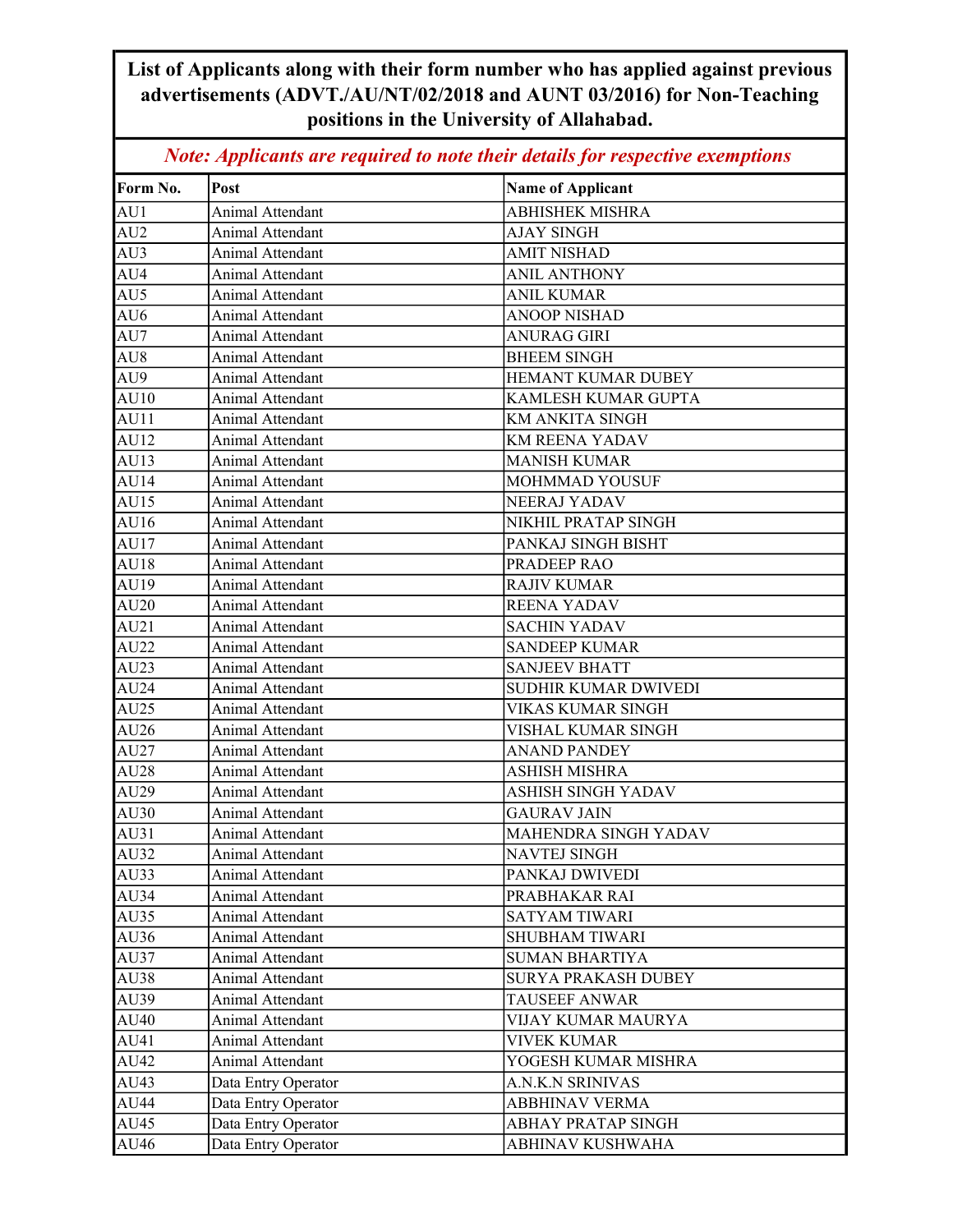**List of Applicants along with their form number who has applied against previous advertisements (ADVT./AU/NT/02/2018 and AUNT 03/2016) for Non-Teaching positions in the University of Allahabad.**

***Note: Applicants are required to note their details for respective exemptions***

| Form No. | Post | Name of Applicant |
|---|---|---|
| AU1 | Animal Attendant | ABHISHEK MISHRA |
| AU2 | Animal Attendant | AJAY SINGH |
| AU3 | Animal Attendant | AMIT NISHAD |
| AU4 | Animal Attendant | ANIL ANTHONY |
| AU5 | Animal Attendant | ANIL KUMAR |
| AU6 | Animal Attendant | ANOOP NISHAD |
| AU7 | Animal Attendant | ANURAG GIRI |
| AU8 | Animal Attendant | BHEEM SINGH |
| AU9 | Animal Attendant | HEMANT KUMAR DUBEY |
| AU10 | Animal Attendant | KAMLESH KUMAR GUPTA |
| AU11 | Animal Attendant | KM ANKITA SINGH |
| AU12 | Animal Attendant | KM REENA YADAV |
| AU13 | Animal Attendant | MANISH KUMAR |
| AU14 | Animal Attendant | MOHMMAD YOUSUF |
| AU15 | Animal Attendant | NEERAJ YADAV |
| AU16 | Animal Attendant | NIKHIL PRATAP SINGH |
| AU17 | Animal Attendant | PANKAJ SINGH BISHT |
| AU18 | Animal Attendant | PRADEEP RAO |
| AU19 | Animal Attendant | RAJIV KUMAR |
| AU20 | Animal Attendant | REENA YADAV |
| AU21 | Animal Attendant | SACHIN YADAV |
| AU22 | Animal Attendant | SANDEEP KUMAR |
| AU23 | Animal Attendant | SANJEEV BHATT |
| AU24 | Animal Attendant | SUDHIR KUMAR DWIVEDI |
| AU25 | Animal Attendant | VIKAS KUMAR SINGH |
| AU26 | Animal Attendant | VISHAL KUMAR SINGH |
| AU27 | Animal Attendant | ANAND PANDEY |
| AU28 | Animal Attendant | ASHISH MISHRA |
| AU29 | Animal Attendant | ASHISH SINGH YADAV |
| AU30 | Animal Attendant | GAURAV JAIN |
| AU31 | Animal Attendant | MAHENDRA SINGH YADAV |
| AU32 | Animal Attendant | NAVTEJ SINGH |
| AU33 | Animal Attendant | PANKAJ DWIVEDI |
| AU34 | Animal Attendant | PRABHAKAR RAI |
| AU35 | Animal Attendant | SATYAM TIWARI |
| AU36 | Animal Attendant | SHUBHAM TIWARI |
| AU37 | Animal Attendant | SUMAN BHARTIYA |
| AU38 | Animal Attendant | SURYA PRAKASH DUBEY |
| AU39 | Animal Attendant | TAUSEEF ANWAR |
| AU40 | Animal Attendant | VIJAY KUMAR MAURYA |
| AU41 | Animal Attendant | VIVEK KUMAR |
| AU42 | Animal Attendant | YOGESH KUMAR MISHRA |
| AU43 | Data Entry Operator | A.N.K.N SRINIVAS |
| AU44 | Data Entry Operator | ABBHINAV VERMA |
| AU45 | Data Entry Operator | ABHAY PRATAP SINGH |
| AU46 | Data Entry Operator | ABHINAV KUSHWAHA |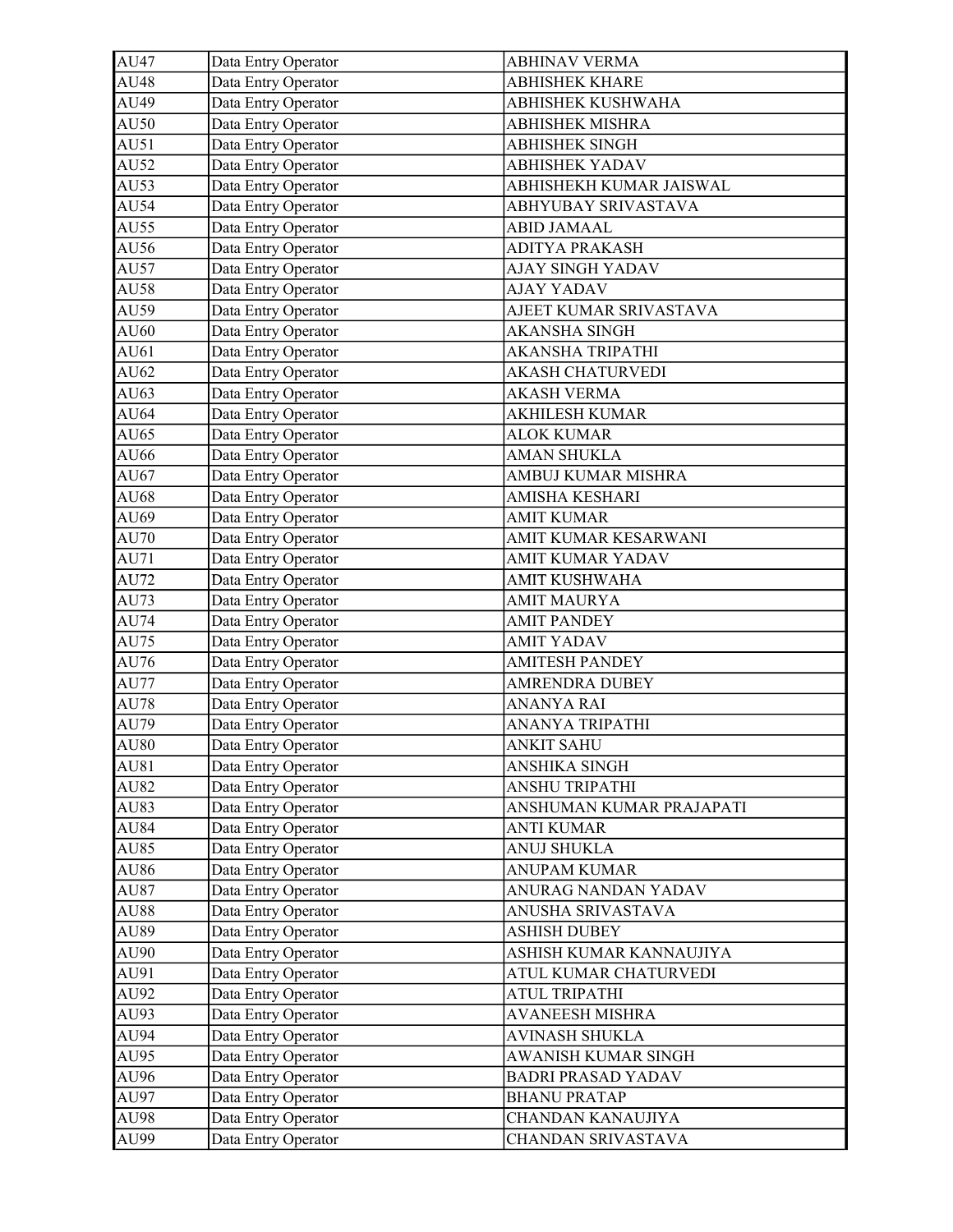| AU47 | Data Entry Operator | ABHINAV VERMA |
|---|---|---|
| AU48 | Data Entry Operator | ABHISHEK KHARE |
| AU49 | Data Entry Operator | ABHISHEK KUSHWAHA |
| AU50 | Data Entry Operator | ABHISHEK MISHRA |
| AU51 | Data Entry Operator | ABHISHEK SINGH |
| AU52 | Data Entry Operator | ABHISHEK YADAV |
| AU53 | Data Entry Operator | ABHISHEKH KUMAR JAISWAL |
| AU54 | Data Entry Operator | ABHYUBAY SRIVASTAVA |
| AU55 | Data Entry Operator | ABID JAMAAL |
| AU56 | Data Entry Operator | ADITYA PRAKASH |
| AU57 | Data Entry Operator | AJAY SINGH YADAV |
| AU58 | Data Entry Operator | AJAY YADAV |
| AU59 | Data Entry Operator | AJEET KUMAR SRIVASTAVA |
| AU60 | Data Entry Operator | AKANSHA SINGH |
| AU61 | Data Entry Operator | AKANSHA TRIPATHI |
| AU62 | Data Entry Operator | AKASH CHATURVEDI |
| AU63 | Data Entry Operator | AKASH VERMA |
| AU64 | Data Entry Operator | AKHILESH KUMAR |
| AU65 | Data Entry Operator | ALOK KUMAR |
| AU66 | Data Entry Operator | AMAN SHUKLA |
| AU67 | Data Entry Operator | AMBUJ KUMAR MISHRA |
| AU68 | Data Entry Operator | AMISHA KESHARI |
| AU69 | Data Entry Operator | AMIT KUMAR |
| AU70 | Data Entry Operator | AMIT KUMAR KESARWANI |
| AU71 | Data Entry Operator | AMIT KUMAR YADAV |
| AU72 | Data Entry Operator | AMIT KUSHWAHA |
| AU73 | Data Entry Operator | AMIT MAURYA |
| AU74 | Data Entry Operator | AMIT PANDEY |
| AU75 | Data Entry Operator | AMIT YADAV |
| AU76 | Data Entry Operator | AMITESH PANDEY |
| AU77 | Data Entry Operator | AMRENDRA DUBEY |
| AU78 | Data Entry Operator | ANANYA RAI |
| AU79 | Data Entry Operator | ANANYA TRIPATHI |
| AU80 | Data Entry Operator | ANKIT SAHU |
| AU81 | Data Entry Operator | ANSHIKA SINGH |
| AU82 | Data Entry Operator | ANSHU TRIPATHI |
| AU83 | Data Entry Operator | ANSHUMAN KUMAR PRAJAPATI |
| AU84 | Data Entry Operator | ANTI KUMAR |
| AU85 | Data Entry Operator | ANUJ SHUKLA |
| AU86 | Data Entry Operator | ANUPAM KUMAR |
| AU87 | Data Entry Operator | ANURAG NANDAN YADAV |
| AU88 | Data Entry Operator | ANUSHA SRIVASTAVA |
| AU89 | Data Entry Operator | ASHISH DUBEY |
| AU90 | Data Entry Operator | ASHISH KUMAR KANNAUJIYA |
| AU91 | Data Entry Operator | ATUL KUMAR CHATURVEDI |
| AU92 | Data Entry Operator | ATUL TRIPATHI |
| AU93 | Data Entry Operator | AVANEESH MISHRA |
| AU94 | Data Entry Operator | AVINASH SHUKLA |
| AU95 | Data Entry Operator | AWANISH KUMAR SINGH |
| AU96 | Data Entry Operator | BADRI PRASAD YADAV |
| AU97 | Data Entry Operator | BHANU PRATAP |
| AU98 | Data Entry Operator | CHANDAN KANAUJIYA |
| AU99 | Data Entry Operator | CHANDAN SRIVASTAVA |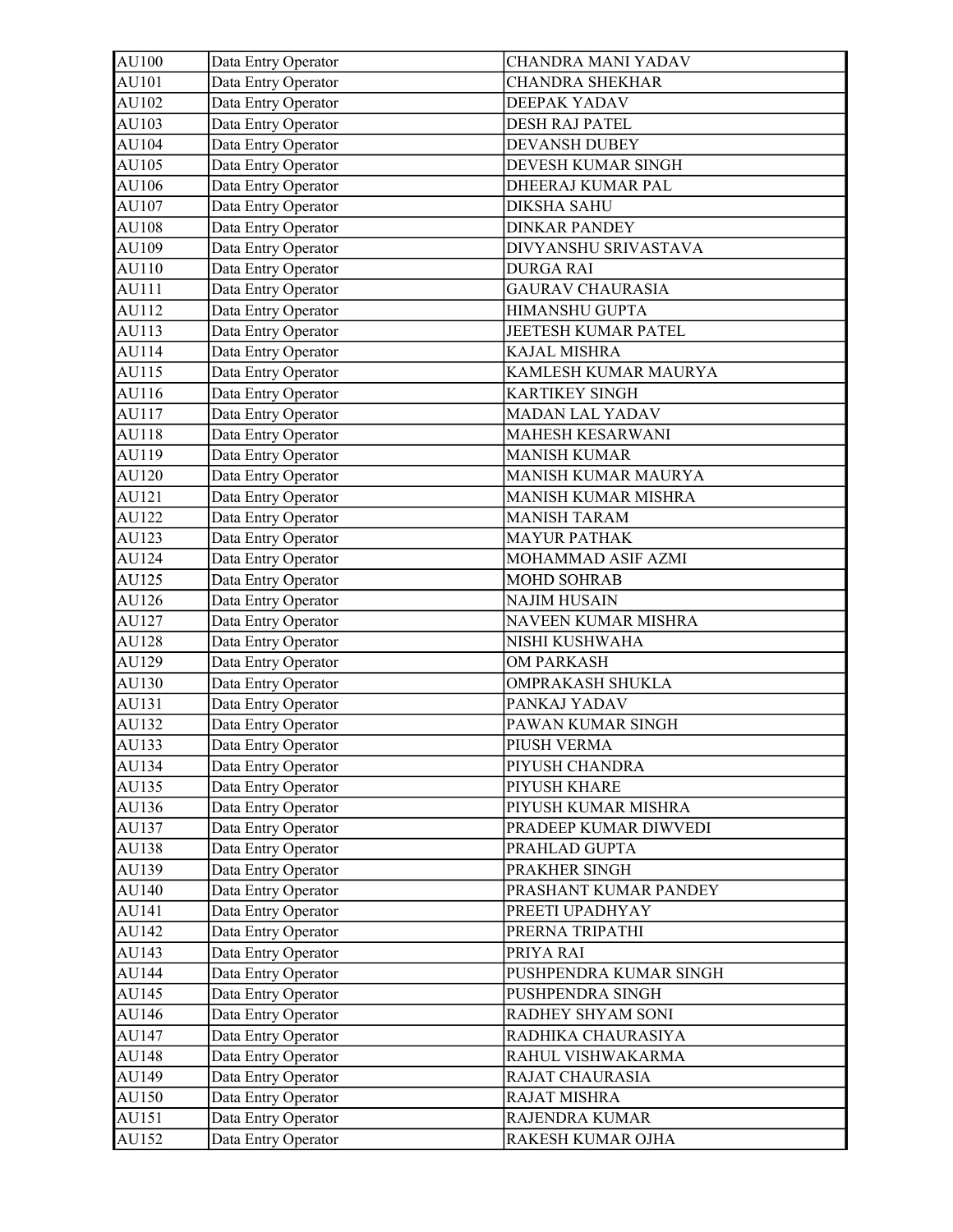| AU100 | Data Entry Operator | CHANDRA MANI YADAV |
|---|---|---|
| AU101 | Data Entry Operator | CHANDRA SHEKHAR |
| AU102 | Data Entry Operator | DEEPAK YADAV |
| AU103 | Data Entry Operator | DESH RAJ PATEL |
| AU104 | Data Entry Operator | DEVANSH DUBEY |
| AU105 | Data Entry Operator | DEVESH KUMAR SINGH |
| AU106 | Data Entry Operator | DHEERAJ KUMAR PAL |
| AU107 | Data Entry Operator | DIKSHA SAHU |
| AU108 | Data Entry Operator | DINKAR PANDEY |
| AU109 | Data Entry Operator | DIVYANSHU SRIVASTAVA |
| AU110 | Data Entry Operator | DURGA RAI |
| AU111 | Data Entry Operator | GAURAV CHAURASIA |
| AU112 | Data Entry Operator | HIMANSHU GUPTA |
| AU113 | Data Entry Operator | JEETESH KUMAR PATEL |
| AU114 | Data Entry Operator | KAJAL MISHRA |
| AU115 | Data Entry Operator | KAMLESH KUMAR MAURYA |
| AU116 | Data Entry Operator | KARTIKEY SINGH |
| AU117 | Data Entry Operator | MADAN LAL YADAV |
| AU118 | Data Entry Operator | MAHESH KESARWANI |
| AU119 | Data Entry Operator | MANISH KUMAR |
| AU120 | Data Entry Operator | MANISH KUMAR MAURYA |
| AU121 | Data Entry Operator | MANISH KUMAR MISHRA |
| AU122 | Data Entry Operator | MANISH TARAM |
| AU123 | Data Entry Operator | MAYUR PATHAK |
| AU124 | Data Entry Operator | MOHAMMAD ASIF AZMI |
| AU125 | Data Entry Operator | MOHD SOHRAB |
| AU126 | Data Entry Operator | NAJIM HUSAIN |
| AU127 | Data Entry Operator | NAVEEN KUMAR MISHRA |
| AU128 | Data Entry Operator | NISHI KUSHWAHA |
| AU129 | Data Entry Operator | OM PARKASH |
| AU130 | Data Entry Operator | OMPRAKASH SHUKLA |
| AU131 | Data Entry Operator | PANKAJ YADAV |
| AU132 | Data Entry Operator | PAWAN KUMAR SINGH |
| AU133 | Data Entry Operator | PIUSH VERMA |
| AU134 | Data Entry Operator | PIYUSH CHANDRA |
| AU135 | Data Entry Operator | PIYUSH KHARE |
| AU136 | Data Entry Operator | PIYUSH KUMAR MISHRA |
| AU137 | Data Entry Operator | PRADEEP KUMAR DIWVEDI |
| AU138 | Data Entry Operator | PRAHLAD GUPTA |
| AU139 | Data Entry Operator | PRAKHER SINGH |
| AU140 | Data Entry Operator | PRASHANT KUMAR PANDEY |
| AU141 | Data Entry Operator | PREETI UPADHYAY |
| AU142 | Data Entry Operator | PRERNA TRIPATHI |
| AU143 | Data Entry Operator | PRIYA RAI |
| AU144 | Data Entry Operator | PUSHPENDRA KUMAR SINGH |
| AU145 | Data Entry Operator | PUSHPENDRA SINGH |
| AU146 | Data Entry Operator | RADHEY SHYAM SONI |
| AU147 | Data Entry Operator | RADHIKA CHAURASIYA |
| AU148 | Data Entry Operator | RAHUL VISHWAKARMA |
| AU149 | Data Entry Operator | RAJAT CHAURASIA |
| AU150 | Data Entry Operator | RAJAT MISHRA |
| AU151 | Data Entry Operator | RAJENDRA KUMAR |
| AU152 | Data Entry Operator | RAKESH KUMAR OJHA |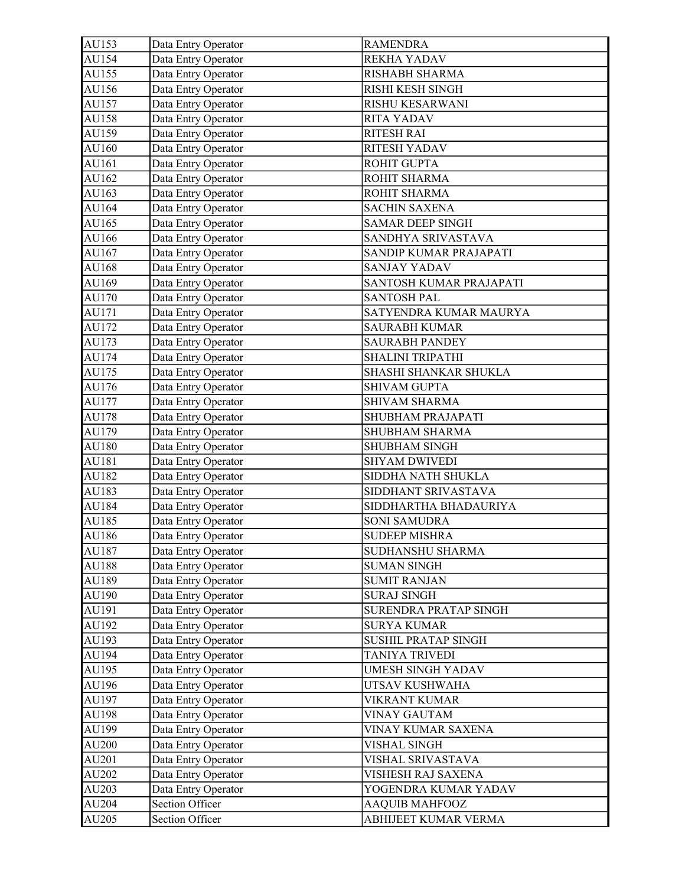| AU153 | Data Entry Operator | RAMENDRA |
|---|---|---|
| AU154 | Data Entry Operator | REKHA YADAV |
| AU155 | Data Entry Operator | RISHABH SHARMA |
| AU156 | Data Entry Operator | RISHI KESH SINGH |
| AU157 | Data Entry Operator | RISHU KESARWANI |
| AU158 | Data Entry Operator | RITA YADAV |
| AU159 | Data Entry Operator | RITESH RAI |
| AU160 | Data Entry Operator | RITESH YADAV |
| AU161 | Data Entry Operator | ROHIT GUPTA |
| AU162 | Data Entry Operator | ROHIT SHARMA |
| AU163 | Data Entry Operator | ROHIT SHARMA |
| AU164 | Data Entry Operator | SACHIN SAXENA |
| AU165 | Data Entry Operator | SAMAR DEEP SINGH |
| AU166 | Data Entry Operator | SANDHYA SRIVASTAVA |
| AU167 | Data Entry Operator | SANDIP KUMAR PRAJAPATI |
| AU168 | Data Entry Operator | SANJAY YADAV |
| AU169 | Data Entry Operator | SANTOSH KUMAR PRAJAPATI |
| AU170 | Data Entry Operator | SANTOSH PAL |
| AU171 | Data Entry Operator | SATYENDRA KUMAR MAURYA |
| AU172 | Data Entry Operator | SAURABH KUMAR |
| AU173 | Data Entry Operator | SAURABH PANDEY |
| AU174 | Data Entry Operator | SHALINI TRIPATHI |
| AU175 | Data Entry Operator | SHASHI SHANKAR SHUKLA |
| AU176 | Data Entry Operator | SHIVAM GUPTA |
| AU177 | Data Entry Operator | SHIVAM SHARMA |
| AU178 | Data Entry Operator | SHUBHAM PRAJAPATI |
| AU179 | Data Entry Operator | SHUBHAM SHARMA |
| AU180 | Data Entry Operator | SHUBHAM SINGH |
| AU181 | Data Entry Operator | SHYAM DWIVEDI |
| AU182 | Data Entry Operator | SIDDHA NATH SHUKLA |
| AU183 | Data Entry Operator | SIDDHANT SRIVASTAVA |
| AU184 | Data Entry Operator | SIDDHARTHA BHADAURIYA |
| AU185 | Data Entry Operator | SONI SAMUDRA |
| AU186 | Data Entry Operator | SUDEEP MISHRA |
| AU187 | Data Entry Operator | SUDHANSHU SHARMA |
| AU188 | Data Entry Operator | SUMAN SINGH |
| AU189 | Data Entry Operator | SUMIT RANJAN |
| AU190 | Data Entry Operator | SURAJ SINGH |
| AU191 | Data Entry Operator | SURENDRA PRATAP SINGH |
| AU192 | Data Entry Operator | SURYA KUMAR |
| AU193 | Data Entry Operator | SUSHIL PRATAP SINGH |
| AU194 | Data Entry Operator | TANIYA TRIVEDI |
| AU195 | Data Entry Operator | UMESH SINGH YADAV |
| AU196 | Data Entry Operator | UTSAV KUSHWAHA |
| AU197 | Data Entry Operator | VIKRANT KUMAR |
| AU198 | Data Entry Operator | VINAY GAUTAM |
| AU199 | Data Entry Operator | VINAY KUMAR SAXENA |
| AU200 | Data Entry Operator | VISHAL SINGH |
| AU201 | Data Entry Operator | VISHAL SRIVASTAVA |
| AU202 | Data Entry Operator | VISHESH RAJ SAXENA |
| AU203 | Data Entry Operator | YOGENDRA KUMAR YADAV |
| AU204 | Section Officer | AAQUIB MAHFOOZ |
| AU205 | Section Officer | ABHIJEET KUMAR VERMA |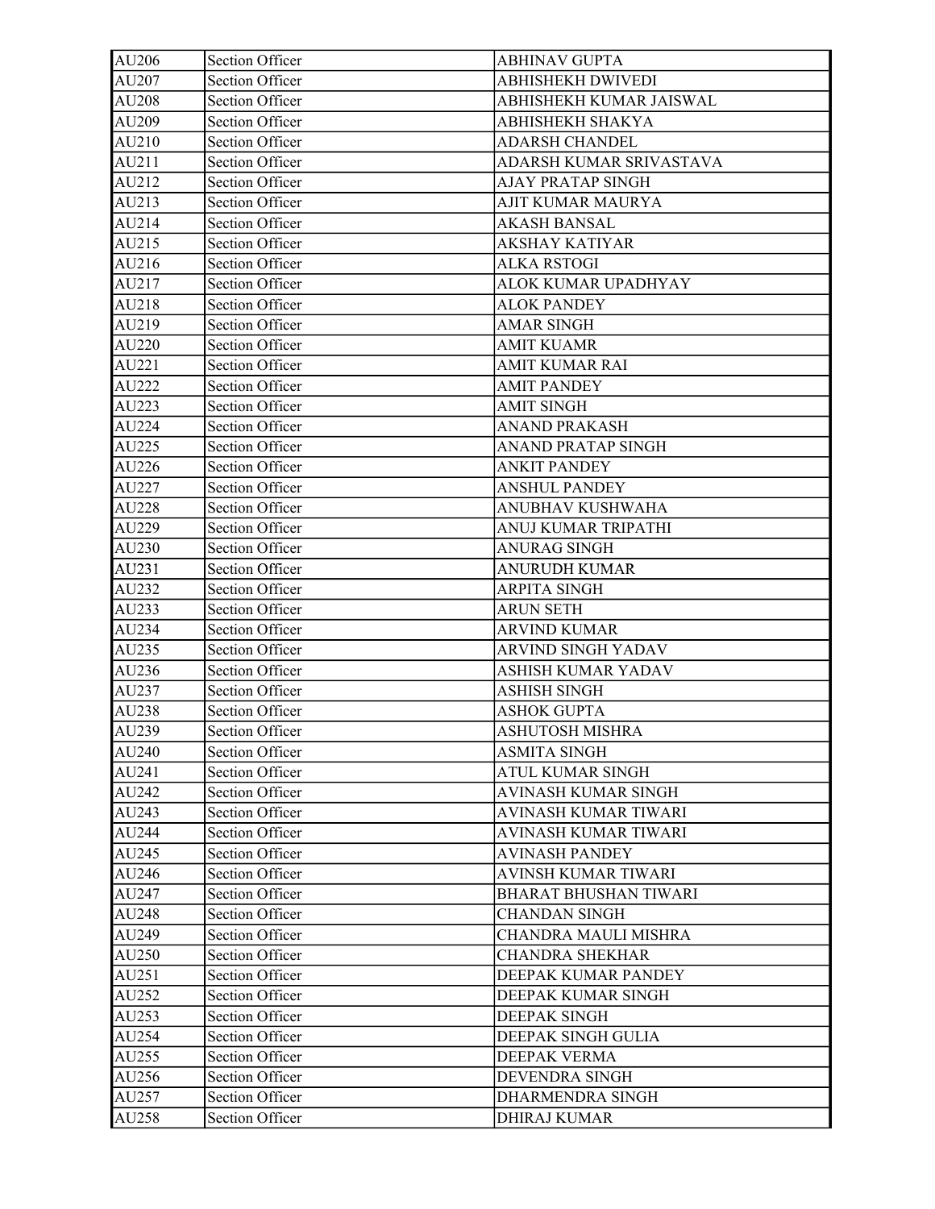| AU206 | Section Officer | ABHINAV GUPTA |
|---|---|---|
| AU207 | Section Officer | ABHISHEKH DWIVEDI |
| AU208 | Section Officer | ABHISHEKH KUMAR JAISWAL |
| AU209 | Section Officer | ABHISHEKH SHAKYA |
| AU210 | Section Officer | ADARSH CHANDEL |
| AU211 | Section Officer | ADARSH KUMAR SRIVASTAVA |
| AU212 | Section Officer | AJAY PRATAP SINGH |
| AU213 | Section Officer | AJIT KUMAR MAURYA |
| AU214 | Section Officer | AKASH BANSAL |
| AU215 | Section Officer | AKSHAY KATIYAR |
| AU216 | Section Officer | ALKA RSTOGI |
| AU217 | Section Officer | ALOK KUMAR UPADHYAY |
| AU218 | Section Officer | ALOK PANDEY |
| AU219 | Section Officer | AMAR SINGH |
| AU220 | Section Officer | AMIT KUAMR |
| AU221 | Section Officer | AMIT KUMAR RAI |
| AU222 | Section Officer | AMIT PANDEY |
| AU223 | Section Officer | AMIT SINGH |
| AU224 | Section Officer | ANAND PRAKASH |
| AU225 | Section Officer | ANAND PRATAP SINGH |
| AU226 | Section Officer | ANKIT PANDEY |
| AU227 | Section Officer | ANSHUL PANDEY |
| AU228 | Section Officer | ANUBHAV KUSHWAHA |
| AU229 | Section Officer | ANUJ KUMAR TRIPATHI |
| AU230 | Section Officer | ANURAG SINGH |
| AU231 | Section Officer | ANURUDH KUMAR |
| AU232 | Section Officer | ARPITA SINGH |
| AU233 | Section Officer | ARUN SETH |
| AU234 | Section Officer | ARVIND KUMAR |
| AU235 | Section Officer | ARVIND SINGH YADAV |
| AU236 | Section Officer | ASHISH KUMAR YADAV |
| AU237 | Section Officer | ASHISH SINGH |
| AU238 | Section Officer | ASHOK GUPTA |
| AU239 | Section Officer | ASHUTOSH MISHRA |
| AU240 | Section Officer | ASMITA SINGH |
| AU241 | Section Officer | ATUL KUMAR SINGH |
| AU242 | Section Officer | AVINASH KUMAR SINGH |
| AU243 | Section Officer | AVINASH KUMAR TIWARI |
| AU244 | Section Officer | AVINASH KUMAR TIWARI |
| AU245 | Section Officer | AVINASH PANDEY |
| AU246 | Section Officer | AVINSH KUMAR TIWARI |
| AU247 | Section Officer | BHARAT BHUSHAN TIWARI |
| AU248 | Section Officer | CHANDAN SINGH |
| AU249 | Section Officer | CHANDRA MAULI MISHRA |
| AU250 | Section Officer | CHANDRA SHEKHAR |
| AU251 | Section Officer | DEEPAK KUMAR PANDEY |
| AU252 | Section Officer | DEEPAK KUMAR SINGH |
| AU253 | Section Officer | DEEPAK SINGH |
| AU254 | Section Officer | DEEPAK SINGH GULIA |
| AU255 | Section Officer | DEEPAK VERMA |
| AU256 | Section Officer | DEVENDRA SINGH |
| AU257 | Section Officer | DHARMENDRA SINGH |
| AU258 | Section Officer | DHIRAJ KUMAR |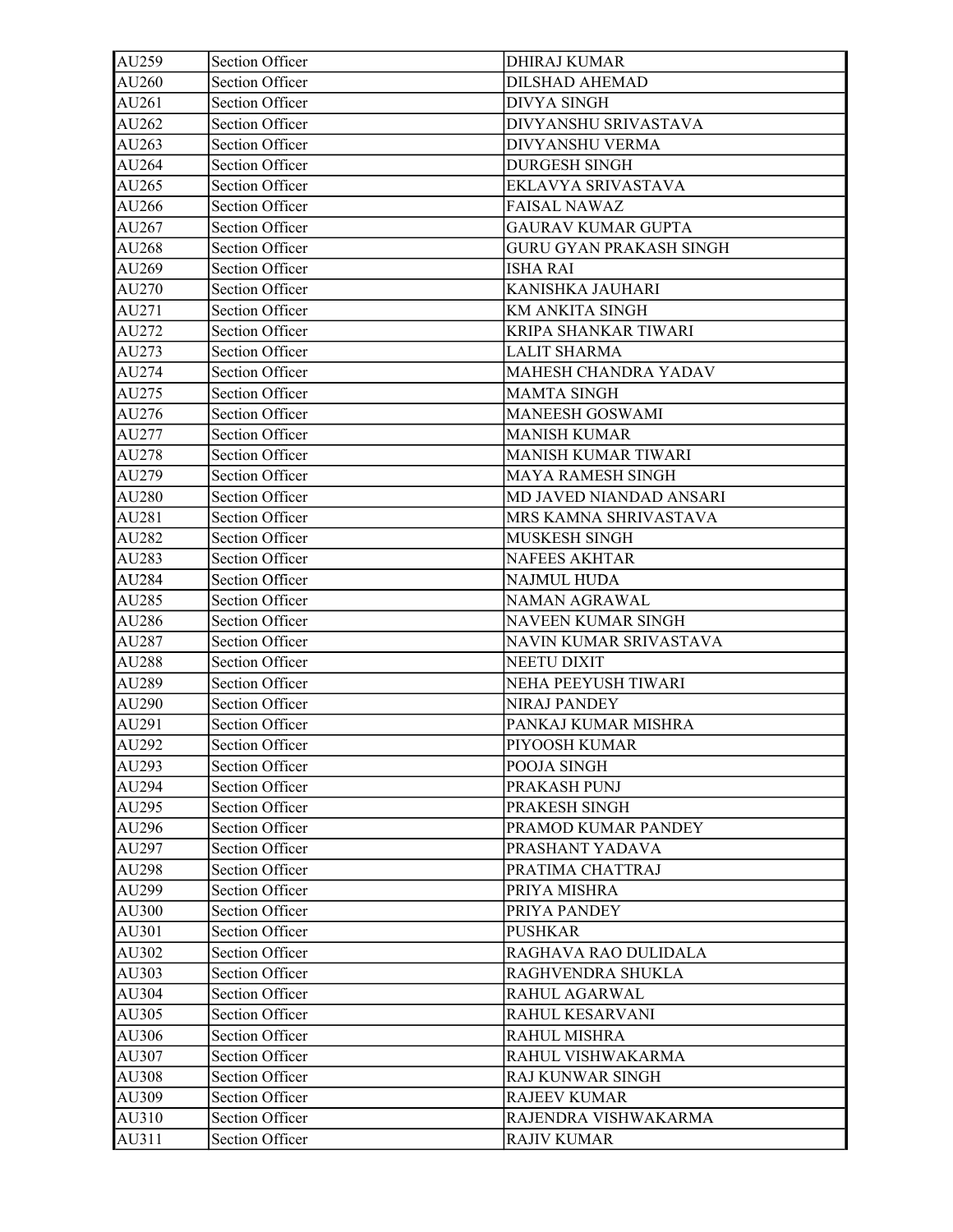| AU259 | Section Officer | DHIRAJ KUMAR |
|---|---|---|
| AU260 | Section Officer | DILSHAD AHEMAD |
| AU261 | Section Officer | DIVYA SINGH |
| AU262 | Section Officer | DIVYANSHU SRIVASTAVA |
| AU263 | Section Officer | DIVYANSHU VERMA |
| AU264 | Section Officer | DURGESH SINGH |
| AU265 | Section Officer | EKLAVYA SRIVASTAVA |
| AU266 | Section Officer | FAISAL NAWAZ |
| AU267 | Section Officer | GAURAV KUMAR GUPTA |
| AU268 | Section Officer | GURU GYAN PRAKASH SINGH |
| AU269 | Section Officer | ISHA RAI |
| AU270 | Section Officer | KANISHKA JAUHARI |
| AU271 | Section Officer | KM ANKITA SINGH |
| AU272 | Section Officer | KRIPA SHANKAR TIWARI |
| AU273 | Section Officer | LALIT SHARMA |
| AU274 | Section Officer | MAHESH CHANDRA YADAV |
| AU275 | Section Officer | MAMTA SINGH |
| AU276 | Section Officer | MANEESH GOSWAMI |
| AU277 | Section Officer | MANISH KUMAR |
| AU278 | Section Officer | MANISH KUMAR TIWARI |
| AU279 | Section Officer | MAYA RAMESH SINGH |
| AU280 | Section Officer | MD JAVED NIANDAD ANSARI |
| AU281 | Section Officer | MRS KAMNA SHRIVASTAVA |
| AU282 | Section Officer | MUSKESH SINGH |
| AU283 | Section Officer | NAFEES AKHTAR |
| AU284 | Section Officer | NAJMUL HUDA |
| AU285 | Section Officer | NAMAN AGRAWAL |
| AU286 | Section Officer | NAVEEN KUMAR SINGH |
| AU287 | Section Officer | NAVIN KUMAR SRIVASTAVA |
| AU288 | Section Officer | NEETU DIXIT |
| AU289 | Section Officer | NEHA PEEYUSH TIWARI |
| AU290 | Section Officer | NIRAJ PANDEY |
| AU291 | Section Officer | PANKAJ KUMAR MISHRA |
| AU292 | Section Officer | PIYOOSH KUMAR |
| AU293 | Section Officer | POOJA SINGH |
| AU294 | Section Officer | PRAKASH PUNJ |
| AU295 | Section Officer | PRAKESH SINGH |
| AU296 | Section Officer | PRAMOD KUMAR PANDEY |
| AU297 | Section Officer | PRASHANT YADAVA |
| AU298 | Section Officer | PRATIMA CHATTRAJ |
| AU299 | Section Officer | PRIYA MISHRA |
| AU300 | Section Officer | PRIYA PANDEY |
| AU301 | Section Officer | PUSHKAR |
| AU302 | Section Officer | RAGHAVA RAO DULIDALA |
| AU303 | Section Officer | RAGHVENDRA SHUKLA |
| AU304 | Section Officer | RAHUL AGARWAL |
| AU305 | Section Officer | RAHUL KESARVANI |
| AU306 | Section Officer | RAHUL MISHRA |
| AU307 | Section Officer | RAHUL VISHWAKARMA |
| AU308 | Section Officer | RAJ KUNWAR SINGH |
| AU309 | Section Officer | RAJEEV KUMAR |
| AU310 | Section Officer | RAJENDRA VISHWAKARMA |
| AU311 | Section Officer | RAJIV KUMAR |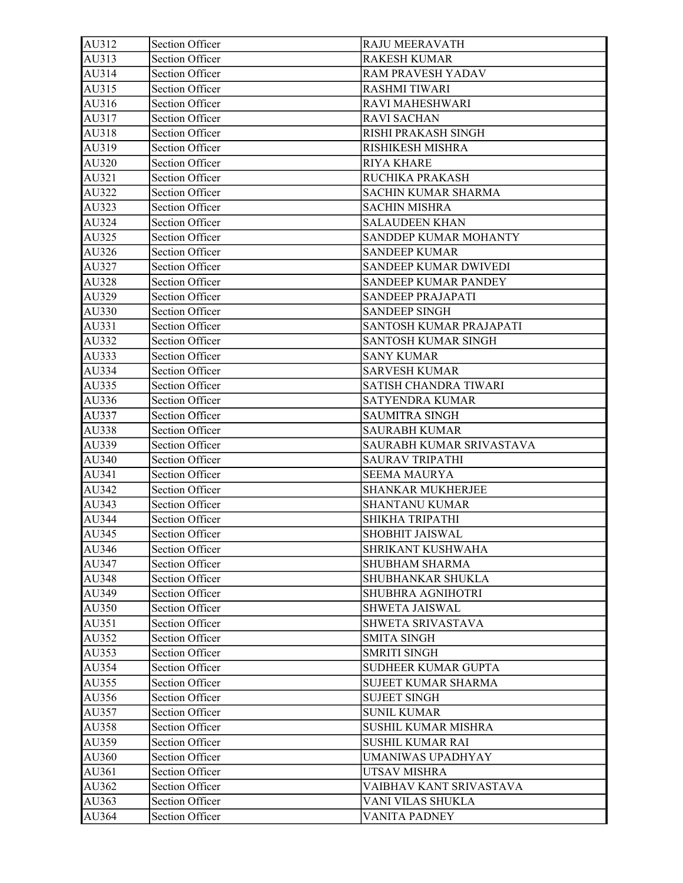| AU312 | Section Officer | RAJU MEERAVATH |
|---|---|---|
| AU313 | Section Officer | RAKESH KUMAR |
| AU314 | Section Officer | RAM PRAVESH YADAV |
| AU315 | Section Officer | RASHMI TIWARI |
| AU316 | Section Officer | RAVI MAHESHWARI |
| AU317 | Section Officer | RAVI SACHAN |
| AU318 | Section Officer | RISHI PRAKASH SINGH |
| AU319 | Section Officer | RISHIKESH MISHRA |
| AU320 | Section Officer | RIYA KHARE |
| AU321 | Section Officer | RUCHIKA PRAKASH |
| AU322 | Section Officer | SACHIN KUMAR SHARMA |
| AU323 | Section Officer | SACHIN MISHRA |
| AU324 | Section Officer | SALAUDEEN KHAN |
| AU325 | Section Officer | SANDDEP KUMAR MOHANTY |
| AU326 | Section Officer | SANDEEP KUMAR |
| AU327 | Section Officer | SANDEEP KUMAR DWIVEDI |
| AU328 | Section Officer | SANDEEP KUMAR PANDEY |
| AU329 | Section Officer | SANDEEP PRAJAPATI |
| AU330 | Section Officer | SANDEEP SINGH |
| AU331 | Section Officer | SANTOSH KUMAR PRAJAPATI |
| AU332 | Section Officer | SANTOSH KUMAR SINGH |
| AU333 | Section Officer | SANY KUMAR |
| AU334 | Section Officer | SARVESH KUMAR |
| AU335 | Section Officer | SATISH CHANDRA TIWARI |
| AU336 | Section Officer | SATYENDRA KUMAR |
| AU337 | Section Officer | SAUMITRA SINGH |
| AU338 | Section Officer | SAURABH KUMAR |
| AU339 | Section Officer | SAURABH KUMAR SRIVASTAVA |
| AU340 | Section Officer | SAURAV TRIPATHI |
| AU341 | Section Officer | SEEMA MAURYA |
| AU342 | Section Officer | SHANKAR MUKHERJEE |
| AU343 | Section Officer | SHANTANU KUMAR |
| AU344 | Section Officer | SHIKHA TRIPATHI |
| AU345 | Section Officer | SHOBHIT JAISWAL |
| AU346 | Section Officer | SHRIKANT KUSHWAHA |
| AU347 | Section Officer | SHUBHAM SHARMA |
| AU348 | Section Officer | SHUBHANKAR SHUKLA |
| AU349 | Section Officer | SHUBHRA AGNIHOTRI |
| AU350 | Section Officer | SHWETA JAISWAL |
| AU351 | Section Officer | SHWETA SRIVASTAVA |
| AU352 | Section Officer | SMITA SINGH |
| AU353 | Section Officer | SMRITI SINGH |
| AU354 | Section Officer | SUDHEER KUMAR GUPTA |
| AU355 | Section Officer | SUJEET KUMAR SHARMA |
| AU356 | Section Officer | SUJEET SINGH |
| AU357 | Section Officer | SUNIL KUMAR |
| AU358 | Section Officer | SUSHIL KUMAR MISHRA |
| AU359 | Section Officer | SUSHIL KUMAR RAI |
| AU360 | Section Officer | UMANIWAS UPADHYAY |
| AU361 | Section Officer | UTSAV MISHRA |
| AU362 | Section Officer | VAIBHAV KANT SRIVASTAVA |
| AU363 | Section Officer | VANI VILAS SHUKLA |
| AU364 | Section Officer | VANITA PADNEY |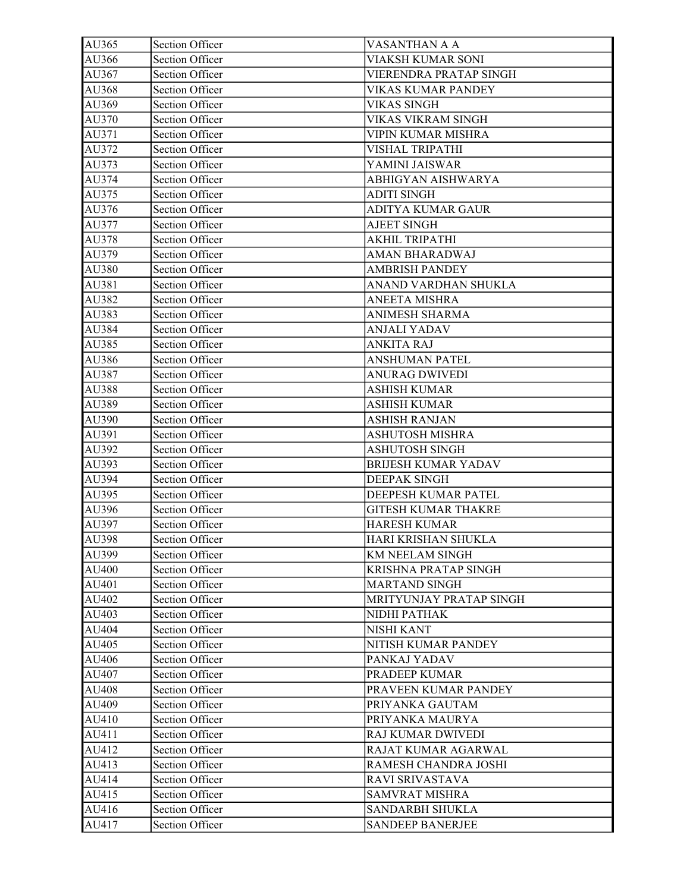| AU365 | Section Officer | VASANTHAN A A |
|---|---|---|
| AU366 | Section Officer | VIAKSH KUMAR SONI |
| AU367 | Section Officer | VIERENDRA PRATAP SINGH |
| AU368 | Section Officer | VIKAS KUMAR PANDEY |
| AU369 | Section Officer | VIKAS SINGH |
| AU370 | Section Officer | VIKAS VIKRAM SINGH |
| AU371 | Section Officer | VIPIN KUMAR MISHRA |
| AU372 | Section Officer | VISHAL TRIPATHI |
| AU373 | Section Officer | YAMINI JAISWAR |
| AU374 | Section Officer | ABHIGYAN AISHWARYA |
| AU375 | Section Officer | ADITI SINGH |
| AU376 | Section Officer | ADITYA KUMAR GAUR |
| AU377 | Section Officer | AJEET SINGH |
| AU378 | Section Officer | AKHIL TRIPATHI |
| AU379 | Section Officer | AMAN BHARADWAJ |
| AU380 | Section Officer | AMBRISH PANDEY |
| AU381 | Section Officer | ANAND VARDHAN SHUKLA |
| AU382 | Section Officer | ANEETA MISHRA |
| AU383 | Section Officer | ANIMESH SHARMA |
| AU384 | Section Officer | ANJALI YADAV |
| AU385 | Section Officer | ANKITA RAJ |
| AU386 | Section Officer | ANSHUMAN PATEL |
| AU387 | Section Officer | ANURAG DWIVEDI |
| AU388 | Section Officer | ASHISH KUMAR |
| AU389 | Section Officer | ASHISH KUMAR |
| AU390 | Section Officer | ASHISH RANJAN |
| AU391 | Section Officer | ASHUTOSH MISHRA |
| AU392 | Section Officer | ASHUTOSH SINGH |
| AU393 | Section Officer | BRIJESH KUMAR YADAV |
| AU394 | Section Officer | DEEPAK SINGH |
| AU395 | Section Officer | DEEPESH KUMAR PATEL |
| AU396 | Section Officer | GITESH KUMAR THAKRE |
| AU397 | Section Officer | HARESH KUMAR |
| AU398 | Section Officer | HARI KRISHAN SHUKLA |
| AU399 | Section Officer | KM NEELAM SINGH |
| AU400 | Section Officer | KRISHNA PRATAP SINGH |
| AU401 | Section Officer | MARTAND SINGH |
| AU402 | Section Officer | MRITYUNJAY PRATAP SINGH |
| AU403 | Section Officer | NIDHI PATHAK |
| AU404 | Section Officer | NISHI KANT |
| AU405 | Section Officer | NITISH KUMAR PANDEY |
| AU406 | Section Officer | PANKAJ YADAV |
| AU407 | Section Officer | PRADEEP KUMAR |
| AU408 | Section Officer | PRAVEEN KUMAR PANDEY |
| AU409 | Section Officer | PRIYANKA GAUTAM |
| AU410 | Section Officer | PRIYANKA MAURYA |
| AU411 | Section Officer | RAJ KUMAR DWIVEDI |
| AU412 | Section Officer | RAJAT KUMAR AGARWAL |
| AU413 | Section Officer | RAMESH CHANDRA JOSHI |
| AU414 | Section Officer | RAVI SRIVASTAVA |
| AU415 | Section Officer | SAMVRAT MISHRA |
| AU416 | Section Officer | SANDARBH SHUKLA |
| AU417 | Section Officer | SANDEEP BANERJEE |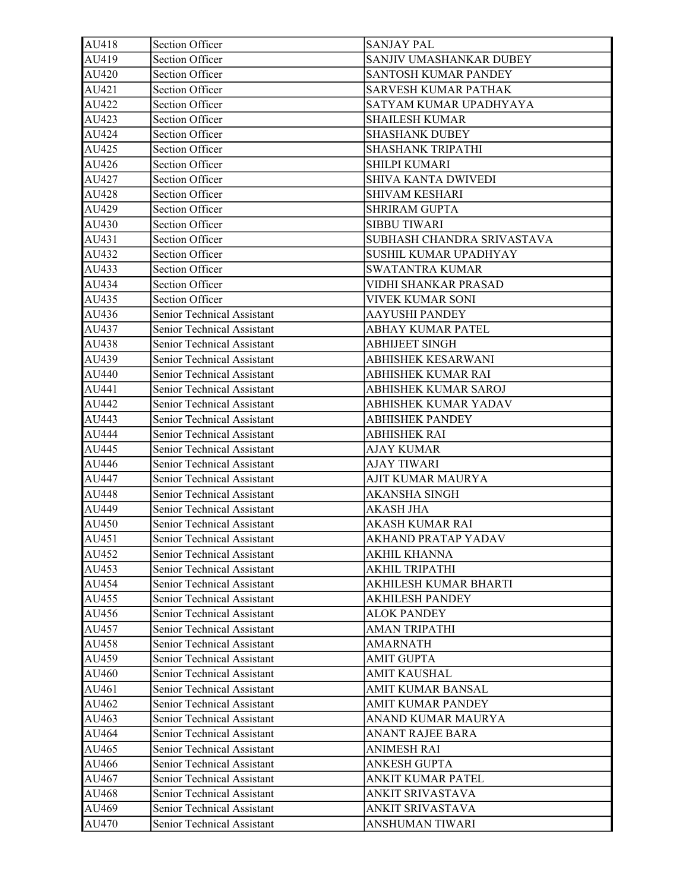| AU418 | Section Officer | SANJAY PAL |
|---|---|---|
| AU419 | Section Officer | SANJIV UMASHANKAR DUBEY |
| AU420 | Section Officer | SANTOSH KUMAR PANDEY |
| AU421 | Section Officer | SARVESH KUMAR PATHAK |
| AU422 | Section Officer | SATYAM KUMAR UPADHYAYA |
| AU423 | Section Officer | SHAILESH KUMAR |
| AU424 | Section Officer | SHASHANK DUBEY |
| AU425 | Section Officer | SHASHANK TRIPATHI |
| AU426 | Section Officer | SHILPI KUMARI |
| AU427 | Section Officer | SHIVA KANTA DWIVEDI |
| AU428 | Section Officer | SHIVAM KESHARI |
| AU429 | Section Officer | SHRIRAM GUPTA |
| AU430 | Section Officer | SIBBU TIWARI |
| AU431 | Section Officer | SUBHASH CHANDRA SRIVASTAVA |
| AU432 | Section Officer | SUSHIL KUMAR UPADHYAY |
| AU433 | Section Officer | SWATANTRA KUMAR |
| AU434 | Section Officer | VIDHI SHANKAR PRASAD |
| AU435 | Section Officer | VIVEK KUMAR SONI |
| AU436 | Senior Technical Assistant | AAYUSHI PANDEY |
| AU437 | Senior Technical Assistant | ABHAY KUMAR PATEL |
| AU438 | Senior Technical Assistant | ABHIJEET SINGH |
| AU439 | Senior Technical Assistant | ABHISHEK KESARWANI |
| AU440 | Senior Technical Assistant | ABHISHEK KUMAR RAI |
| AU441 | Senior Technical Assistant | ABHISHEK KUMAR SAROJ |
| AU442 | Senior Technical Assistant | ABHISHEK KUMAR YADAV |
| AU443 | Senior Technical Assistant | ABHISHEK PANDEY |
| AU444 | Senior Technical Assistant | ABHISHEK RAI |
| AU445 | Senior Technical Assistant | AJAY KUMAR |
| AU446 | Senior Technical Assistant | AJAY TIWARI |
| AU447 | Senior Technical Assistant | AJIT KUMAR MAURYA |
| AU448 | Senior Technical Assistant | AKANSHA SINGH |
| AU449 | Senior Technical Assistant | AKASH JHA |
| AU450 | Senior Technical Assistant | AKASH KUMAR RAI |
| AU451 | Senior Technical Assistant | AKHAND PRATAP YADAV |
| AU452 | Senior Technical Assistant | AKHIL KHANNA |
| AU453 | Senior Technical Assistant | AKHIL TRIPATHI |
| AU454 | Senior Technical Assistant | AKHILESH KUMAR BHARTI |
| AU455 | Senior Technical Assistant | AKHILESH PANDEY |
| AU456 | Senior Technical Assistant | ALOK PANDEY |
| AU457 | Senior Technical Assistant | AMAN TRIPATHI |
| AU458 | Senior Technical Assistant | AMARNATH |
| AU459 | Senior Technical Assistant | AMIT GUPTA |
| AU460 | Senior Technical Assistant | AMIT KAUSHAL |
| AU461 | Senior Technical Assistant | AMIT KUMAR BANSAL |
| AU462 | Senior Technical Assistant | AMIT KUMAR PANDEY |
| AU463 | Senior Technical Assistant | ANAND KUMAR MAURYA |
| AU464 | Senior Technical Assistant | ANANT RAJEE BARA |
| AU465 | Senior Technical Assistant | ANIMESH RAI |
| AU466 | Senior Technical Assistant | ANKESH GUPTA |
| AU467 | Senior Technical Assistant | ANKIT KUMAR PATEL |
| AU468 | Senior Technical Assistant | ANKIT SRIVASTAVA |
| AU469 | Senior Technical Assistant | ANKIT SRIVASTAVA |
| AU470 | Senior Technical Assistant | ANSHUMAN TIWARI |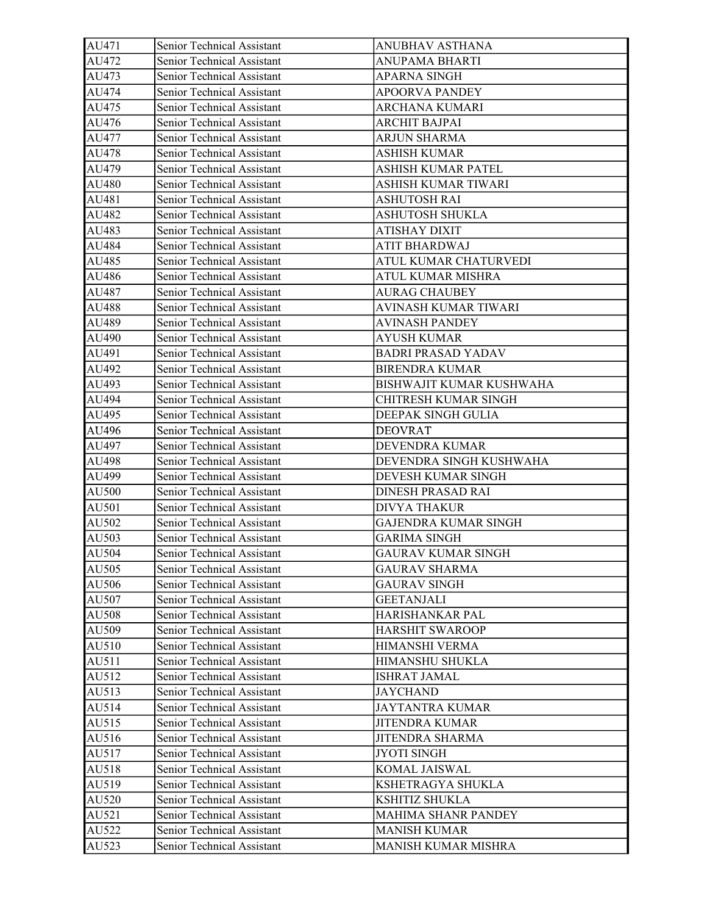| AU471 | Senior Technical Assistant | ANUBHAV ASTHANA |
|---|---|---|
| AU472 | Senior Technical Assistant | ANUPAMA BHARTI |
| AU473 | Senior Technical Assistant | APARNA SINGH |
| AU474 | Senior Technical Assistant | APOORVA PANDEY |
| AU475 | Senior Technical Assistant | ARCHANA KUMARI |
| AU476 | Senior Technical Assistant | ARCHIT BAJPAI |
| AU477 | Senior Technical Assistant | ARJUN SHARMA |
| AU478 | Senior Technical Assistant | ASHISH KUMAR |
| AU479 | Senior Technical Assistant | ASHISH KUMAR PATEL |
| AU480 | Senior Technical Assistant | ASHISH KUMAR TIWARI |
| AU481 | Senior Technical Assistant | ASHUTOSH RAI |
| AU482 | Senior Technical Assistant | ASHUTOSH SHUKLA |
| AU483 | Senior Technical Assistant | ATISHAY DIXIT |
| AU484 | Senior Technical Assistant | ATIT BHARDWAJ |
| AU485 | Senior Technical Assistant | ATUL KUMAR CHATURVEDI |
| AU486 | Senior Technical Assistant | ATUL KUMAR MISHRA |
| AU487 | Senior Technical Assistant | AURAG CHAUBEY |
| AU488 | Senior Technical Assistant | AVINASH KUMAR TIWARI |
| AU489 | Senior Technical Assistant | AVINASH PANDEY |
| AU490 | Senior Technical Assistant | AYUSH KUMAR |
| AU491 | Senior Technical Assistant | BADRI PRASAD YADAV |
| AU492 | Senior Technical Assistant | BIRENDRA KUMAR |
| AU493 | Senior Technical Assistant | BISHWAJIT KUMAR KUSHWAHA |
| AU494 | Senior Technical Assistant | CHITRESH KUMAR SINGH |
| AU495 | Senior Technical Assistant | DEEPAK SINGH GULIA |
| AU496 | Senior Technical Assistant | DEOVRAT |
| AU497 | Senior Technical Assistant | DEVENDRA KUMAR |
| AU498 | Senior Technical Assistant | DEVENDRA SINGH KUSHWAHA |
| AU499 | Senior Technical Assistant | DEVESH KUMAR SINGH |
| AU500 | Senior Technical Assistant | DINESH PRASAD RAI |
| AU501 | Senior Technical Assistant | DIVYA THAKUR |
| AU502 | Senior Technical Assistant | GAJENDRA KUMAR SINGH |
| AU503 | Senior Technical Assistant | GARIMA SINGH |
| AU504 | Senior Technical Assistant | GAURAV KUMAR SINGH |
| AU505 | Senior Technical Assistant | GAURAV SHARMA |
| AU506 | Senior Technical Assistant | GAURAV SINGH |
| AU507 | Senior Technical Assistant | GEETANJALI |
| AU508 | Senior Technical Assistant | HARISHANKAR PAL |
| AU509 | Senior Technical Assistant | HARSHIT SWAROOP |
| AU510 | Senior Technical Assistant | HIMANSHI VERMA |
| AU511 | Senior Technical Assistant | HIMANSHU SHUKLA |
| AU512 | Senior Technical Assistant | ISHRAT JAMAL |
| AU513 | Senior Technical Assistant | JAYCHAND |
| AU514 | Senior Technical Assistant | JAYTANTRA KUMAR |
| AU515 | Senior Technical Assistant | JITENDRA KUMAR |
| AU516 | Senior Technical Assistant | JITENDRA SHARMA |
| AU517 | Senior Technical Assistant | JYOTI SINGH |
| AU518 | Senior Technical Assistant | KOMAL JAISWAL |
| AU519 | Senior Technical Assistant | KSHETRAGYA SHUKLA |
| AU520 | Senior Technical Assistant | KSHITIZ SHUKLA |
| AU521 | Senior Technical Assistant | MAHIMA SHANR PANDEY |
| AU522 | Senior Technical Assistant | MANISH KUMAR |
| AU523 | Senior Technical Assistant | MANISH KUMAR MISHRA |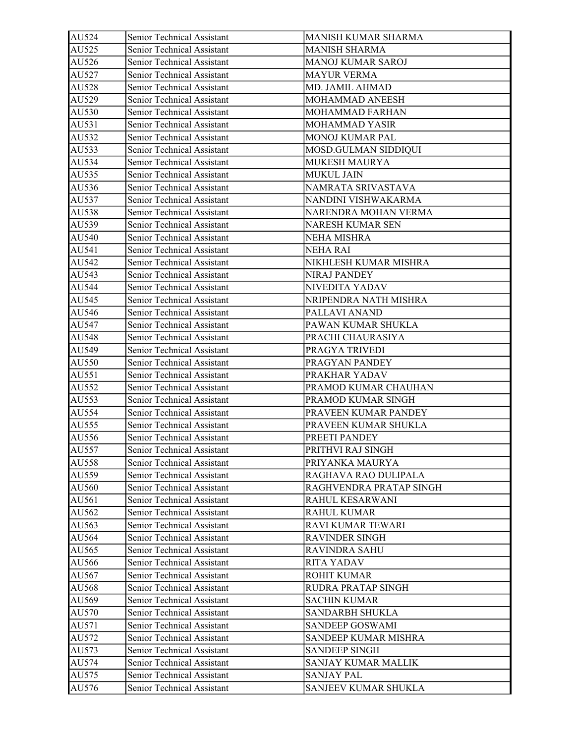| AU524 | Senior Technical Assistant | MANISH KUMAR SHARMA |
|---|---|---|
| AU525 | Senior Technical Assistant | MANISH SHARMA |
| AU526 | Senior Technical Assistant | MANOJ KUMAR SAROJ |
| AU527 | Senior Technical Assistant | MAYUR VERMA |
| AU528 | Senior Technical Assistant | MD. JAMIL AHMAD |
| AU529 | Senior Technical Assistant | MOHAMMAD ANEESH |
| AU530 | Senior Technical Assistant | MOHAMMAD FARHAN |
| AU531 | Senior Technical Assistant | MOHAMMAD YASIR |
| AU532 | Senior Technical Assistant | MONOJ KUMAR PAL |
| AU533 | Senior Technical Assistant | MOSD.GULMAN SIDDIQUI |
| AU534 | Senior Technical Assistant | MUKESH MAURYA |
| AU535 | Senior Technical Assistant | MUKUL JAIN |
| AU536 | Senior Technical Assistant | NAMRATA SRIVASTAVA |
| AU537 | Senior Technical Assistant | NANDINI VISHWAKARMA |
| AU538 | Senior Technical Assistant | NARENDRA MOHAN VERMA |
| AU539 | Senior Technical Assistant | NARESH KUMAR SEN |
| AU540 | Senior Technical Assistant | NEHA MISHRA |
| AU541 | Senior Technical Assistant | NEHA RAI |
| AU542 | Senior Technical Assistant | NIKHLESH KUMAR MISHRA |
| AU543 | Senior Technical Assistant | NIRAJ PANDEY |
| AU544 | Senior Technical Assistant | NIVEDITA YADAV |
| AU545 | Senior Technical Assistant | NRIPENDRA NATH MISHRA |
| AU546 | Senior Technical Assistant | PALLAVI ANAND |
| AU547 | Senior Technical Assistant | PAWAN KUMAR SHUKLA |
| AU548 | Senior Technical Assistant | PRACHI CHAURASIYA |
| AU549 | Senior Technical Assistant | PRAGYA TRIVEDI |
| AU550 | Senior Technical Assistant | PRAGYAN PANDEY |
| AU551 | Senior Technical Assistant | PRAKHAR YADAV |
| AU552 | Senior Technical Assistant | PRAMOD KUMAR CHAUHAN |
| AU553 | Senior Technical Assistant | PRAMOD KUMAR SINGH |
| AU554 | Senior Technical Assistant | PRAVEEN KUMAR PANDEY |
| AU555 | Senior Technical Assistant | PRAVEEN KUMAR SHUKLA |
| AU556 | Senior Technical Assistant | PREETI PANDEY |
| AU557 | Senior Technical Assistant | PRITHVI RAJ SINGH |
| AU558 | Senior Technical Assistant | PRIYANKA MAURYA |
| AU559 | Senior Technical Assistant | RAGHAVA RAO DULIPALA |
| AU560 | Senior Technical Assistant | RAGHVENDRA PRATAP SINGH |
| AU561 | Senior Technical Assistant | RAHUL KESARWANI |
| AU562 | Senior Technical Assistant | RAHUL KUMAR |
| AU563 | Senior Technical Assistant | RAVI KUMAR TEWARI |
| AU564 | Senior Technical Assistant | RAVINDER SINGH |
| AU565 | Senior Technical Assistant | RAVINDRA SAHU |
| AU566 | Senior Technical Assistant | RITA YADAV |
| AU567 | Senior Technical Assistant | ROHIT KUMAR |
| AU568 | Senior Technical Assistant | RUDRA PRATAP SINGH |
| AU569 | Senior Technical Assistant | SACHIN KUMAR |
| AU570 | Senior Technical Assistant | SANDARBH SHUKLA |
| AU571 | Senior Technical Assistant | SANDEEP GOSWAMI |
| AU572 | Senior Technical Assistant | SANDEEP KUMAR MISHRA |
| AU573 | Senior Technical Assistant | SANDEEP SINGH |
| AU574 | Senior Technical Assistant | SANJAY KUMAR MALLIK |
| AU575 | Senior Technical Assistant | SANJAY PAL |
| AU576 | Senior Technical Assistant | SANJEEV KUMAR SHUKLA |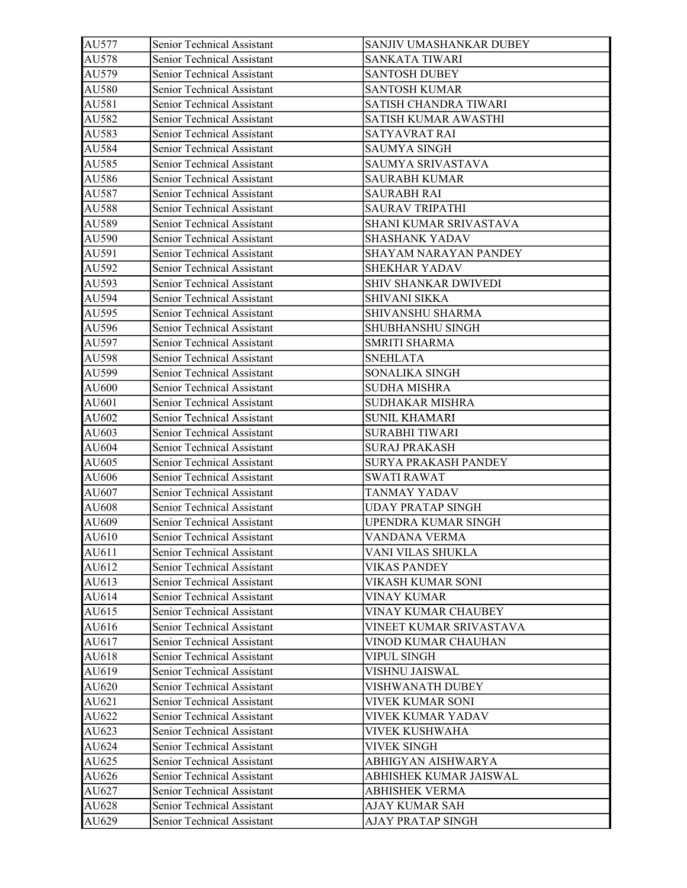| AU577 | Senior Technical Assistant | SANJIV UMASHANKAR DUBEY |
|---|---|---|
| AU578 | Senior Technical Assistant | SANKATA TIWARI |
| AU579 | Senior Technical Assistant | SANTOSH DUBEY |
| AU580 | Senior Technical Assistant | SANTOSH KUMAR |
| AU581 | Senior Technical Assistant | SATISH CHANDRA TIWARI |
| AU582 | Senior Technical Assistant | SATISH KUMAR AWASTHI |
| AU583 | Senior Technical Assistant | SATYAVRAT RAI |
| AU584 | Senior Technical Assistant | SAUMYA SINGH |
| AU585 | Senior Technical Assistant | SAUMYA SRIVASTAVA |
| AU586 | Senior Technical Assistant | SAURABH KUMAR |
| AU587 | Senior Technical Assistant | SAURABH RAI |
| AU588 | Senior Technical Assistant | SAURAV TRIPATHI |
| AU589 | Senior Technical Assistant | SHANI KUMAR SRIVASTAVA |
| AU590 | Senior Technical Assistant | SHASHANK YADAV |
| AU591 | Senior Technical Assistant | SHAYAM NARAYAN PANDEY |
| AU592 | Senior Technical Assistant | SHEKHAR YADAV |
| AU593 | Senior Technical Assistant | SHIV SHANKAR DWIVEDI |
| AU594 | Senior Technical Assistant | SHIVANI SIKKA |
| AU595 | Senior Technical Assistant | SHIVANSHU SHARMA |
| AU596 | Senior Technical Assistant | SHUBHANSHU SINGH |
| AU597 | Senior Technical Assistant | SMRITI SHARMA |
| AU598 | Senior Technical Assistant | SNEHLATA |
| AU599 | Senior Technical Assistant | SONALIKA SINGH |
| AU600 | Senior Technical Assistant | SUDHA MISHRA |
| AU601 | Senior Technical Assistant | SUDHAKAR MISHRA |
| AU602 | Senior Technical Assistant | SUNIL KHAMARI |
| AU603 | Senior Technical Assistant | SURABHI TIWARI |
| AU604 | Senior Technical Assistant | SURAJ PRAKASH |
| AU605 | Senior Technical Assistant | SURYA PRAKASH PANDEY |
| AU606 | Senior Technical Assistant | SWATI RAWAT |
| AU607 | Senior Technical Assistant | TANMAY YADAV |
| AU608 | Senior Technical Assistant | UDAY PRATAP SINGH |
| AU609 | Senior Technical Assistant | UPENDRA KUMAR SINGH |
| AU610 | Senior Technical Assistant | VANDANA VERMA |
| AU611 | Senior Technical Assistant | VANI VILAS SHUKLA |
| AU612 | Senior Technical Assistant | VIKAS PANDEY |
| AU613 | Senior Technical Assistant | VIKASH KUMAR SONI |
| AU614 | Senior Technical Assistant | VINAY KUMAR |
| AU615 | Senior Technical Assistant | VINAY KUMAR CHAUBEY |
| AU616 | Senior Technical Assistant | VINEET KUMAR SRIVASTAVA |
| AU617 | Senior Technical Assistant | VINOD KUMAR CHAUHAN |
| AU618 | Senior Technical Assistant | VIPUL SINGH |
| AU619 | Senior Technical Assistant | VISHNU JAISWAL |
| AU620 | Senior Technical Assistant | VISHWANATH DUBEY |
| AU621 | Senior Technical Assistant | VIVEK KUMAR SONI |
| AU622 | Senior Technical Assistant | VIVEK KUMAR YADAV |
| AU623 | Senior Technical Assistant | VIVEK KUSHWAHA |
| AU624 | Senior Technical Assistant | VIVEK SINGH |
| AU625 | Senior Technical Assistant | ABHIGYAN AISHWARYA |
| AU626 | Senior Technical Assistant | ABHISHEK KUMAR JAISWAL |
| AU627 | Senior Technical Assistant | ABHISHEK VERMA |
| AU628 | Senior Technical Assistant | AJAY KUMAR SAH |
| AU629 | Senior Technical Assistant | AJAY PRATAP SINGH |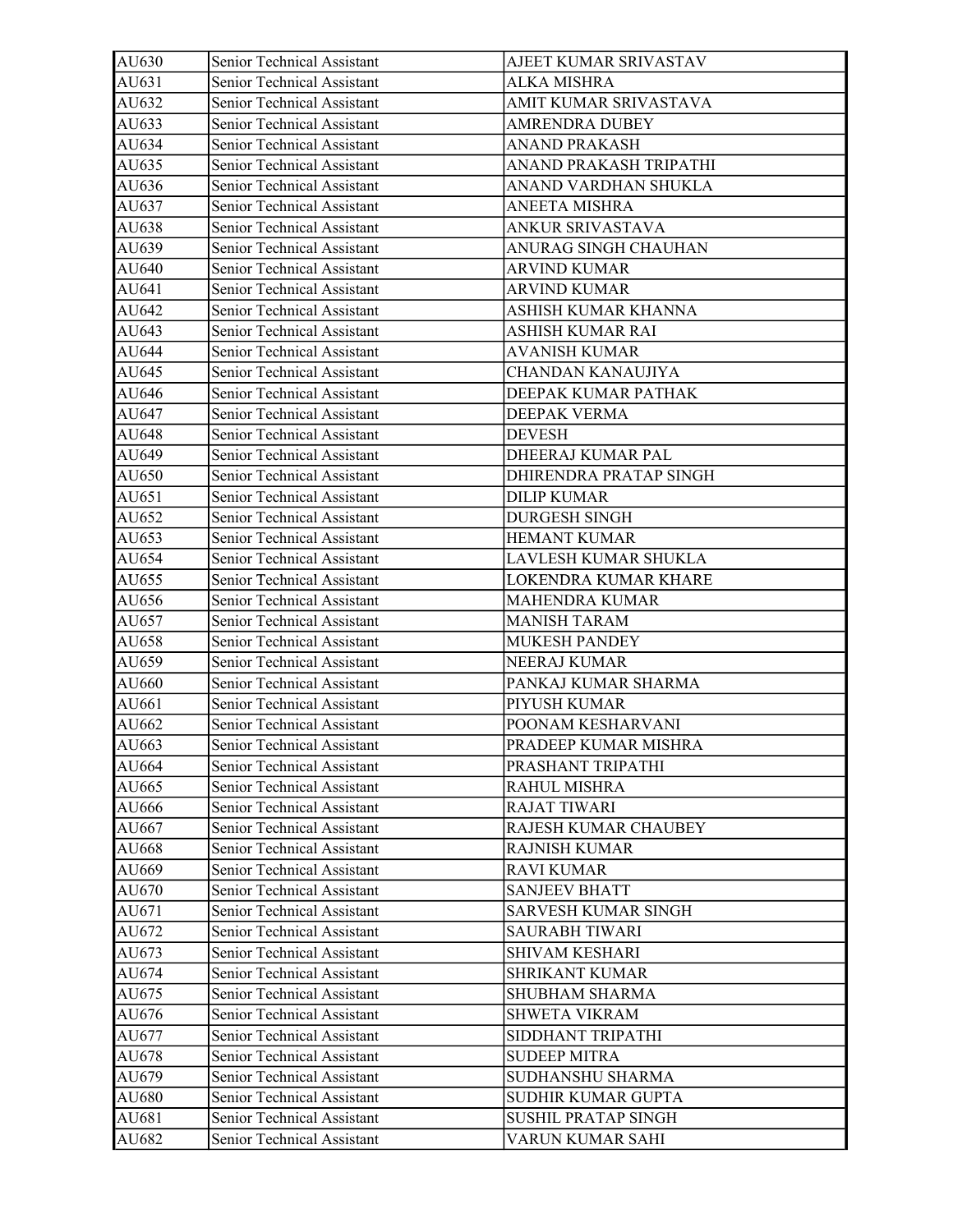| AU630 | Senior Technical Assistant | AJEET KUMAR SRIVASTAV |
|---|---|---|
| AU631 | Senior Technical Assistant | ALKA MISHRA |
| AU632 | Senior Technical Assistant | AMIT KUMAR SRIVASTAVA |
| AU633 | Senior Technical Assistant | AMRENDRA DUBEY |
| AU634 | Senior Technical Assistant | ANAND PRAKASH |
| AU635 | Senior Technical Assistant | ANAND PRAKASH TRIPATHI |
| AU636 | Senior Technical Assistant | ANAND VARDHAN SHUKLA |
| AU637 | Senior Technical Assistant | ANEETA MISHRA |
| AU638 | Senior Technical Assistant | ANKUR SRIVASTAVA |
| AU639 | Senior Technical Assistant | ANURAG SINGH CHAUHAN |
| AU640 | Senior Technical Assistant | ARVIND KUMAR |
| AU641 | Senior Technical Assistant | ARVIND KUMAR |
| AU642 | Senior Technical Assistant | ASHISH KUMAR KHANNA |
| AU643 | Senior Technical Assistant | ASHISH KUMAR RAI |
| AU644 | Senior Technical Assistant | AVANISH KUMAR |
| AU645 | Senior Technical Assistant | CHANDAN KANAUJIYA |
| AU646 | Senior Technical Assistant | DEEPAK KUMAR PATHAK |
| AU647 | Senior Technical Assistant | DEEPAK VERMA |
| AU648 | Senior Technical Assistant | DEVESH |
| AU649 | Senior Technical Assistant | DHEERAJ KUMAR PAL |
| AU650 | Senior Technical Assistant | DHIRENDRA PRATAP SINGH |
| AU651 | Senior Technical Assistant | DILIP KUMAR |
| AU652 | Senior Technical Assistant | DURGESH SINGH |
| AU653 | Senior Technical Assistant | HEMANT KUMAR |
| AU654 | Senior Technical Assistant | LAVLESH KUMAR SHUKLA |
| AU655 | Senior Technical Assistant | LOKENDRA KUMAR KHARE |
| AU656 | Senior Technical Assistant | MAHENDRA KUMAR |
| AU657 | Senior Technical Assistant | MANISH TARAM |
| AU658 | Senior Technical Assistant | MUKESH PANDEY |
| AU659 | Senior Technical Assistant | NEERAJ KUMAR |
| AU660 | Senior Technical Assistant | PANKAJ KUMAR SHARMA |
| AU661 | Senior Technical Assistant | PIYUSH KUMAR |
| AU662 | Senior Technical Assistant | POONAM KESHARVANI |
| AU663 | Senior Technical Assistant | PRADEEP KUMAR MISHRA |
| AU664 | Senior Technical Assistant | PRASHANT TRIPATHI |
| AU665 | Senior Technical Assistant | RAHUL MISHRA |
| AU666 | Senior Technical Assistant | RAJAT TIWARI |
| AU667 | Senior Technical Assistant | RAJESH KUMAR CHAUBEY |
| AU668 | Senior Technical Assistant | RAJNISH KUMAR |
| AU669 | Senior Technical Assistant | RAVI KUMAR |
| AU670 | Senior Technical Assistant | SANJEEV BHATT |
| AU671 | Senior Technical Assistant | SARVESH KUMAR SINGH |
| AU672 | Senior Technical Assistant | SAURABH TIWARI |
| AU673 | Senior Technical Assistant | SHIVAM KESHARI |
| AU674 | Senior Technical Assistant | SHRIKANT KUMAR |
| AU675 | Senior Technical Assistant | SHUBHAM SHARMA |
| AU676 | Senior Technical Assistant | SHWETA VIKRAM |
| AU677 | Senior Technical Assistant | SIDDHANT TRIPATHI |
| AU678 | Senior Technical Assistant | SUDEEP MITRA |
| AU679 | Senior Technical Assistant | SUDHANSHU SHARMA |
| AU680 | Senior Technical Assistant | SUDHIR KUMAR GUPTA |
| AU681 | Senior Technical Assistant | SUSHIL PRATAP SINGH |
| AU682 | Senior Technical Assistant | VARUN KUMAR SAHI |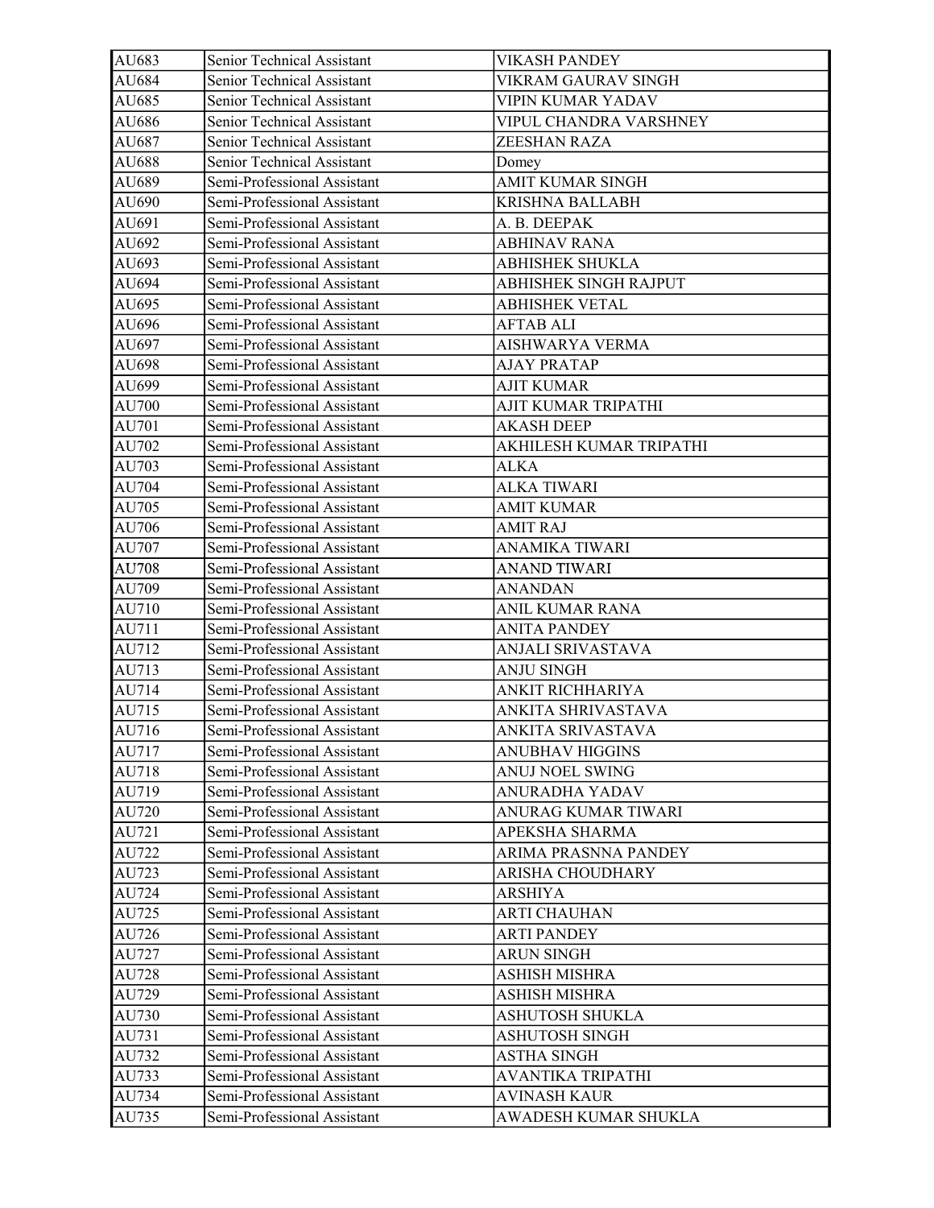| AU683 | Senior Technical Assistant | VIKASH PANDEY |
|---|---|---|
| AU684 | Senior Technical Assistant | VIKRAM GAURAV SINGH |
| AU685 | Senior Technical Assistant | VIPIN KUMAR YADAV |
| AU686 | Senior Technical Assistant | VIPUL CHANDRA VARSHNEY |
| AU687 | Senior Technical Assistant | ZEESHAN RAZA |
| AU688 | Senior Technical Assistant | Domey |
| AU689 | Semi-Professional Assistant | AMIT KUMAR SINGH |
| AU690 | Semi-Professional Assistant | KRISHNA BALLABH |
| AU691 | Semi-Professional Assistant | A. B. DEEPAK |
| AU692 | Semi-Professional Assistant | ABHINAV RANA |
| AU693 | Semi-Professional Assistant | ABHISHEK SHUKLA |
| AU694 | Semi-Professional Assistant | ABHISHEK SINGH RAJPUT |
| AU695 | Semi-Professional Assistant | ABHISHEK VETAL |
| AU696 | Semi-Professional Assistant | AFTAB ALI |
| AU697 | Semi-Professional Assistant | AISHWARYA VERMA |
| AU698 | Semi-Professional Assistant | AJAY PRATAP |
| AU699 | Semi-Professional Assistant | AJIT KUMAR |
| AU700 | Semi-Professional Assistant | AJIT KUMAR TRIPATHI |
| AU701 | Semi-Professional Assistant | AKASH DEEP |
| AU702 | Semi-Professional Assistant | AKHILESH KUMAR TRIPATHI |
| AU703 | Semi-Professional Assistant | ALKA |
| AU704 | Semi-Professional Assistant | ALKA TIWARI |
| AU705 | Semi-Professional Assistant | AMIT KUMAR |
| AU706 | Semi-Professional Assistant | AMIT RAJ |
| AU707 | Semi-Professional Assistant | ANAMIKA TIWARI |
| AU708 | Semi-Professional Assistant | ANAND TIWARI |
| AU709 | Semi-Professional Assistant | ANANDAN |
| AU710 | Semi-Professional Assistant | ANIL KUMAR RANA |
| AU711 | Semi-Professional Assistant | ANITA PANDEY |
| AU712 | Semi-Professional Assistant | ANJALI SRIVASTAVA |
| AU713 | Semi-Professional Assistant | ANJU SINGH |
| AU714 | Semi-Professional Assistant | ANKIT RICHHARIYA |
| AU715 | Semi-Professional Assistant | ANKITA SHRIVASTAVA |
| AU716 | Semi-Professional Assistant | ANKITA SRIVASTAVA |
| AU717 | Semi-Professional Assistant | ANUBHAV HIGGINS |
| AU718 | Semi-Professional Assistant | ANUJ NOEL SWING |
| AU719 | Semi-Professional Assistant | ANURADHA YADAV |
| AU720 | Semi-Professional Assistant | ANURAG KUMAR TIWARI |
| AU721 | Semi-Professional Assistant | APEKSHA SHARMA |
| AU722 | Semi-Professional Assistant | ARIMA PRASNNA PANDEY |
| AU723 | Semi-Professional Assistant | ARISHA CHOUDHARY |
| AU724 | Semi-Professional Assistant | ARSHIYA |
| AU725 | Semi-Professional Assistant | ARTI CHAUHAN |
| AU726 | Semi-Professional Assistant | ARTI PANDEY |
| AU727 | Semi-Professional Assistant | ARUN SINGH |
| AU728 | Semi-Professional Assistant | ASHISH MISHRA |
| AU729 | Semi-Professional Assistant | ASHISH MISHRA |
| AU730 | Semi-Professional Assistant | ASHUTOSH SHUKLA |
| AU731 | Semi-Professional Assistant | ASHUTOSH SINGH |
| AU732 | Semi-Professional Assistant | ASTHA SINGH |
| AU733 | Semi-Professional Assistant | AVANTIKA TRIPATHI |
| AU734 | Semi-Professional Assistant | AVINASH KAUR |
| AU735 | Semi-Professional Assistant | AWADESH KUMAR SHUKLA |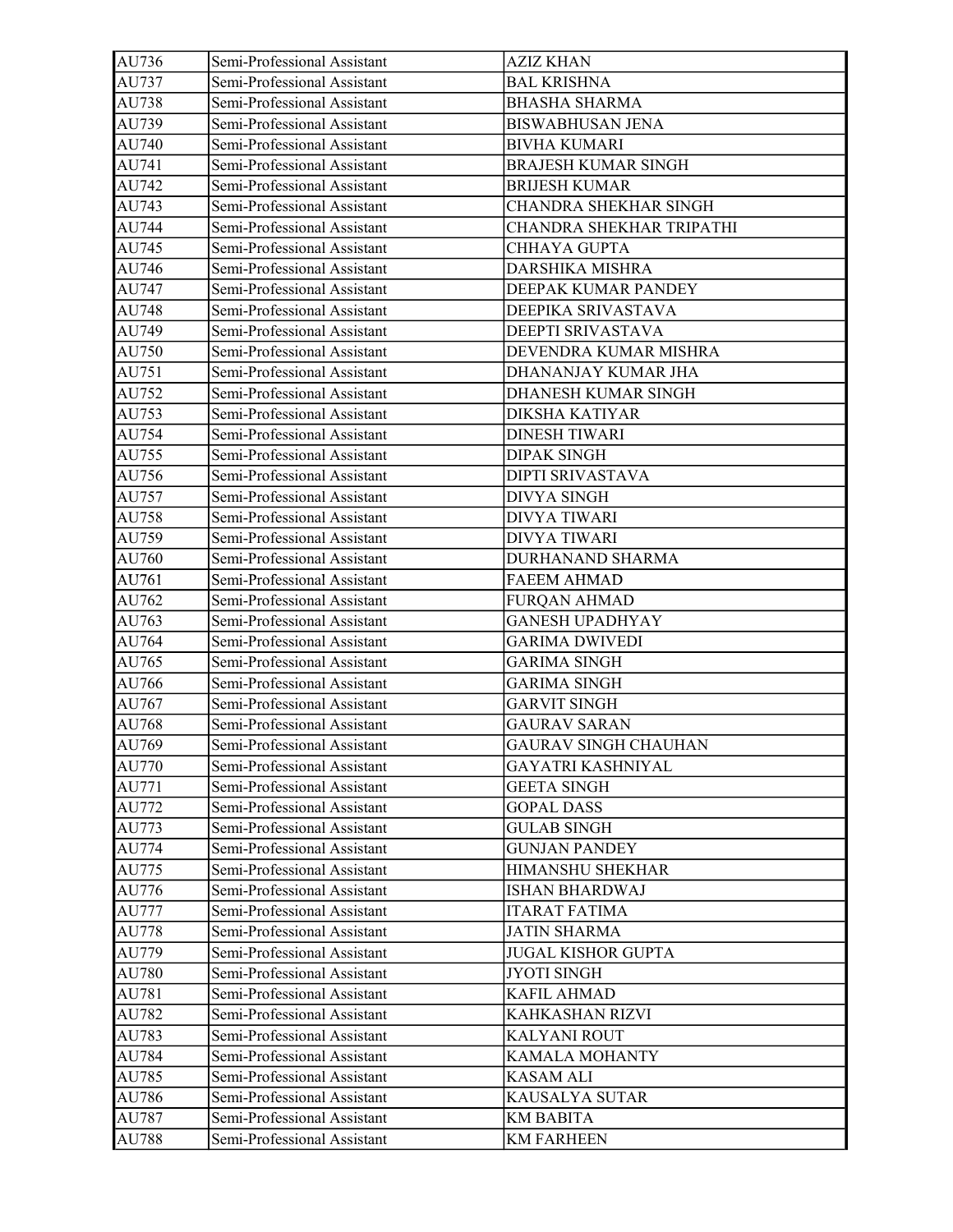| AU736 | Semi-Professional Assistant | AZIZ KHAN |
|---|---|---|
| AU737 | Semi-Professional Assistant | BAL KRISHNA |
| AU738 | Semi-Professional Assistant | BHASHA SHARMA |
| AU739 | Semi-Professional Assistant | BISWABHUSAN JENA |
| AU740 | Semi-Professional Assistant | BIVHA KUMARI |
| AU741 | Semi-Professional Assistant | BRAJESH KUMAR SINGH |
| AU742 | Semi-Professional Assistant | BRIJESH KUMAR |
| AU743 | Semi-Professional Assistant | CHANDRA SHEKHAR SINGH |
| AU744 | Semi-Professional Assistant | CHANDRA SHEKHAR TRIPATHI |
| AU745 | Semi-Professional Assistant | CHHAYA GUPTA |
| AU746 | Semi-Professional Assistant | DARSHIKA MISHRA |
| AU747 | Semi-Professional Assistant | DEEPAK KUMAR PANDEY |
| AU748 | Semi-Professional Assistant | DEEPIKA SRIVASTAVA |
| AU749 | Semi-Professional Assistant | DEEPTI SRIVASTAVA |
| AU750 | Semi-Professional Assistant | DEVENDRA KUMAR MISHRA |
| AU751 | Semi-Professional Assistant | DHANANJAY KUMAR JHA |
| AU752 | Semi-Professional Assistant | DHANESH KUMAR SINGH |
| AU753 | Semi-Professional Assistant | DIKSHA KATIYAR |
| AU754 | Semi-Professional Assistant | DINESH TIWARI |
| AU755 | Semi-Professional Assistant | DIPAK SINGH |
| AU756 | Semi-Professional Assistant | DIPTI SRIVASTAVA |
| AU757 | Semi-Professional Assistant | DIVYA SINGH |
| AU758 | Semi-Professional Assistant | DIVYA TIWARI |
| AU759 | Semi-Professional Assistant | DIVYA TIWARI |
| AU760 | Semi-Professional Assistant | DURHANAND SHARMA |
| AU761 | Semi-Professional Assistant | FAEEM AHMAD |
| AU762 | Semi-Professional Assistant | FURQAN AHMAD |
| AU763 | Semi-Professional Assistant | GANESH UPADHYAY |
| AU764 | Semi-Professional Assistant | GARIMA DWIVEDI |
| AU765 | Semi-Professional Assistant | GARIMA SINGH |
| AU766 | Semi-Professional Assistant | GARIMA SINGH |
| AU767 | Semi-Professional Assistant | GARVIT SINGH |
| AU768 | Semi-Professional Assistant | GAURAV SARAN |
| AU769 | Semi-Professional Assistant | GAURAV SINGH CHAUHAN |
| AU770 | Semi-Professional Assistant | GAYATRI KASHNIYAL |
| AU771 | Semi-Professional Assistant | GEETA SINGH |
| AU772 | Semi-Professional Assistant | GOPAL DASS |
| AU773 | Semi-Professional Assistant | GULAB SINGH |
| AU774 | Semi-Professional Assistant | GUNJAN PANDEY |
| AU775 | Semi-Professional Assistant | HIMANSHU SHEKHAR |
| AU776 | Semi-Professional Assistant | ISHAN BHARDWAJ |
| AU777 | Semi-Professional Assistant | ITARAT FATIMA |
| AU778 | Semi-Professional Assistant | JATIN SHARMA |
| AU779 | Semi-Professional Assistant | JUGAL KISHOR GUPTA |
| AU780 | Semi-Professional Assistant | JYOTI SINGH |
| AU781 | Semi-Professional Assistant | KAFIL AHMAD |
| AU782 | Semi-Professional Assistant | KAHKASHAN RIZVI |
| AU783 | Semi-Professional Assistant | KALYANI ROUT |
| AU784 | Semi-Professional Assistant | KAMALA MOHANTY |
| AU785 | Semi-Professional Assistant | KASAM ALI |
| AU786 | Semi-Professional Assistant | KAUSALYA SUTAR |
| AU787 | Semi-Professional Assistant | KM BABITA |
| AU788 | Semi-Professional Assistant | KM FARHEEN |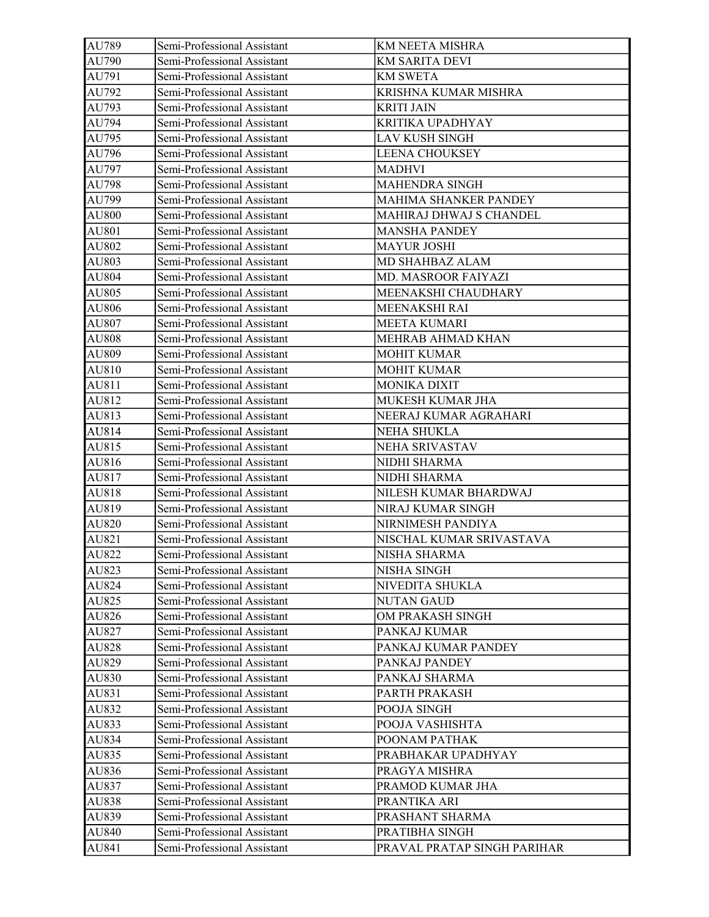| AU789 | Semi-Professional Assistant | KM NEETA MISHRA |
|---|---|---|
| AU790 | Semi-Professional Assistant | KM SARITA DEVI |
| AU791 | Semi-Professional Assistant | KM SWETA |
| AU792 | Semi-Professional Assistant | KRISHNA KUMAR MISHRA |
| AU793 | Semi-Professional Assistant | KRITI JAIN |
| AU794 | Semi-Professional Assistant | KRITIKA UPADHYAY |
| AU795 | Semi-Professional Assistant | LAV KUSH SINGH |
| AU796 | Semi-Professional Assistant | LEENA CHOUKSEY |
| AU797 | Semi-Professional Assistant | MADHVI |
| AU798 | Semi-Professional Assistant | MAHENDRA SINGH |
| AU799 | Semi-Professional Assistant | MAHIMA SHANKER PANDEY |
| AU800 | Semi-Professional Assistant | MAHIRAJ DHWAJ S CHANDEL |
| AU801 | Semi-Professional Assistant | MANSHA PANDEY |
| AU802 | Semi-Professional Assistant | MAYUR JOSHI |
| AU803 | Semi-Professional Assistant | MD SHAHBAZ ALAM |
| AU804 | Semi-Professional Assistant | MD. MASROOR FAIYAZI |
| AU805 | Semi-Professional Assistant | MEENAKSHI CHAUDHARY |
| AU806 | Semi-Professional Assistant | MEENAKSHI RAI |
| AU807 | Semi-Professional Assistant | MEETA KUMARI |
| AU808 | Semi-Professional Assistant | MEHRAB AHMAD KHAN |
| AU809 | Semi-Professional Assistant | MOHIT KUMAR |
| AU810 | Semi-Professional Assistant | MOHIT KUMAR |
| AU811 | Semi-Professional Assistant | MONIKA DIXIT |
| AU812 | Semi-Professional Assistant | MUKESH KUMAR JHA |
| AU813 | Semi-Professional Assistant | NEERAJ KUMAR AGRAHARI |
| AU814 | Semi-Professional Assistant | NEHA SHUKLA |
| AU815 | Semi-Professional Assistant | NEHA SRIVASTAV |
| AU816 | Semi-Professional Assistant | NIDHI SHARMA |
| AU817 | Semi-Professional Assistant | NIDHI SHARMA |
| AU818 | Semi-Professional Assistant | NILESH KUMAR BHARDWAJ |
| AU819 | Semi-Professional Assistant | NIRAJ KUMAR SINGH |
| AU820 | Semi-Professional Assistant | NIRNIMESH PANDIYA |
| AU821 | Semi-Professional Assistant | NISCHAL KUMAR SRIVASTAVA |
| AU822 | Semi-Professional Assistant | NISHA SHARMA |
| AU823 | Semi-Professional Assistant | NISHA SINGH |
| AU824 | Semi-Professional Assistant | NIVEDITA SHUKLA |
| AU825 | Semi-Professional Assistant | NUTAN GAUD |
| AU826 | Semi-Professional Assistant | OM PRAKASH SINGH |
| AU827 | Semi-Professional Assistant | PANKAJ KUMAR |
| AU828 | Semi-Professional Assistant | PANKAJ KUMAR PANDEY |
| AU829 | Semi-Professional Assistant | PANKAJ PANDEY |
| AU830 | Semi-Professional Assistant | PANKAJ SHARMA |
| AU831 | Semi-Professional Assistant | PARTH PRAKASH |
| AU832 | Semi-Professional Assistant | POOJA SINGH |
| AU833 | Semi-Professional Assistant | POOJA VASHISHTA |
| AU834 | Semi-Professional Assistant | POONAM PATHAK |
| AU835 | Semi-Professional Assistant | PRABHAKAR UPADHYAY |
| AU836 | Semi-Professional Assistant | PRAGYA MISHRA |
| AU837 | Semi-Professional Assistant | PRAMOD KUMAR JHA |
| AU838 | Semi-Professional Assistant | PRANTIKA ARI |
| AU839 | Semi-Professional Assistant | PRASHANT SHARMA |
| AU840 | Semi-Professional Assistant | PRATIBHA SINGH |
| AU841 | Semi-Professional Assistant | PRAVAL PRATAP SINGH PARIHAR |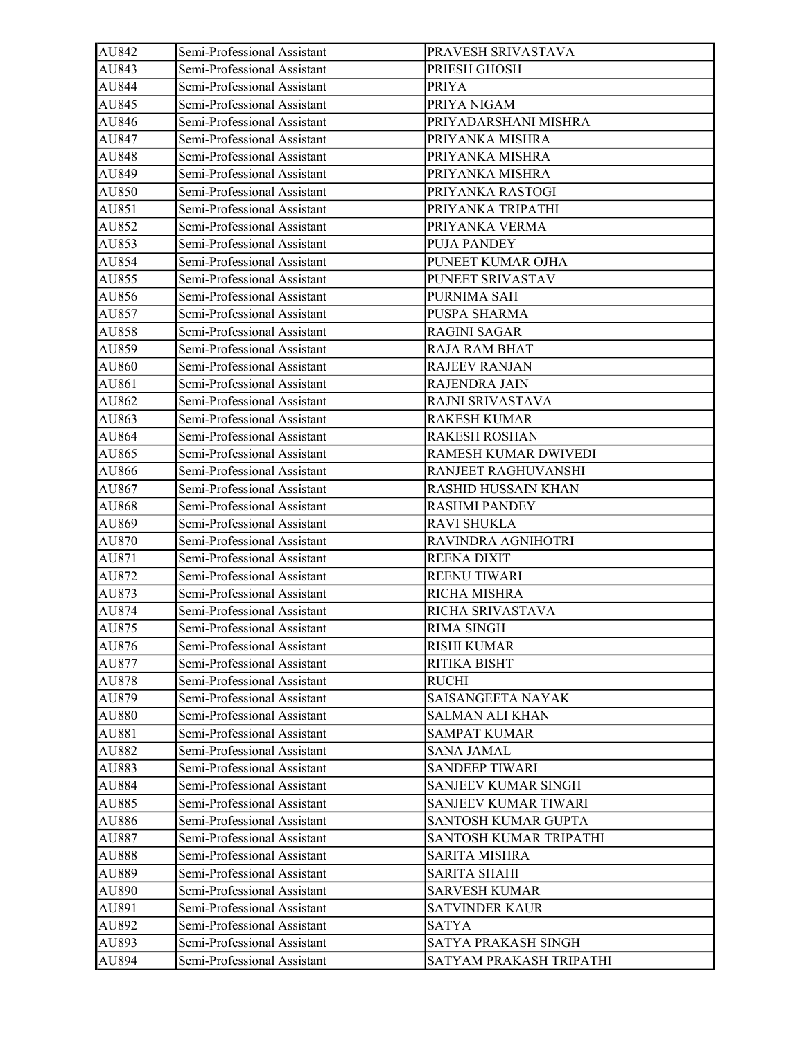| AU842 | Semi-Professional Assistant | PRAVESH SRIVASTAVA |
|---|---|---|
| AU843 | Semi-Professional Assistant | PRIESH GHOSH |
| AU844 | Semi-Professional Assistant | PRIYA |
| AU845 | Semi-Professional Assistant | PRIYA NIGAM |
| AU846 | Semi-Professional Assistant | PRIYADARSHANI MISHRA |
| AU847 | Semi-Professional Assistant | PRIYANKA MISHRA |
| AU848 | Semi-Professional Assistant | PRIYANKA MISHRA |
| AU849 | Semi-Professional Assistant | PRIYANKA MISHRA |
| AU850 | Semi-Professional Assistant | PRIYANKA RASTOGI |
| AU851 | Semi-Professional Assistant | PRIYANKA TRIPATHI |
| AU852 | Semi-Professional Assistant | PRIYANKA VERMA |
| AU853 | Semi-Professional Assistant | PUJA PANDEY |
| AU854 | Semi-Professional Assistant | PUNEET KUMAR OJHA |
| AU855 | Semi-Professional Assistant | PUNEET SRIVASTAV |
| AU856 | Semi-Professional Assistant | PURNIMA SAH |
| AU857 | Semi-Professional Assistant | PUSPA SHARMA |
| AU858 | Semi-Professional Assistant | RAGINI SAGAR |
| AU859 | Semi-Professional Assistant | RAJA RAM BHAT |
| AU860 | Semi-Professional Assistant | RAJEEV RANJAN |
| AU861 | Semi-Professional Assistant | RAJENDRA JAIN |
| AU862 | Semi-Professional Assistant | RAJNI SRIVASTAVA |
| AU863 | Semi-Professional Assistant | RAKESH KUMAR |
| AU864 | Semi-Professional Assistant | RAKESH ROSHAN |
| AU865 | Semi-Professional Assistant | RAMESH KUMAR DWIVEDI |
| AU866 | Semi-Professional Assistant | RANJEET RAGHUVANSHI |
| AU867 | Semi-Professional Assistant | RASHID HUSSAIN KHAN |
| AU868 | Semi-Professional Assistant | RASHMI PANDEY |
| AU869 | Semi-Professional Assistant | RAVI SHUKLA |
| AU870 | Semi-Professional Assistant | RAVINDRA AGNIHOTRI |
| AU871 | Semi-Professional Assistant | REENA DIXIT |
| AU872 | Semi-Professional Assistant | REENU TIWARI |
| AU873 | Semi-Professional Assistant | RICHA MISHRA |
| AU874 | Semi-Professional Assistant | RICHA SRIVASTAVA |
| AU875 | Semi-Professional Assistant | RIMA SINGH |
| AU876 | Semi-Professional Assistant | RISHI KUMAR |
| AU877 | Semi-Professional Assistant | RITIKA BISHT |
| AU878 | Semi-Professional Assistant | RUCHI |
| AU879 | Semi-Professional Assistant | SAISANGEETA NAYAK |
| AU880 | Semi-Professional Assistant | SALMAN ALI KHAN |
| AU881 | Semi-Professional Assistant | SAMPAT KUMAR |
| AU882 | Semi-Professional Assistant | SANA JAMAL |
| AU883 | Semi-Professional Assistant | SANDEEP TIWARI |
| AU884 | Semi-Professional Assistant | SANJEEV KUMAR SINGH |
| AU885 | Semi-Professional Assistant | SANJEEV KUMAR TIWARI |
| AU886 | Semi-Professional Assistant | SANTOSH KUMAR GUPTA |
| AU887 | Semi-Professional Assistant | SANTOSH KUMAR TRIPATHI |
| AU888 | Semi-Professional Assistant | SARITA MISHRA |
| AU889 | Semi-Professional Assistant | SARITA SHAHI |
| AU890 | Semi-Professional Assistant | SARVESH KUMAR |
| AU891 | Semi-Professional Assistant | SATVINDER KAUR |
| AU892 | Semi-Professional Assistant | SATYA |
| AU893 | Semi-Professional Assistant | SATYA PRAKASH SINGH |
| AU894 | Semi-Professional Assistant | SATYAM PRAKASH TRIPATHI |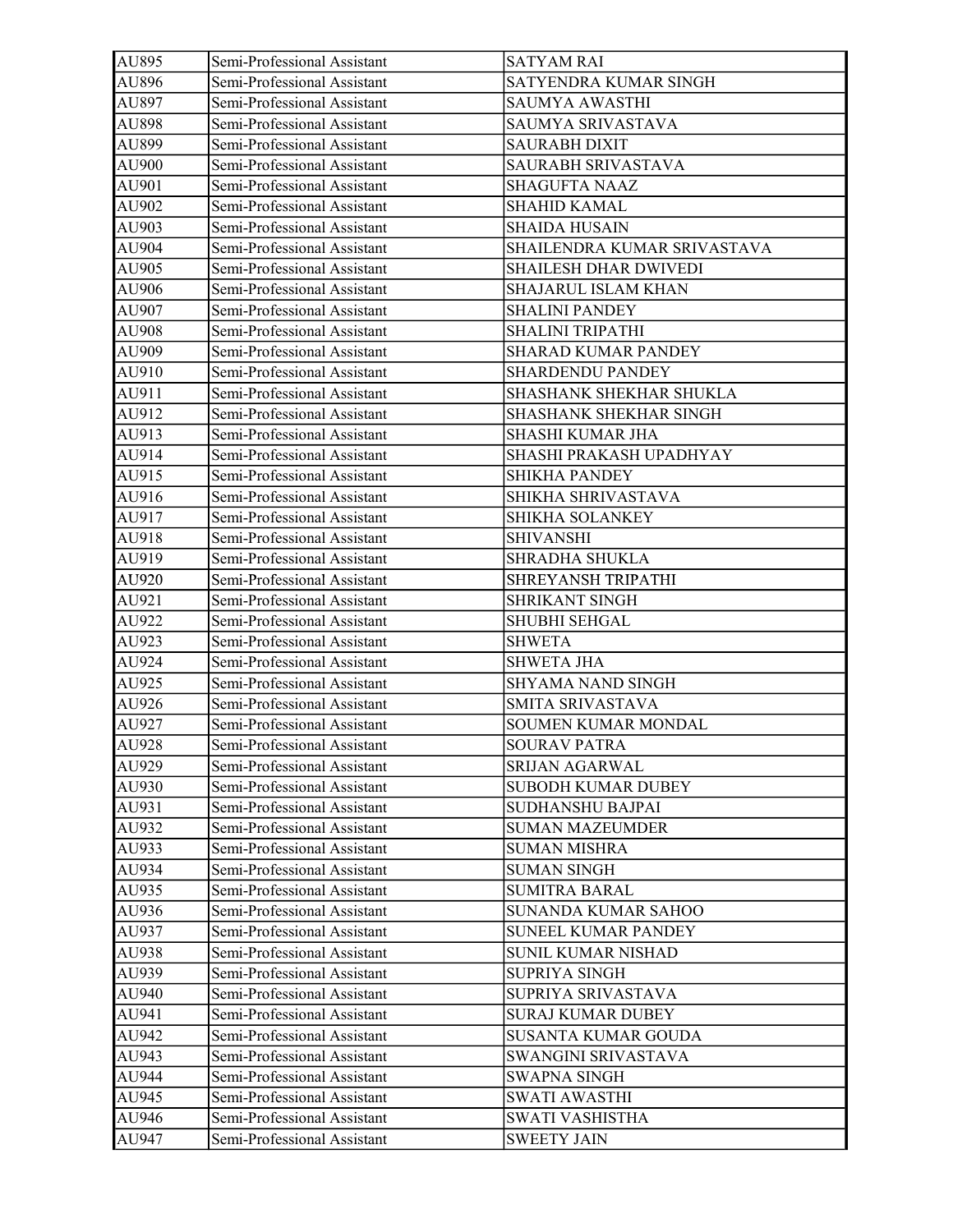| AU895 | Semi-Professional Assistant | SATYAM RAI |
|---|---|---|
| AU896 | Semi-Professional Assistant | SATYENDRA KUMAR SINGH |
| AU897 | Semi-Professional Assistant | SAUMYA AWASTHI |
| AU898 | Semi-Professional Assistant | SAUMYA SRIVASTAVA |
| AU899 | Semi-Professional Assistant | SAURABH DIXIT |
| AU900 | Semi-Professional Assistant | SAURABH SRIVASTAVA |
| AU901 | Semi-Professional Assistant | SHAGUFTA NAAZ |
| AU902 | Semi-Professional Assistant | SHAHID KAMAL |
| AU903 | Semi-Professional Assistant | SHAIDA HUSAIN |
| AU904 | Semi-Professional Assistant | SHAILENDRA KUMAR SRIVASTAVA |
| AU905 | Semi-Professional Assistant | SHAILESH DHAR DWIVEDI |
| AU906 | Semi-Professional Assistant | SHAJARUL ISLAM KHAN |
| AU907 | Semi-Professional Assistant | SHALINI PANDEY |
| AU908 | Semi-Professional Assistant | SHALINI TRIPATHI |
| AU909 | Semi-Professional Assistant | SHARAD KUMAR PANDEY |
| AU910 | Semi-Professional Assistant | SHARDENDU PANDEY |
| AU911 | Semi-Professional Assistant | SHASHANK SHEKHAR SHUKLA |
| AU912 | Semi-Professional Assistant | SHASHANK SHEKHAR SINGH |
| AU913 | Semi-Professional Assistant | SHASHI KUMAR JHA |
| AU914 | Semi-Professional Assistant | SHASHI PRAKASH UPADHYAY |
| AU915 | Semi-Professional Assistant | SHIKHA PANDEY |
| AU916 | Semi-Professional Assistant | SHIKHA SHRIVASTAVA |
| AU917 | Semi-Professional Assistant | SHIKHA SOLANKEY |
| AU918 | Semi-Professional Assistant | SHIVANSHI |
| AU919 | Semi-Professional Assistant | SHRADHA SHUKLA |
| AU920 | Semi-Professional Assistant | SHREYANSH TRIPATHI |
| AU921 | Semi-Professional Assistant | SHRIKANT SINGH |
| AU922 | Semi-Professional Assistant | SHUBHI SEHGAL |
| AU923 | Semi-Professional Assistant | SHWETA |
| AU924 | Semi-Professional Assistant | SHWETA JHA |
| AU925 | Semi-Professional Assistant | SHYAMA NAND SINGH |
| AU926 | Semi-Professional Assistant | SMITA SRIVASTAVA |
| AU927 | Semi-Professional Assistant | SOUMEN KUMAR MONDAL |
| AU928 | Semi-Professional Assistant | SOURAV PATRA |
| AU929 | Semi-Professional Assistant | SRIJAN AGARWAL |
| AU930 | Semi-Professional Assistant | SUBODH KUMAR DUBEY |
| AU931 | Semi-Professional Assistant | SUDHANSHU BAJPAI |
| AU932 | Semi-Professional Assistant | SUMAN MAZEUMDER |
| AU933 | Semi-Professional Assistant | SUMAN MISHRA |
| AU934 | Semi-Professional Assistant | SUMAN SINGH |
| AU935 | Semi-Professional Assistant | SUMITRA BARAL |
| AU936 | Semi-Professional Assistant | SUNANDA KUMAR SAHOO |
| AU937 | Semi-Professional Assistant | SUNEEL KUMAR PANDEY |
| AU938 | Semi-Professional Assistant | SUNIL KUMAR NISHAD |
| AU939 | Semi-Professional Assistant | SUPRIYA SINGH |
| AU940 | Semi-Professional Assistant | SUPRIYA SRIVASTAVA |
| AU941 | Semi-Professional Assistant | SURAJ KUMAR DUBEY |
| AU942 | Semi-Professional Assistant | SUSANTA KUMAR GOUDA |
| AU943 | Semi-Professional Assistant | SWANGINI SRIVASTAVA |
| AU944 | Semi-Professional Assistant | SWAPNA SINGH |
| AU945 | Semi-Professional Assistant | SWATI AWASTHI |
| AU946 | Semi-Professional Assistant | SWATI VASHISTHA |
| AU947 | Semi-Professional Assistant | SWEETY JAIN |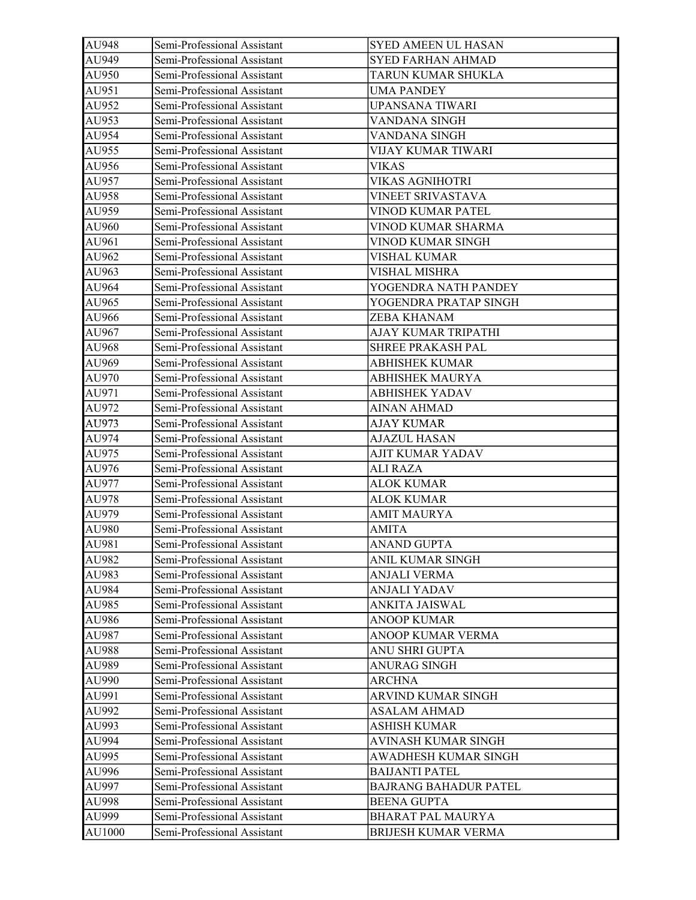| AU948 | Semi-Professional Assistant | SYED AMEEN UL HASAN |
|---|---|---|
| AU949 | Semi-Professional Assistant | SYED FARHAN AHMAD |
| AU950 | Semi-Professional Assistant | TARUN KUMAR SHUKLA |
| AU951 | Semi-Professional Assistant | UMA PANDEY |
| AU952 | Semi-Professional Assistant | UPANSANA TIWARI |
| AU953 | Semi-Professional Assistant | VANDANA SINGH |
| AU954 | Semi-Professional Assistant | VANDANA SINGH |
| AU955 | Semi-Professional Assistant | VIJAY KUMAR TIWARI |
| AU956 | Semi-Professional Assistant | VIKAS |
| AU957 | Semi-Professional Assistant | VIKAS AGNIHOTRI |
| AU958 | Semi-Professional Assistant | VINEET SRIVASTAVA |
| AU959 | Semi-Professional Assistant | VINOD KUMAR PATEL |
| AU960 | Semi-Professional Assistant | VINOD KUMAR SHARMA |
| AU961 | Semi-Professional Assistant | VINOD KUMAR SINGH |
| AU962 | Semi-Professional Assistant | VISHAL KUMAR |
| AU963 | Semi-Professional Assistant | VISHAL MISHRA |
| AU964 | Semi-Professional Assistant | YOGENDRA NATH PANDEY |
| AU965 | Semi-Professional Assistant | YOGENDRA PRATAP SINGH |
| AU966 | Semi-Professional Assistant | ZEBA KHANAM |
| AU967 | Semi-Professional Assistant | AJAY KUMAR TRIPATHI |
| AU968 | Semi-Professional Assistant | SHREE PRAKASH PAL |
| AU969 | Semi-Professional Assistant | ABHISHEK KUMAR |
| AU970 | Semi-Professional Assistant | ABHISHEK MAURYA |
| AU971 | Semi-Professional Assistant | ABHISHEK YADAV |
| AU972 | Semi-Professional Assistant | AINAN AHMAD |
| AU973 | Semi-Professional Assistant | AJAY KUMAR |
| AU974 | Semi-Professional Assistant | AJAZUL HASAN |
| AU975 | Semi-Professional Assistant | AJIT KUMAR YADAV |
| AU976 | Semi-Professional Assistant | ALI RAZA |
| AU977 | Semi-Professional Assistant | ALOK KUMAR |
| AU978 | Semi-Professional Assistant | ALOK KUMAR |
| AU979 | Semi-Professional Assistant | AMIT MAURYA |
| AU980 | Semi-Professional Assistant | AMITA |
| AU981 | Semi-Professional Assistant | ANAND GUPTA |
| AU982 | Semi-Professional Assistant | ANIL KUMAR SINGH |
| AU983 | Semi-Professional Assistant | ANJALI VERMA |
| AU984 | Semi-Professional Assistant | ANJALI YADAV |
| AU985 | Semi-Professional Assistant | ANKITA JAISWAL |
| AU986 | Semi-Professional Assistant | ANOOP KUMAR |
| AU987 | Semi-Professional Assistant | ANOOP KUMAR VERMA |
| AU988 | Semi-Professional Assistant | ANU SHRI GUPTA |
| AU989 | Semi-Professional Assistant | ANURAG SINGH |
| AU990 | Semi-Professional Assistant | ARCHNA |
| AU991 | Semi-Professional Assistant | ARVIND KUMAR SINGH |
| AU992 | Semi-Professional Assistant | ASALAM AHMAD |
| AU993 | Semi-Professional Assistant | ASHISH KUMAR |
| AU994 | Semi-Professional Assistant | AVINASH KUMAR SINGH |
| AU995 | Semi-Professional Assistant | AWADHESH KUMAR SINGH |
| AU996 | Semi-Professional Assistant | BAIJANTI PATEL |
| AU997 | Semi-Professional Assistant | BAJRANG BAHADUR PATEL |
| AU998 | Semi-Professional Assistant | BEENA GUPTA |
| AU999 | Semi-Professional Assistant | BHARAT PAL MAURYA |
| AU1000 | Semi-Professional Assistant | BRIJESH KUMAR VERMA |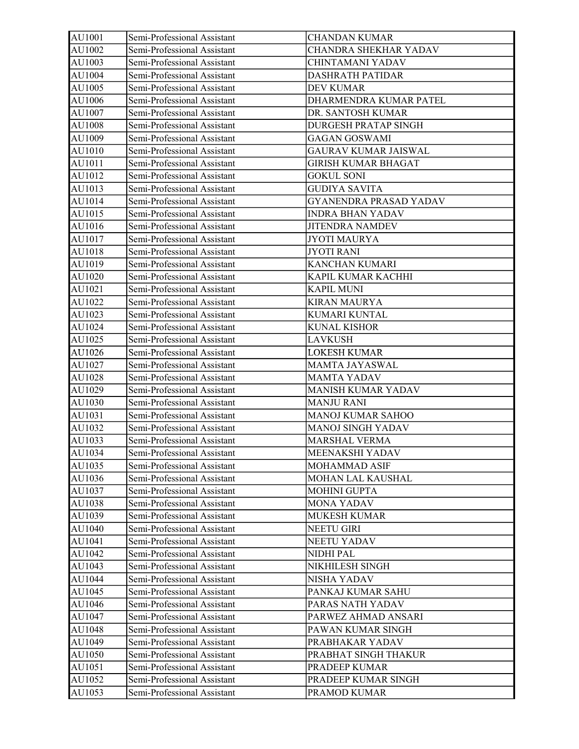| AU1001 | Semi-Professional Assistant | CHANDAN KUMAR |
|---|---|---|
| AU1002 | Semi-Professional Assistant | CHANDRA SHEKHAR YADAV |
| AU1003 | Semi-Professional Assistant | CHINTAMANI YADAV |
| AU1004 | Semi-Professional Assistant | DASHRATH PATIDAR |
| AU1005 | Semi-Professional Assistant | DEV KUMAR |
| AU1006 | Semi-Professional Assistant | DHARMENDRA KUMAR PATEL |
| AU1007 | Semi-Professional Assistant | DR. SANTOSH KUMAR |
| AU1008 | Semi-Professional Assistant | DURGESH PRATAP SINGH |
| AU1009 | Semi-Professional Assistant | GAGAN GOSWAMI |
| AU1010 | Semi-Professional Assistant | GAURAV KUMAR JAISWAL |
| AU1011 | Semi-Professional Assistant | GIRISH KUMAR BHAGAT |
| AU1012 | Semi-Professional Assistant | GOKUL SONI |
| AU1013 | Semi-Professional Assistant | GUDIYA SAVITA |
| AU1014 | Semi-Professional Assistant | GYANENDRA PRASAD YADAV |
| AU1015 | Semi-Professional Assistant | INDRA BHAN YADAV |
| AU1016 | Semi-Professional Assistant | JITENDRA NAMDEV |
| AU1017 | Semi-Professional Assistant | JYOTI MAURYA |
| AU1018 | Semi-Professional Assistant | JYOTI RANI |
| AU1019 | Semi-Professional Assistant | KANCHAN KUMARI |
| AU1020 | Semi-Professional Assistant | KAPIL KUMAR KACHHI |
| AU1021 | Semi-Professional Assistant | KAPIL MUNI |
| AU1022 | Semi-Professional Assistant | KIRAN MAURYA |
| AU1023 | Semi-Professional Assistant | KUMARI KUNTAL |
| AU1024 | Semi-Professional Assistant | KUNAL KISHOR |
| AU1025 | Semi-Professional Assistant | LAVKUSH |
| AU1026 | Semi-Professional Assistant | LOKESH KUMAR |
| AU1027 | Semi-Professional Assistant | MAMTA JAYASWAL |
| AU1028 | Semi-Professional Assistant | MAMTA YADAV |
| AU1029 | Semi-Professional Assistant | MANISH KUMAR YADAV |
| AU1030 | Semi-Professional Assistant | MANJU RANI |
| AU1031 | Semi-Professional Assistant | MANOJ KUMAR SAHOO |
| AU1032 | Semi-Professional Assistant | MANOJ SINGH YADAV |
| AU1033 | Semi-Professional Assistant | MARSHAL VERMA |
| AU1034 | Semi-Professional Assistant | MEENAKSHI YADAV |
| AU1035 | Semi-Professional Assistant | MOHAMMAD ASIF |
| AU1036 | Semi-Professional Assistant | MOHAN LAL KAUSHAL |
| AU1037 | Semi-Professional Assistant | MOHINI GUPTA |
| AU1038 | Semi-Professional Assistant | MONA YADAV |
| AU1039 | Semi-Professional Assistant | MUKESH KUMAR |
| AU1040 | Semi-Professional Assistant | NEETU GIRI |
| AU1041 | Semi-Professional Assistant | NEETU YADAV |
| AU1042 | Semi-Professional Assistant | NIDHI PAL |
| AU1043 | Semi-Professional Assistant | NIKHILESH SINGH |
| AU1044 | Semi-Professional Assistant | NISHA YADAV |
| AU1045 | Semi-Professional Assistant | PANKAJ KUMAR SAHU |
| AU1046 | Semi-Professional Assistant | PARAS NATH YADAV |
| AU1047 | Semi-Professional Assistant | PARWEZ AHMAD ANSARI |
| AU1048 | Semi-Professional Assistant | PAWAN KUMAR SINGH |
| AU1049 | Semi-Professional Assistant | PRABHAKAR YADAV |
| AU1050 | Semi-Professional Assistant | PRABHAT SINGH THAKUR |
| AU1051 | Semi-Professional Assistant | PRADEEP KUMAR |
| AU1052 | Semi-Professional Assistant | PRADEEP KUMAR SINGH |
| AU1053 | Semi-Professional Assistant | PRAMOD KUMAR |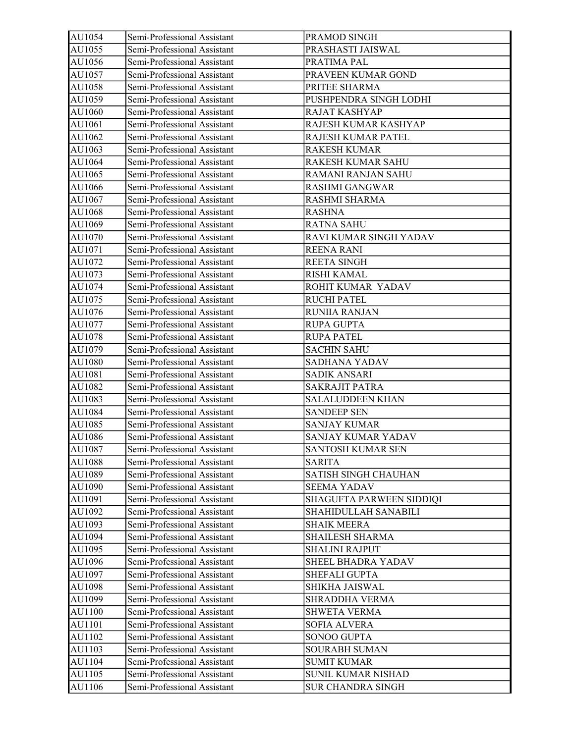| AU1054 | Semi-Professional Assistant | PRAMOD SINGH |
|---|---|---|
| AU1055 | Semi-Professional Assistant | PRASHASTI JAISWAL |
| AU1056 | Semi-Professional Assistant | PRATIMA PAL |
| AU1057 | Semi-Professional Assistant | PRAVEEN KUMAR GOND |
| AU1058 | Semi-Professional Assistant | PRITEE SHARMA |
| AU1059 | Semi-Professional Assistant | PUSHPENDRA SINGH LODHI |
| AU1060 | Semi-Professional Assistant | RAJAT KASHYAP |
| AU1061 | Semi-Professional Assistant | RAJESH KUMAR KASHYAP |
| AU1062 | Semi-Professional Assistant | RAJESH KUMAR PATEL |
| AU1063 | Semi-Professional Assistant | RAKESH KUMAR |
| AU1064 | Semi-Professional Assistant | RAKESH KUMAR SAHU |
| AU1065 | Semi-Professional Assistant | RAMANI RANJAN SAHU |
| AU1066 | Semi-Professional Assistant | RASHMI GANGWAR |
| AU1067 | Semi-Professional Assistant | RASHMI SHARMA |
| AU1068 | Semi-Professional Assistant | RASHNA |
| AU1069 | Semi-Professional Assistant | RATNA SAHU |
| AU1070 | Semi-Professional Assistant | RAVI KUMAR SINGH YADAV |
| AU1071 | Semi-Professional Assistant | REENA RANI |
| AU1072 | Semi-Professional Assistant | REETA SINGH |
| AU1073 | Semi-Professional Assistant | RISHI KAMAL |
| AU1074 | Semi-Professional Assistant | ROHIT KUMAR YADAV |
| AU1075 | Semi-Professional Assistant | RUCHI PATEL |
| AU1076 | Semi-Professional Assistant | RUNIIA RANJAN |
| AU1077 | Semi-Professional Assistant | RUPA GUPTA |
| AU1078 | Semi-Professional Assistant | RUPA PATEL |
| AU1079 | Semi-Professional Assistant | SACHIN SAHU |
| AU1080 | Semi-Professional Assistant | SADHANA YADAV |
| AU1081 | Semi-Professional Assistant | SADIK ANSARI |
| AU1082 | Semi-Professional Assistant | SAKRAJIT PATRA |
| AU1083 | Semi-Professional Assistant | SALALUDDEEN KHAN |
| AU1084 | Semi-Professional Assistant | SANDEEP SEN |
| AU1085 | Semi-Professional Assistant | SANJAY KUMAR |
| AU1086 | Semi-Professional Assistant | SANJAY KUMAR YADAV |
| AU1087 | Semi-Professional Assistant | SANTOSH KUMAR SEN |
| AU1088 | Semi-Professional Assistant | SARITA |
| AU1089 | Semi-Professional Assistant | SATISH SINGH CHAUHAN |
| AU1090 | Semi-Professional Assistant | SEEMA YADAV |
| AU1091 | Semi-Professional Assistant | SHAGUFTA PARWEEN SIDDIQI |
| AU1092 | Semi-Professional Assistant | SHAHIDULLAH SANABILI |
| AU1093 | Semi-Professional Assistant | SHAIK MEERA |
| AU1094 | Semi-Professional Assistant | SHAILESH SHARMA |
| AU1095 | Semi-Professional Assistant | SHALINI RAJPUT |
| AU1096 | Semi-Professional Assistant | SHEEL BHADRA YADAV |
| AU1097 | Semi-Professional Assistant | SHEFALI GUPTA |
| AU1098 | Semi-Professional Assistant | SHIKHA JAISWAL |
| AU1099 | Semi-Professional Assistant | SHRADDHA VERMA |
| AU1100 | Semi-Professional Assistant | SHWETA VERMA |
| AU1101 | Semi-Professional Assistant | SOFIA ALVERA |
| AU1102 | Semi-Professional Assistant | SONOO GUPTA |
| AU1103 | Semi-Professional Assistant | SOURABH SUMAN |
| AU1104 | Semi-Professional Assistant | SUMIT KUMAR |
| AU1105 | Semi-Professional Assistant | SUNIL KUMAR NISHAD |
| AU1106 | Semi-Professional Assistant | SUR CHANDRA SINGH |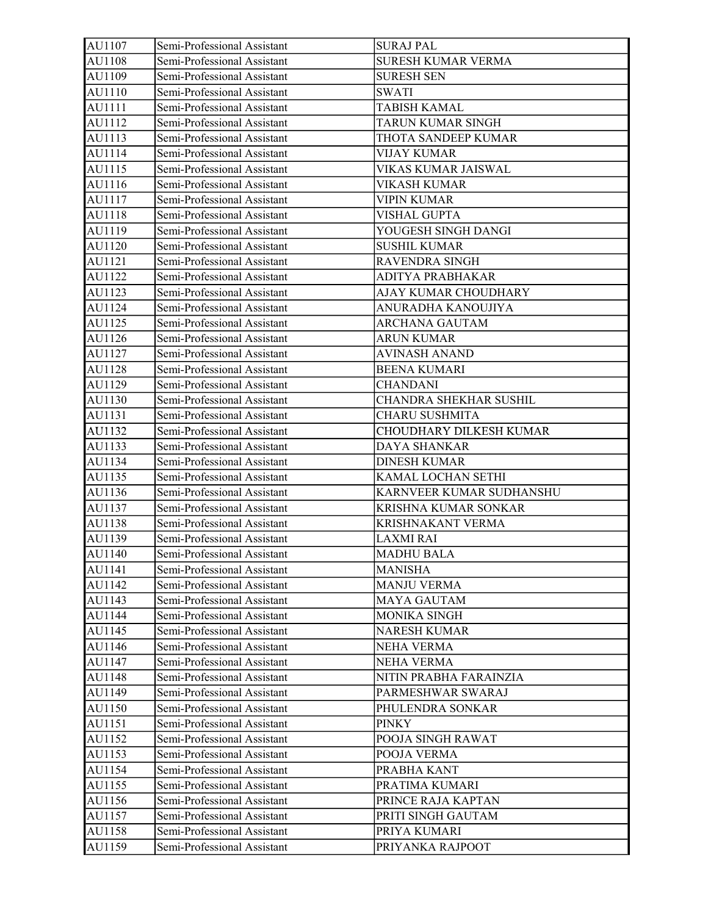| AU1107 | Semi-Professional Assistant | SURAJ PAL |
|---|---|---|
| AU1108 | Semi-Professional Assistant | SURESH KUMAR VERMA |
| AU1109 | Semi-Professional Assistant | SURESH SEN |
| AU1110 | Semi-Professional Assistant | SWATI |
| AU1111 | Semi-Professional Assistant | TABISH KAMAL |
| AU1112 | Semi-Professional Assistant | TARUN KUMAR SINGH |
| AU1113 | Semi-Professional Assistant | THOTA SANDEEP KUMAR |
| AU1114 | Semi-Professional Assistant | VIJAY KUMAR |
| AU1115 | Semi-Professional Assistant | VIKAS KUMAR JAISWAL |
| AU1116 | Semi-Professional Assistant | VIKASH KUMAR |
| AU1117 | Semi-Professional Assistant | VIPIN KUMAR |
| AU1118 | Semi-Professional Assistant | VISHAL GUPTA |
| AU1119 | Semi-Professional Assistant | YOUGESH SINGH DANGI |
| AU1120 | Semi-Professional Assistant | SUSHIL KUMAR |
| AU1121 | Semi-Professional Assistant | RAVENDRA SINGH |
| AU1122 | Semi-Professional Assistant | ADITYA PRABHAKAR |
| AU1123 | Semi-Professional Assistant | AJAY KUMAR CHOUDHARY |
| AU1124 | Semi-Professional Assistant | ANURADHA KANOUJIYA |
| AU1125 | Semi-Professional Assistant | ARCHANA GAUTAM |
| AU1126 | Semi-Professional Assistant | ARUN KUMAR |
| AU1127 | Semi-Professional Assistant | AVINASH ANAND |
| AU1128 | Semi-Professional Assistant | BEENA KUMARI |
| AU1129 | Semi-Professional Assistant | CHANDANI |
| AU1130 | Semi-Professional Assistant | CHANDRA SHEKHAR SUSHIL |
| AU1131 | Semi-Professional Assistant | CHARU SUSHMITA |
| AU1132 | Semi-Professional Assistant | CHOUDHARY DILKESH KUMAR |
| AU1133 | Semi-Professional Assistant | DAYA SHANKAR |
| AU1134 | Semi-Professional Assistant | DINESH KUMAR |
| AU1135 | Semi-Professional Assistant | KAMAL LOCHAN SETHI |
| AU1136 | Semi-Professional Assistant | KARNVEER KUMAR SUDHANSHU |
| AU1137 | Semi-Professional Assistant | KRISHNA KUMAR SONKAR |
| AU1138 | Semi-Professional Assistant | KRISHNAKANT VERMA |
| AU1139 | Semi-Professional Assistant | LAXMI RAI |
| AU1140 | Semi-Professional Assistant | MADHU BALA |
| AU1141 | Semi-Professional Assistant | MANISHA |
| AU1142 | Semi-Professional Assistant | MANJU VERMA |
| AU1143 | Semi-Professional Assistant | MAYA GAUTAM |
| AU1144 | Semi-Professional Assistant | MONIKA SINGH |
| AU1145 | Semi-Professional Assistant | NARESH KUMAR |
| AU1146 | Semi-Professional Assistant | NEHA VERMA |
| AU1147 | Semi-Professional Assistant | NEHA VERMA |
| AU1148 | Semi-Professional Assistant | NITIN PRABHA FARAINZIA |
| AU1149 | Semi-Professional Assistant | PARMESHWAR SWARAJ |
| AU1150 | Semi-Professional Assistant | PHULENDRA SONKAR |
| AU1151 | Semi-Professional Assistant | PINKY |
| AU1152 | Semi-Professional Assistant | POOJA SINGH RAWAT |
| AU1153 | Semi-Professional Assistant | POOJA VERMA |
| AU1154 | Semi-Professional Assistant | PRABHA KANT |
| AU1155 | Semi-Professional Assistant | PRATIMA KUMARI |
| AU1156 | Semi-Professional Assistant | PRINCE RAJA KAPTAN |
| AU1157 | Semi-Professional Assistant | PRITI SINGH GAUTAM |
| AU1158 | Semi-Professional Assistant | PRIYA KUMARI |
| AU1159 | Semi-Professional Assistant | PRIYANKA RAJPOOT |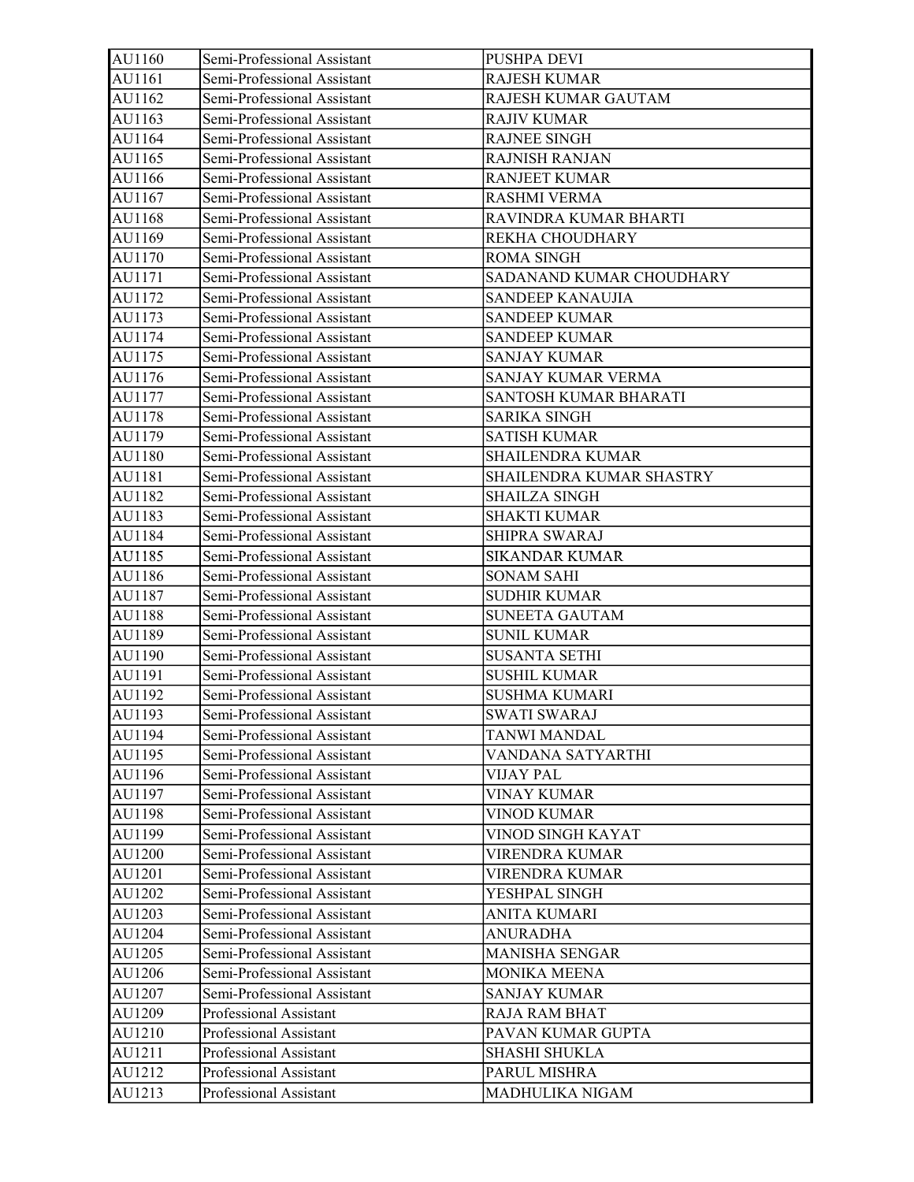| AU1160 | Semi-Professional Assistant | PUSHPA DEVI |
|---|---|---|
| AU1161 | Semi-Professional Assistant | RAJESH KUMAR |
| AU1162 | Semi-Professional Assistant | RAJESH KUMAR GAUTAM |
| AU1163 | Semi-Professional Assistant | RAJIV KUMAR |
| AU1164 | Semi-Professional Assistant | RAJNEE SINGH |
| AU1165 | Semi-Professional Assistant | RAJNISH RANJAN |
| AU1166 | Semi-Professional Assistant | RANJEET KUMAR |
| AU1167 | Semi-Professional Assistant | RASHMI VERMA |
| AU1168 | Semi-Professional Assistant | RAVINDRA KUMAR BHARTI |
| AU1169 | Semi-Professional Assistant | REKHA CHOUDHARY |
| AU1170 | Semi-Professional Assistant | ROMA SINGH |
| AU1171 | Semi-Professional Assistant | SADANAND KUMAR CHOUDHARY |
| AU1172 | Semi-Professional Assistant | SANDEEP KANAUJIA |
| AU1173 | Semi-Professional Assistant | SANDEEP KUMAR |
| AU1174 | Semi-Professional Assistant | SANDEEP KUMAR |
| AU1175 | Semi-Professional Assistant | SANJAY KUMAR |
| AU1176 | Semi-Professional Assistant | SANJAY KUMAR VERMA |
| AU1177 | Semi-Professional Assistant | SANTOSH KUMAR BHARATI |
| AU1178 | Semi-Professional Assistant | SARIKA SINGH |
| AU1179 | Semi-Professional Assistant | SATISH KUMAR |
| AU1180 | Semi-Professional Assistant | SHAILENDRA KUMAR |
| AU1181 | Semi-Professional Assistant | SHAILENDRA KUMAR SHASTRY |
| AU1182 | Semi-Professional Assistant | SHAILZA SINGH |
| AU1183 | Semi-Professional Assistant | SHAKTI KUMAR |
| AU1184 | Semi-Professional Assistant | SHIPRA SWARAJ |
| AU1185 | Semi-Professional Assistant | SIKANDAR KUMAR |
| AU1186 | Semi-Professional Assistant | SONAM SAHI |
| AU1187 | Semi-Professional Assistant | SUDHIR KUMAR |
| AU1188 | Semi-Professional Assistant | SUNEETA GAUTAM |
| AU1189 | Semi-Professional Assistant | SUNIL KUMAR |
| AU1190 | Semi-Professional Assistant | SUSANTA SETHI |
| AU1191 | Semi-Professional Assistant | SUSHIL KUMAR |
| AU1192 | Semi-Professional Assistant | SUSHMA KUMARI |
| AU1193 | Semi-Professional Assistant | SWATI SWARAJ |
| AU1194 | Semi-Professional Assistant | TANWI MANDAL |
| AU1195 | Semi-Professional Assistant | VANDANA SATYARTHI |
| AU1196 | Semi-Professional Assistant | VIJAY PAL |
| AU1197 | Semi-Professional Assistant | VINAY KUMAR |
| AU1198 | Semi-Professional Assistant | VINOD KUMAR |
| AU1199 | Semi-Professional Assistant | VINOD SINGH KAYAT |
| AU1200 | Semi-Professional Assistant | VIRENDRA KUMAR |
| AU1201 | Semi-Professional Assistant | VIRENDRA KUMAR |
| AU1202 | Semi-Professional Assistant | YESHPAL SINGH |
| AU1203 | Semi-Professional Assistant | ANITA KUMARI |
| AU1204 | Semi-Professional Assistant | ANURADHA |
| AU1205 | Semi-Professional Assistant | MANISHA SENGAR |
| AU1206 | Semi-Professional Assistant | MONIKA MEENA |
| AU1207 | Semi-Professional Assistant | SANJAY KUMAR |
| AU1209 | Professional Assistant | RAJA RAM BHAT |
| AU1210 | Professional Assistant | PAVAN KUMAR GUPTA |
| AU1211 | Professional Assistant | SHASHI SHUKLA |
| AU1212 | Professional Assistant | PARUL MISHRA |
| AU1213 | Professional Assistant | MADHULIKA NIGAM |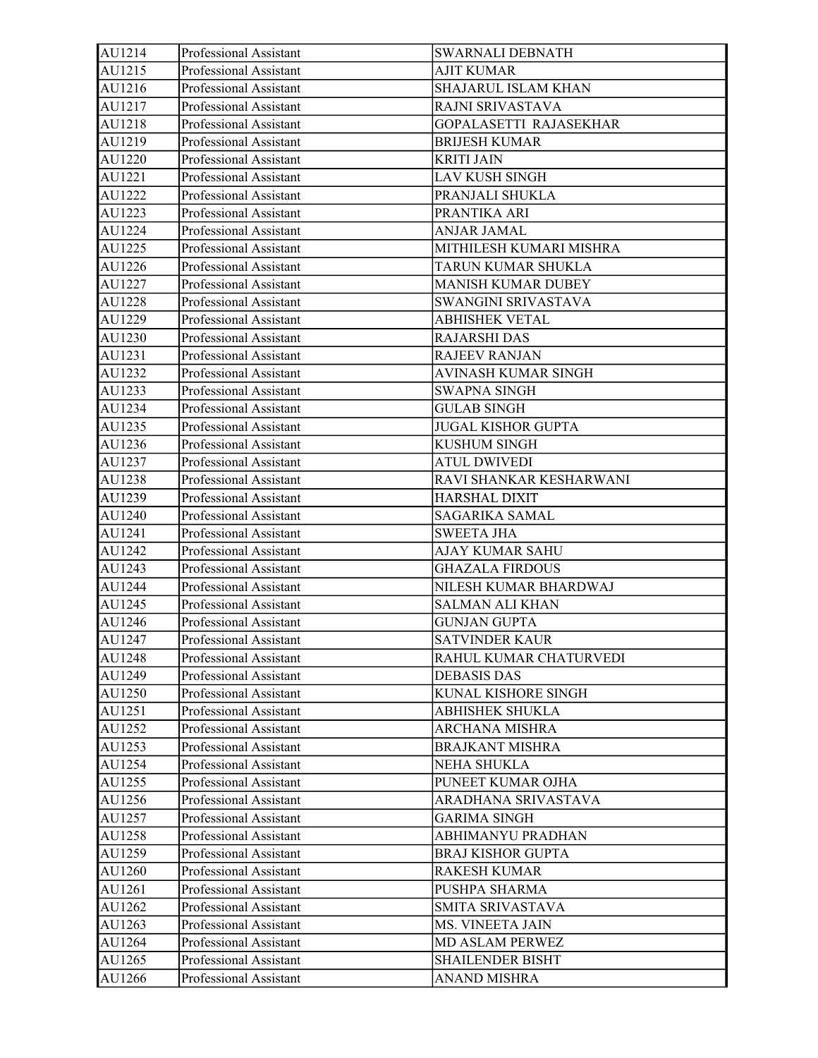| AU1214 | Professional Assistant | SWARNALI DEBNATH |
|---|---|---|
| AU1215 | Professional Assistant | AJIT KUMAR |
| AU1216 | Professional Assistant | SHAJARUL ISLAM KHAN |
| AU1217 | Professional Assistant | RAJNI SRIVASTAVA |
| AU1218 | Professional Assistant | GOPALASETTI RAJASEKHAR |
| AU1219 | Professional Assistant | BRIJESH KUMAR |
| AU1220 | Professional Assistant | KRITI JAIN |
| AU1221 | Professional Assistant | LAV KUSH SINGH |
| AU1222 | Professional Assistant | PRANJALI SHUKLA |
| AU1223 | Professional Assistant | PRANTIKA ARI |
| AU1224 | Professional Assistant | ANJAR JAMAL |
| AU1225 | Professional Assistant | MITHILESH KUMARI MISHRA |
| AU1226 | Professional Assistant | TARUN KUMAR SHUKLA |
| AU1227 | Professional Assistant | MANISH KUMAR DUBEY |
| AU1228 | Professional Assistant | SWANGINI SRIVASTAVA |
| AU1229 | Professional Assistant | ABHISHEK VETAL |
| AU1230 | Professional Assistant | RAJARSHI DAS |
| AU1231 | Professional Assistant | RAJEEV RANJAN |
| AU1232 | Professional Assistant | AVINASH KUMAR SINGH |
| AU1233 | Professional Assistant | SWAPNA SINGH |
| AU1234 | Professional Assistant | GULAB SINGH |
| AU1235 | Professional Assistant | JUGAL KISHOR GUPTA |
| AU1236 | Professional Assistant | KUSHUM SINGH |
| AU1237 | Professional Assistant | ATUL DWIVEDI |
| AU1238 | Professional Assistant | RAVI SHANKAR KESHARWANI |
| AU1239 | Professional Assistant | HARSHAL DIXIT |
| AU1240 | Professional Assistant | SAGARIKA SAMAL |
| AU1241 | Professional Assistant | SWEETA JHA |
| AU1242 | Professional Assistant | AJAY KUMAR SAHU |
| AU1243 | Professional Assistant | GHAZALA FIRDOUS |
| AU1244 | Professional Assistant | NILESH KUMAR BHARDWAJ |
| AU1245 | Professional Assistant | SALMAN ALI KHAN |
| AU1246 | Professional Assistant | GUNJAN GUPTA |
| AU1247 | Professional Assistant | SATVINDER KAUR |
| AU1248 | Professional Assistant | RAHUL KUMAR CHATURVEDI |
| AU1249 | Professional Assistant | DEBASIS DAS |
| AU1250 | Professional Assistant | KUNAL KISHORE SINGH |
| AU1251 | Professional Assistant | ABHISHEK SHUKLA |
| AU1252 | Professional Assistant | ARCHANA MISHRA |
| AU1253 | Professional Assistant | BRAJKANT MISHRA |
| AU1254 | Professional Assistant | NEHA SHUKLA |
| AU1255 | Professional Assistant | PUNEET KUMAR OJHA |
| AU1256 | Professional Assistant | ARADHANA SRIVASTAVA |
| AU1257 | Professional Assistant | GARIMA SINGH |
| AU1258 | Professional Assistant | ABHIMANYU PRADHAN |
| AU1259 | Professional Assistant | BRAJ KISHOR GUPTA |
| AU1260 | Professional Assistant | RAKESH KUMAR |
| AU1261 | Professional Assistant | PUSHPA SHARMA |
| AU1262 | Professional Assistant | SMITA SRIVASTAVA |
| AU1263 | Professional Assistant | MS. VINEETA JAIN |
| AU1264 | Professional Assistant | MD ASLAM PERWEZ |
| AU1265 | Professional Assistant | SHAILENDER BISHT |
| AU1266 | Professional Assistant | ANAND MISHRA |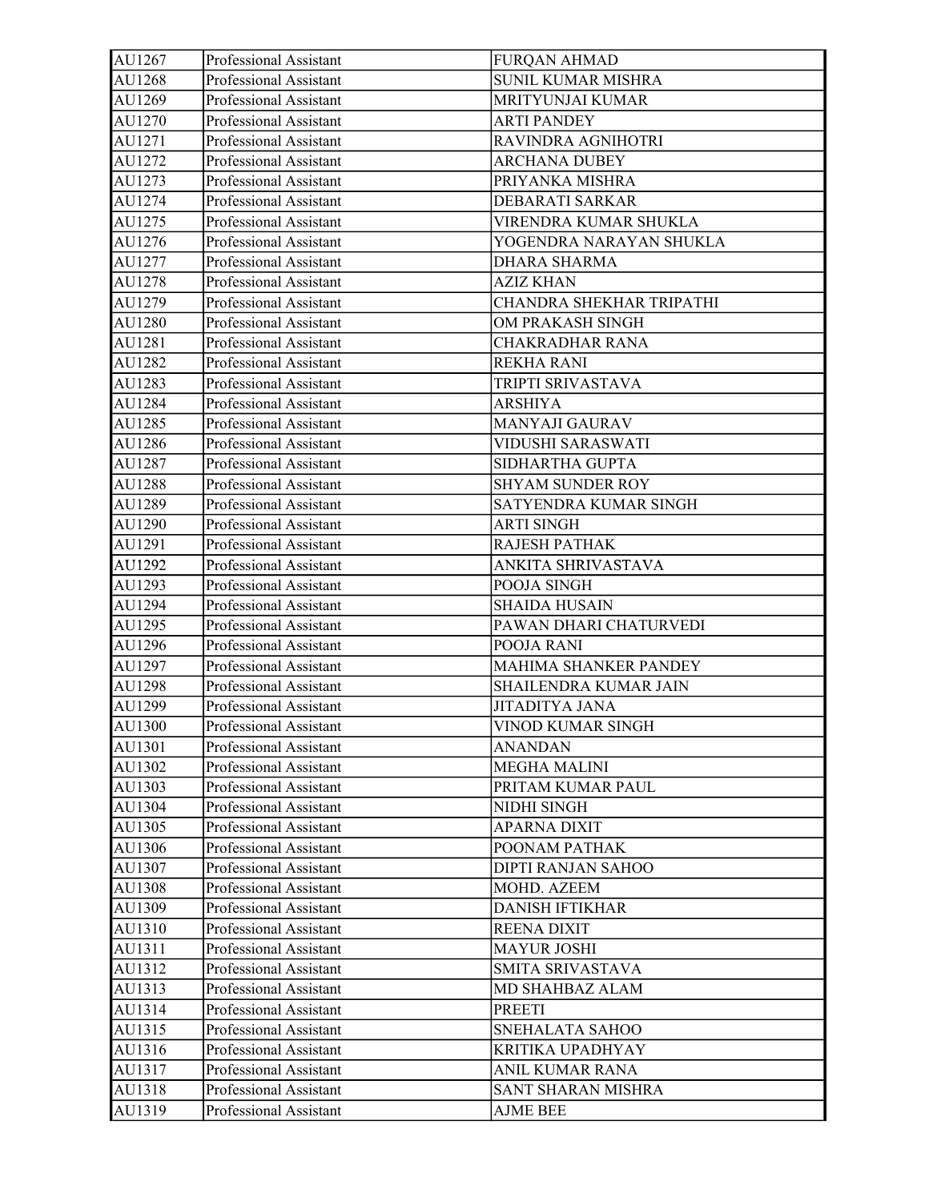| AU1267 | Professional Assistant | FURQAN AHMAD |
|---|---|---|
| AU1268 | Professional Assistant | SUNIL KUMAR MISHRA |
| AU1269 | Professional Assistant | MRITYUNJAI KUMAR |
| AU1270 | Professional Assistant | ARTI PANDEY |
| AU1271 | Professional Assistant | RAVINDRA AGNIHOTRI |
| AU1272 | Professional Assistant | ARCHANA DUBEY |
| AU1273 | Professional Assistant | PRIYANKA MISHRA |
| AU1274 | Professional Assistant | DEBARATI SARKAR |
| AU1275 | Professional Assistant | VIRENDRA KUMAR SHUKLA |
| AU1276 | Professional Assistant | YOGENDRA NARAYAN SHUKLA |
| AU1277 | Professional Assistant | DHARA SHARMA |
| AU1278 | Professional Assistant | AZIZ KHAN |
| AU1279 | Professional Assistant | CHANDRA SHEKHAR TRIPATHI |
| AU1280 | Professional Assistant | OM PRAKASH SINGH |
| AU1281 | Professional Assistant | CHAKRADHAR RANA |
| AU1282 | Professional Assistant | REKHA RANI |
| AU1283 | Professional Assistant | TRIPTI SRIVASTAVA |
| AU1284 | Professional Assistant | ARSHIYA |
| AU1285 | Professional Assistant | MANYAJI GAURAV |
| AU1286 | Professional Assistant | VIDUSHI SARASWATI |
| AU1287 | Professional Assistant | SIDHARTHA GUPTA |
| AU1288 | Professional Assistant | SHYAM SUNDER ROY |
| AU1289 | Professional Assistant | SATYENDRA KUMAR SINGH |
| AU1290 | Professional Assistant | ARTI SINGH |
| AU1291 | Professional Assistant | RAJESH PATHAK |
| AU1292 | Professional Assistant | ANKITA SHRIVASTAVA |
| AU1293 | Professional Assistant | POOJA SINGH |
| AU1294 | Professional Assistant | SHAIDA HUSAIN |
| AU1295 | Professional Assistant | PAWAN DHARI CHATURVEDI |
| AU1296 | Professional Assistant | POOJA RANI |
| AU1297 | Professional Assistant | MAHIMA SHANKER PANDEY |
| AU1298 | Professional Assistant | SHAILENDRA KUMAR JAIN |
| AU1299 | Professional Assistant | JITADITYA JANA |
| AU1300 | Professional Assistant | VINOD KUMAR SINGH |
| AU1301 | Professional Assistant | ANANDAN |
| AU1302 | Professional Assistant | MEGHA MALINI |
| AU1303 | Professional Assistant | PRITAM KUMAR PAUL |
| AU1304 | Professional Assistant | NIDHI SINGH |
| AU1305 | Professional Assistant | APARNA DIXIT |
| AU1306 | Professional Assistant | POONAM PATHAK |
| AU1307 | Professional Assistant | DIPTI RANJAN SAHOO |
| AU1308 | Professional Assistant | MOHD. AZEEM |
| AU1309 | Professional Assistant | DANISH IFTIKHAR |
| AU1310 | Professional Assistant | REENA DIXIT |
| AU1311 | Professional Assistant | MAYUR JOSHI |
| AU1312 | Professional Assistant | SMITA SRIVASTAVA |
| AU1313 | Professional Assistant | MD SHAHBAZ ALAM |
| AU1314 | Professional Assistant | PREETI |
| AU1315 | Professional Assistant | SNEHALATA SAHOO |
| AU1316 | Professional Assistant | KRITIKA UPADHYAY |
| AU1317 | Professional Assistant | ANIL KUMAR RANA |
| AU1318 | Professional Assistant | SANT SHARAN MISHRA |
| AU1319 | Professional Assistant | AJME BEE |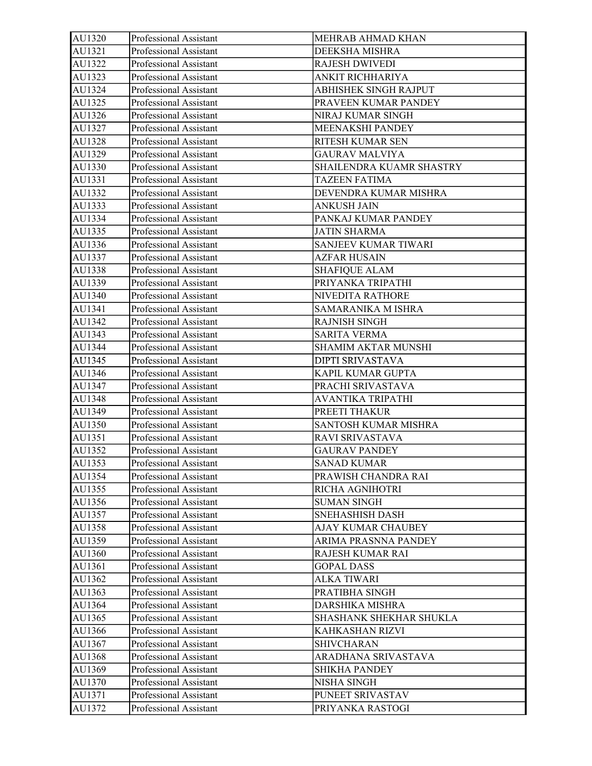| AU1320 | Professional Assistant | MEHRAB AHMAD KHAN |
|---|---|---|
| AU1321 | Professional Assistant | DEEKSHA MISHRA |
| AU1322 | Professional Assistant | RAJESH DWIVEDI |
| AU1323 | Professional Assistant | ANKIT RICHHARIYA |
| AU1324 | Professional Assistant | ABHISHEK SINGH RAJPUT |
| AU1325 | Professional Assistant | PRAVEEN KUMAR PANDEY |
| AU1326 | Professional Assistant | NIRAJ KUMAR SINGH |
| AU1327 | Professional Assistant | MEENAKSHI PANDEY |
| AU1328 | Professional Assistant | RITESH KUMAR SEN |
| AU1329 | Professional Assistant | GAURAV MALVIYA |
| AU1330 | Professional Assistant | SHAILENDRA KUAMR SHASTRY |
| AU1331 | Professional Assistant | TAZEEN FATIMA |
| AU1332 | Professional Assistant | DEVENDRA KUMAR MISHRA |
| AU1333 | Professional Assistant | ANKUSH JAIN |
| AU1334 | Professional Assistant | PANKAJ KUMAR PANDEY |
| AU1335 | Professional Assistant | JATIN SHARMA |
| AU1336 | Professional Assistant | SANJEEV KUMAR TIWARI |
| AU1337 | Professional Assistant | AZFAR HUSAIN |
| AU1338 | Professional Assistant | SHAFIQUE ALAM |
| AU1339 | Professional Assistant | PRIYANKA TRIPATHI |
| AU1340 | Professional Assistant | NIVEDITA RATHORE |
| AU1341 | Professional Assistant | SAMARANIKA M ISHRA |
| AU1342 | Professional Assistant | RAJNISH SINGH |
| AU1343 | Professional Assistant | SARITA VERMA |
| AU1344 | Professional Assistant | SHAMIM AKTAR MUNSHI |
| AU1345 | Professional Assistant | DIPTI SRIVASTAVA |
| AU1346 | Professional Assistant | KAPIL KUMAR GUPTA |
| AU1347 | Professional Assistant | PRACHI SRIVASTAVA |
| AU1348 | Professional Assistant | AVANTIKA TRIPATHI |
| AU1349 | Professional Assistant | PREETI THAKUR |
| AU1350 | Professional Assistant | SANTOSH KUMAR MISHRA |
| AU1351 | Professional Assistant | RAVI SRIVASTAVA |
| AU1352 | Professional Assistant | GAURAV PANDEY |
| AU1353 | Professional Assistant | SANAD KUMAR |
| AU1354 | Professional Assistant | PRAWISH CHANDRA RAI |
| AU1355 | Professional Assistant | RICHA AGNIHOTRI |
| AU1356 | Professional Assistant | SUMAN SINGH |
| AU1357 | Professional Assistant | SNEHASHISH DASH |
| AU1358 | Professional Assistant | AJAY KUMAR CHAUBEY |
| AU1359 | Professional Assistant | ARIMA PRASNNA PANDEY |
| AU1360 | Professional Assistant | RAJESH KUMAR RAI |
| AU1361 | Professional Assistant | GOPAL DASS |
| AU1362 | Professional Assistant | ALKA TIWARI |
| AU1363 | Professional Assistant | PRATIBHA SINGH |
| AU1364 | Professional Assistant | DARSHIKA MISHRA |
| AU1365 | Professional Assistant | SHASHANK SHEKHAR SHUKLA |
| AU1366 | Professional Assistant | KAHKASHAN RIZVI |
| AU1367 | Professional Assistant | SHIVCHARAN |
| AU1368 | Professional Assistant | ARADHANA SRIVASTAVA |
| AU1369 | Professional Assistant | SHIKHA PANDEY |
| AU1370 | Professional Assistant | NISHA SINGH |
| AU1371 | Professional Assistant | PUNEET SRIVASTAV |
| AU1372 | Professional Assistant | PRIYANKA RASTOGI |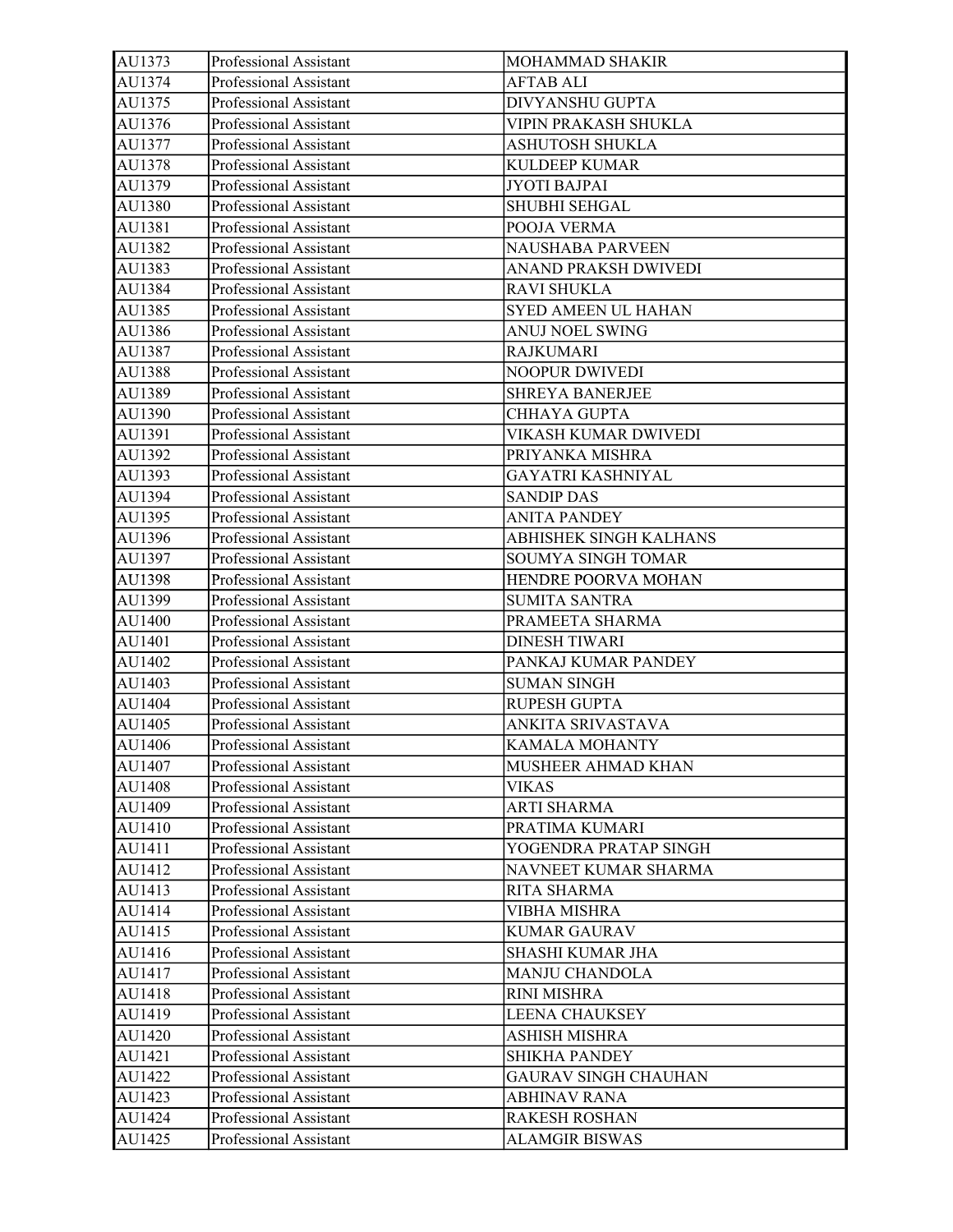| AU1373 | Professional Assistant | MOHAMMAD SHAKIR |
|---|---|---|
| AU1374 | Professional Assistant | AFTAB ALI |
| AU1375 | Professional Assistant | DIVYANSHU GUPTA |
| AU1376 | Professional Assistant | VIPIN PRAKASH SHUKLA |
| AU1377 | Professional Assistant | ASHUTOSH SHUKLA |
| AU1378 | Professional Assistant | KULDEEP KUMAR |
| AU1379 | Professional Assistant | JYOTI BAJPAI |
| AU1380 | Professional Assistant | SHUBHI SEHGAL |
| AU1381 | Professional Assistant | POOJA VERMA |
| AU1382 | Professional Assistant | NAUSHABA PARVEEN |
| AU1383 | Professional Assistant | ANAND PRAKSH DWIVEDI |
| AU1384 | Professional Assistant | RAVI SHUKLA |
| AU1385 | Professional Assistant | SYED AMEEN UL HAHAN |
| AU1386 | Professional Assistant | ANUJ NOEL SWING |
| AU1387 | Professional Assistant | RAJKUMARI |
| AU1388 | Professional Assistant | NOOPUR DWIVEDI |
| AU1389 | Professional Assistant | SHREYA BANERJEE |
| AU1390 | Professional Assistant | CHHAYA GUPTA |
| AU1391 | Professional Assistant | VIKASH KUMAR DWIVEDI |
| AU1392 | Professional Assistant | PRIYANKA MISHRA |
| AU1393 | Professional Assistant | GAYATRI KASHNIYAL |
| AU1394 | Professional Assistant | SANDIP DAS |
| AU1395 | Professional Assistant | ANITA PANDEY |
| AU1396 | Professional Assistant | ABHISHEK SINGH KALHANS |
| AU1397 | Professional Assistant | SOUMYA SINGH TOMAR |
| AU1398 | Professional Assistant | HENDRE POORVA MOHAN |
| AU1399 | Professional Assistant | SUMITA SANTRA |
| AU1400 | Professional Assistant | PRAMEETA SHARMA |
| AU1401 | Professional Assistant | DINESH TIWARI |
| AU1402 | Professional Assistant | PANKAJ KUMAR PANDEY |
| AU1403 | Professional Assistant | SUMAN SINGH |
| AU1404 | Professional Assistant | RUPESH GUPTA |
| AU1405 | Professional Assistant | ANKITA SRIVASTAVA |
| AU1406 | Professional Assistant | KAMALA MOHANTY |
| AU1407 | Professional Assistant | MUSHEER AHMAD KHAN |
| AU1408 | Professional Assistant | VIKAS |
| AU1409 | Professional Assistant | ARTI SHARMA |
| AU1410 | Professional Assistant | PRATIMA KUMARI |
| AU1411 | Professional Assistant | YOGENDRA PRATAP SINGH |
| AU1412 | Professional Assistant | NAVNEET KUMAR SHARMA |
| AU1413 | Professional Assistant | RITA SHARMA |
| AU1414 | Professional Assistant | VIBHA MISHRA |
| AU1415 | Professional Assistant | KUMAR GAURAV |
| AU1416 | Professional Assistant | SHASHI KUMAR JHA |
| AU1417 | Professional Assistant | MANJU CHANDOLA |
| AU1418 | Professional Assistant | RINI MISHRA |
| AU1419 | Professional Assistant | LEENA CHAUKSEY |
| AU1420 | Professional Assistant | ASHISH MISHRA |
| AU1421 | Professional Assistant | SHIKHA PANDEY |
| AU1422 | Professional Assistant | GAURAV SINGH CHAUHAN |
| AU1423 | Professional Assistant | ABHINAV RANA |
| AU1424 | Professional Assistant | RAKESH ROSHAN |
| AU1425 | Professional Assistant | ALAMGIR BISWAS |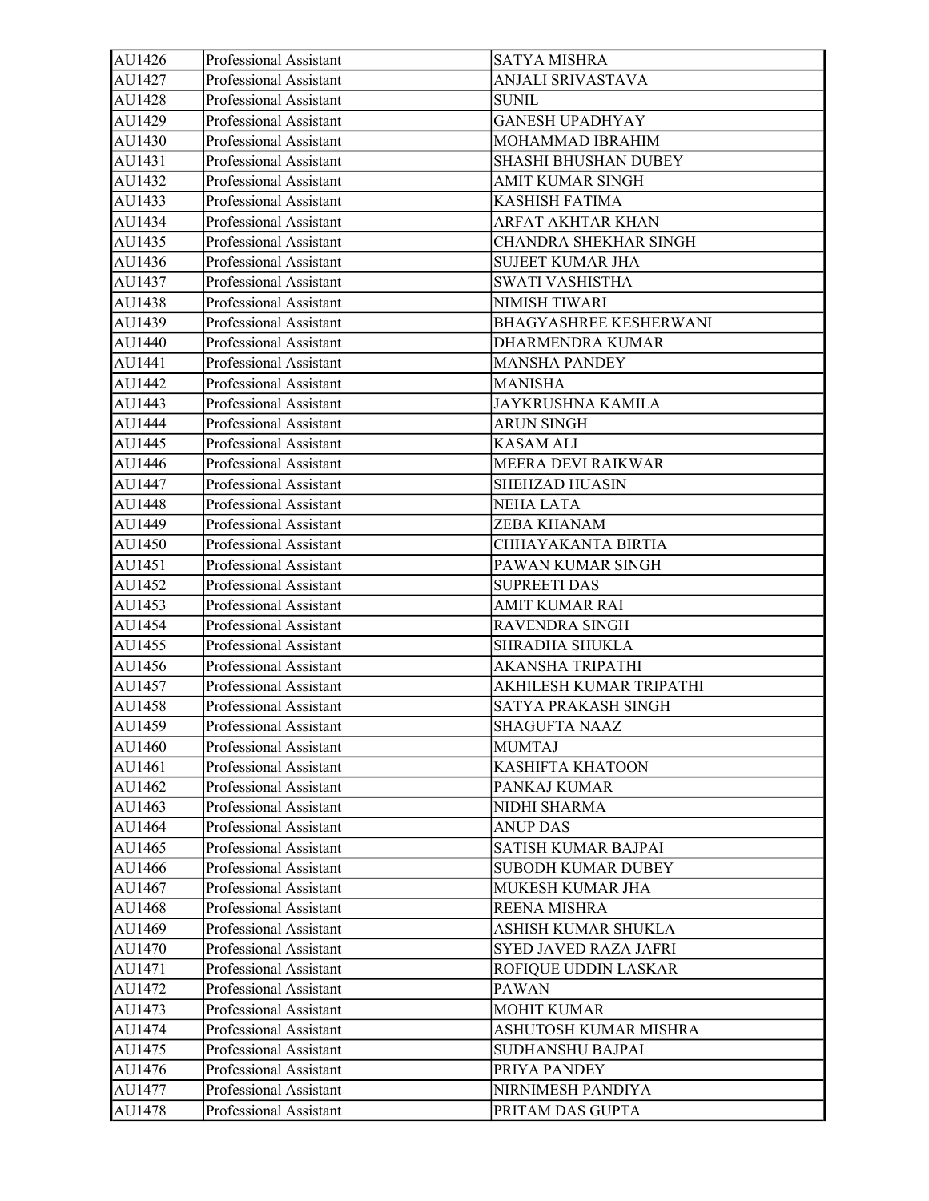| AU1426 | Professional Assistant | SATYA MISHRA |
|---|---|---|
| AU1427 | Professional Assistant | ANJALI SRIVASTAVA |
| AU1428 | Professional Assistant | SUNIL |
| AU1429 | Professional Assistant | GANESH UPADHYAY |
| AU1430 | Professional Assistant | MOHAMMAD IBRAHIM |
| AU1431 | Professional Assistant | SHASHI BHUSHAN DUBEY |
| AU1432 | Professional Assistant | AMIT KUMAR SINGH |
| AU1433 | Professional Assistant | KASHISH FATIMA |
| AU1434 | Professional Assistant | ARFAT AKHTAR KHAN |
| AU1435 | Professional Assistant | CHANDRA SHEKHAR SINGH |
| AU1436 | Professional Assistant | SUJEET KUMAR JHA |
| AU1437 | Professional Assistant | SWATI VASHISTHA |
| AU1438 | Professional Assistant | NIMISH TIWARI |
| AU1439 | Professional Assistant | BHAGYASHREE KESHERWANI |
| AU1440 | Professional Assistant | DHARMENDRA KUMAR |
| AU1441 | Professional Assistant | MANSHA PANDEY |
| AU1442 | Professional Assistant | MANISHA |
| AU1443 | Professional Assistant | JAYKRUSHNA KAMILA |
| AU1444 | Professional Assistant | ARUN SINGH |
| AU1445 | Professional Assistant | KASAM ALI |
| AU1446 | Professional Assistant | MEERA DEVI RAIKWAR |
| AU1447 | Professional Assistant | SHEHZAD HUASIN |
| AU1448 | Professional Assistant | NEHA LATA |
| AU1449 | Professional Assistant | ZEBA KHANAM |
| AU1450 | Professional Assistant | CHHAYAKANTA BIRTIA |
| AU1451 | Professional Assistant | PAWAN KUMAR SINGH |
| AU1452 | Professional Assistant | SUPREETI DAS |
| AU1453 | Professional Assistant | AMIT KUMAR RAI |
| AU1454 | Professional Assistant | RAVENDRA SINGH |
| AU1455 | Professional Assistant | SHRADHA SHUKLA |
| AU1456 | Professional Assistant | AKANSHA TRIPATHI |
| AU1457 | Professional Assistant | AKHILESH KUMAR TRIPATHI |
| AU1458 | Professional Assistant | SATYA PRAKASH SINGH |
| AU1459 | Professional Assistant | SHAGUFTA NAAZ |
| AU1460 | Professional Assistant | MUMTAJ |
| AU1461 | Professional Assistant | KASHIFTA KHATOON |
| AU1462 | Professional Assistant | PANKAJ KUMAR |
| AU1463 | Professional Assistant | NIDHI SHARMA |
| AU1464 | Professional Assistant | ANUP DAS |
| AU1465 | Professional Assistant | SATISH KUMAR BAJPAI |
| AU1466 | Professional Assistant | SUBODH KUMAR DUBEY |
| AU1467 | Professional Assistant | MUKESH KUMAR JHA |
| AU1468 | Professional Assistant | REENA MISHRA |
| AU1469 | Professional Assistant | ASHISH KUMAR SHUKLA |
| AU1470 | Professional Assistant | SYED JAVED RAZA JAFRI |
| AU1471 | Professional Assistant | ROFIQUE UDDIN LASKAR |
| AU1472 | Professional Assistant | PAWAN |
| AU1473 | Professional Assistant | MOHIT KUMAR |
| AU1474 | Professional Assistant | ASHUTOSH KUMAR MISHRA |
| AU1475 | Professional Assistant | SUDHANSHU BAJPAI |
| AU1476 | Professional Assistant | PRIYA PANDEY |
| AU1477 | Professional Assistant | NIRNIMESH PANDIYA |
| AU1478 | Professional Assistant | PRITAM DAS GUPTA |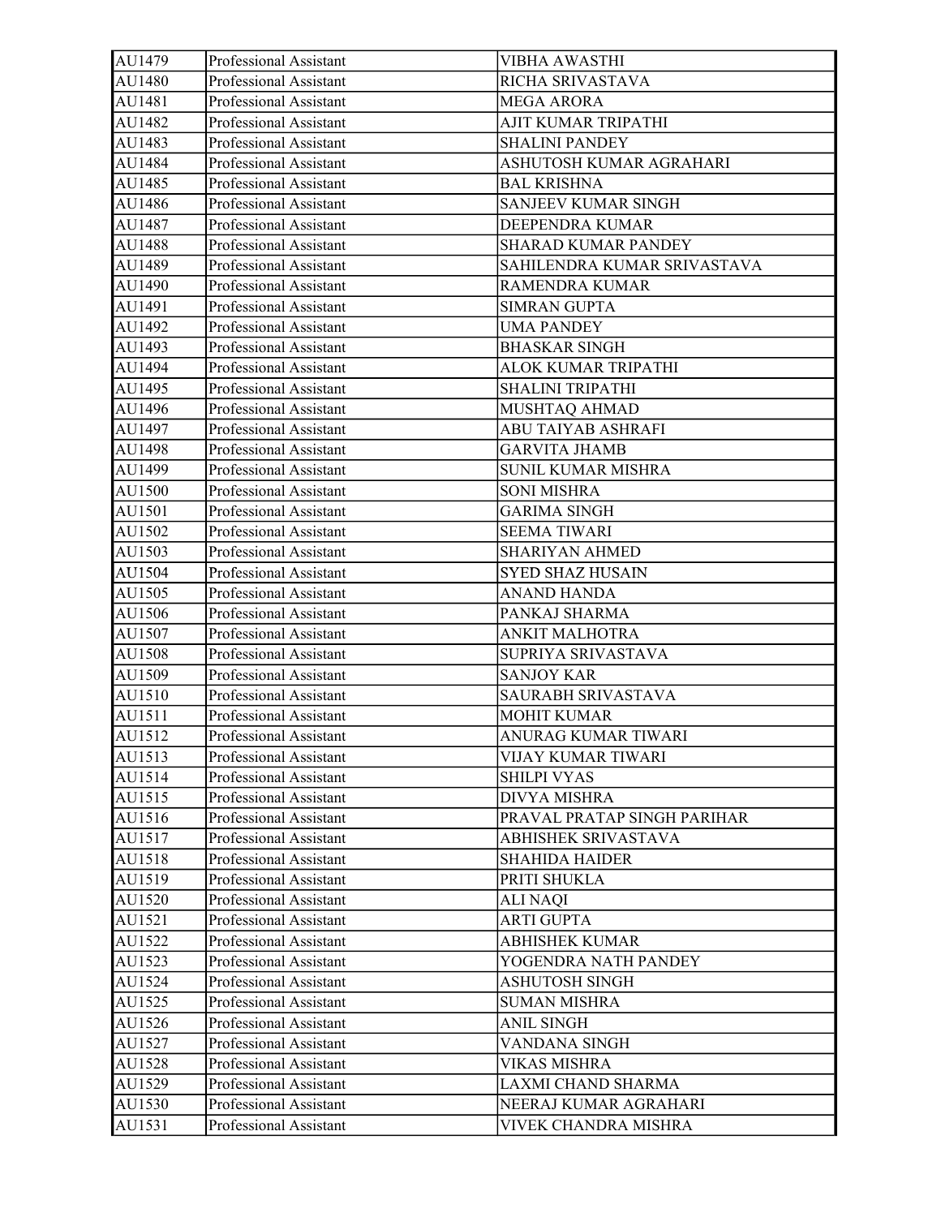| AU1479 | Professional Assistant | VIBHA AWASTHI |
|---|---|---|
| AU1480 | Professional Assistant | RICHA SRIVASTAVA |
| AU1481 | Professional Assistant | MEGA ARORA |
| AU1482 | Professional Assistant | AJIT KUMAR TRIPATHI |
| AU1483 | Professional Assistant | SHALINI PANDEY |
| AU1484 | Professional Assistant | ASHUTOSH KUMAR AGRAHARI |
| AU1485 | Professional Assistant | BAL KRISHNA |
| AU1486 | Professional Assistant | SANJEEV KUMAR SINGH |
| AU1487 | Professional Assistant | DEEPENDRA KUMAR |
| AU1488 | Professional Assistant | SHARAD KUMAR PANDEY |
| AU1489 | Professional Assistant | SAHILENDRA KUMAR SRIVASTAVA |
| AU1490 | Professional Assistant | RAMENDRA KUMAR |
| AU1491 | Professional Assistant | SIMRAN GUPTA |
| AU1492 | Professional Assistant | UMA PANDEY |
| AU1493 | Professional Assistant | BHASKAR SINGH |
| AU1494 | Professional Assistant | ALOK KUMAR TRIPATHI |
| AU1495 | Professional Assistant | SHALINI TRIPATHI |
| AU1496 | Professional Assistant | MUSHTAQ AHMAD |
| AU1497 | Professional Assistant | ABU TAIYAB ASHRAFI |
| AU1498 | Professional Assistant | GARVITA JHAMB |
| AU1499 | Professional Assistant | SUNIL KUMAR MISHRA |
| AU1500 | Professional Assistant | SONI MISHRA |
| AU1501 | Professional Assistant | GARIMA SINGH |
| AU1502 | Professional Assistant | SEEMA TIWARI |
| AU1503 | Professional Assistant | SHARIYAN AHMED |
| AU1504 | Professional Assistant | SYED SHAZ HUSAIN |
| AU1505 | Professional Assistant | ANAND HANDA |
| AU1506 | Professional Assistant | PANKAJ SHARMA |
| AU1507 | Professional Assistant | ANKIT MALHOTRA |
| AU1508 | Professional Assistant | SUPRIYA SRIVASTAVA |
| AU1509 | Professional Assistant | SANJOY KAR |
| AU1510 | Professional Assistant | SAURABH SRIVASTAVA |
| AU1511 | Professional Assistant | MOHIT KUMAR |
| AU1512 | Professional Assistant | ANURAG KUMAR TIWARI |
| AU1513 | Professional Assistant | VIJAY KUMAR TIWARI |
| AU1514 | Professional Assistant | SHILPI VYAS |
| AU1515 | Professional Assistant | DIVYA MISHRA |
| AU1516 | Professional Assistant | PRAVAL PRATAP SINGH PARIHAR |
| AU1517 | Professional Assistant | ABHISHEK SRIVASTAVA |
| AU1518 | Professional Assistant | SHAHIDA HAIDER |
| AU1519 | Professional Assistant | PRITI SHUKLA |
| AU1520 | Professional Assistant | ALI NAQI |
| AU1521 | Professional Assistant | ARTI GUPTA |
| AU1522 | Professional Assistant | ABHISHEK KUMAR |
| AU1523 | Professional Assistant | YOGENDRA NATH PANDEY |
| AU1524 | Professional Assistant | ASHUTOSH SINGH |
| AU1525 | Professional Assistant | SUMAN MISHRA |
| AU1526 | Professional Assistant | ANIL SINGH |
| AU1527 | Professional Assistant | VANDANA SINGH |
| AU1528 | Professional Assistant | VIKAS MISHRA |
| AU1529 | Professional Assistant | LAXMI CHAND SHARMA |
| AU1530 | Professional Assistant | NEERAJ KUMAR AGRAHARI |
| AU1531 | Professional Assistant | VIVEK CHANDRA MISHRA |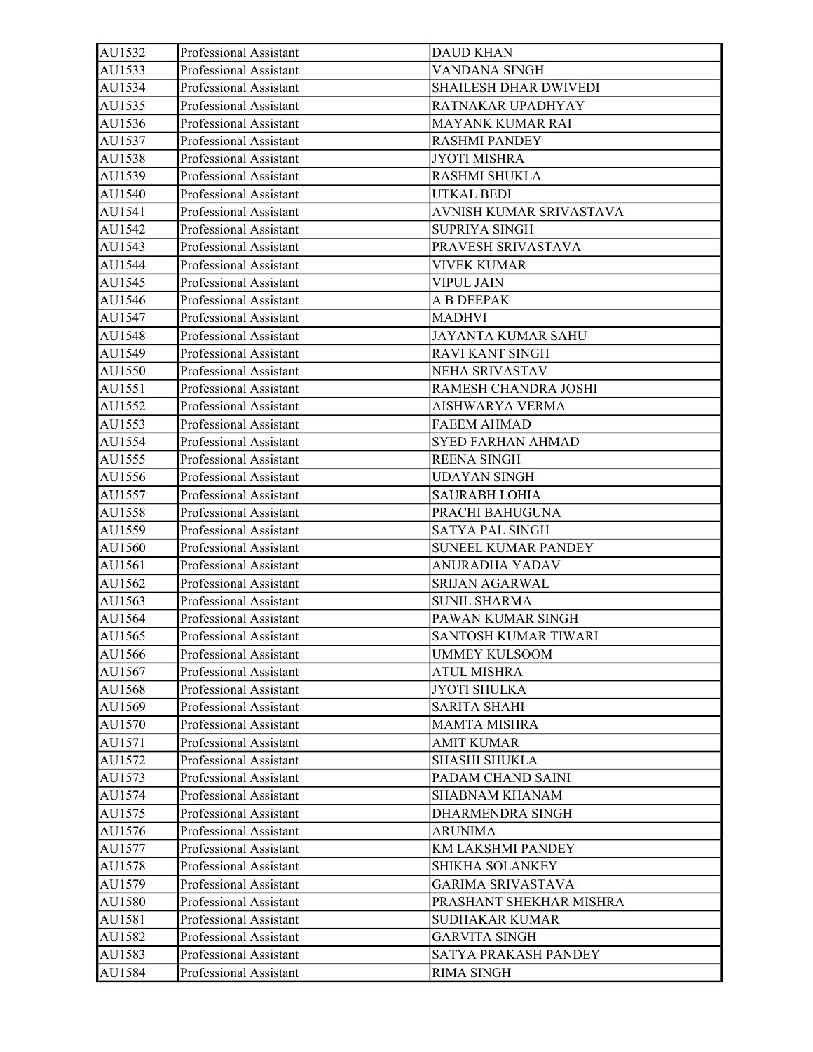| AU1532 | Professional Assistant | DAUD KHAN |
|---|---|---|
| AU1533 | Professional Assistant | VANDANA SINGH |
| AU1534 | Professional Assistant | SHAILESH DHAR DWIVEDI |
| AU1535 | Professional Assistant | RATNAKAR UPADHYAY |
| AU1536 | Professional Assistant | MAYANK KUMAR RAI |
| AU1537 | Professional Assistant | RASHMI PANDEY |
| AU1538 | Professional Assistant | JYOTI MISHRA |
| AU1539 | Professional Assistant | RASHMI SHUKLA |
| AU1540 | Professional Assistant | UTKAL BEDI |
| AU1541 | Professional Assistant | AVNISH KUMAR SRIVASTAVA |
| AU1542 | Professional Assistant | SUPRIYA SINGH |
| AU1543 | Professional Assistant | PRAVESH SRIVASTAVA |
| AU1544 | Professional Assistant | VIVEK KUMAR |
| AU1545 | Professional Assistant | VIPUL JAIN |
| AU1546 | Professional Assistant | A B DEEPAK |
| AU1547 | Professional Assistant | MADHVI |
| AU1548 | Professional Assistant | JAYANTA KUMAR SAHU |
| AU1549 | Professional Assistant | RAVI KANT SINGH |
| AU1550 | Professional Assistant | NEHA SRIVASTAV |
| AU1551 | Professional Assistant | RAMESH CHANDRA JOSHI |
| AU1552 | Professional Assistant | AISHWARYA VERMA |
| AU1553 | Professional Assistant | FAEEM AHMAD |
| AU1554 | Professional Assistant | SYED FARHAN AHMAD |
| AU1555 | Professional Assistant | REENA SINGH |
| AU1556 | Professional Assistant | UDAYAN SINGH |
| AU1557 | Professional Assistant | SAURABH LOHIA |
| AU1558 | Professional Assistant | PRACHI BAHUGUNA |
| AU1559 | Professional Assistant | SATYA PAL SINGH |
| AU1560 | Professional Assistant | SUNEEL KUMAR PANDEY |
| AU1561 | Professional Assistant | ANURADHA YADAV |
| AU1562 | Professional Assistant | SRIJAN AGARWAL |
| AU1563 | Professional Assistant | SUNIL SHARMA |
| AU1564 | Professional Assistant | PAWAN KUMAR SINGH |
| AU1565 | Professional Assistant | SANTOSH KUMAR TIWARI |
| AU1566 | Professional Assistant | UMMEY KULSOOM |
| AU1567 | Professional Assistant | ATUL MISHRA |
| AU1568 | Professional Assistant | JYOTI SHULKA |
| AU1569 | Professional Assistant | SARITA SHAHI |
| AU1570 | Professional Assistant | MAMTA MISHRA |
| AU1571 | Professional Assistant | AMIT KUMAR |
| AU1572 | Professional Assistant | SHASHI SHUKLA |
| AU1573 | Professional Assistant | PADAM CHAND SAINI |
| AU1574 | Professional Assistant | SHABNAM KHANAM |
| AU1575 | Professional Assistant | DHARMENDRA SINGH |
| AU1576 | Professional Assistant | ARUNIMA |
| AU1577 | Professional Assistant | KM LAKSHMI PANDEY |
| AU1578 | Professional Assistant | SHIKHA SOLANKEY |
| AU1579 | Professional Assistant | GARIMA SRIVASTAVA |
| AU1580 | Professional Assistant | PRASHANT SHEKHAR MISHRA |
| AU1581 | Professional Assistant | SUDHAKAR KUMAR |
| AU1582 | Professional Assistant | GARVITA SINGH |
| AU1583 | Professional Assistant | SATYA PRAKASH PANDEY |
| AU1584 | Professional Assistant | RIMA SINGH |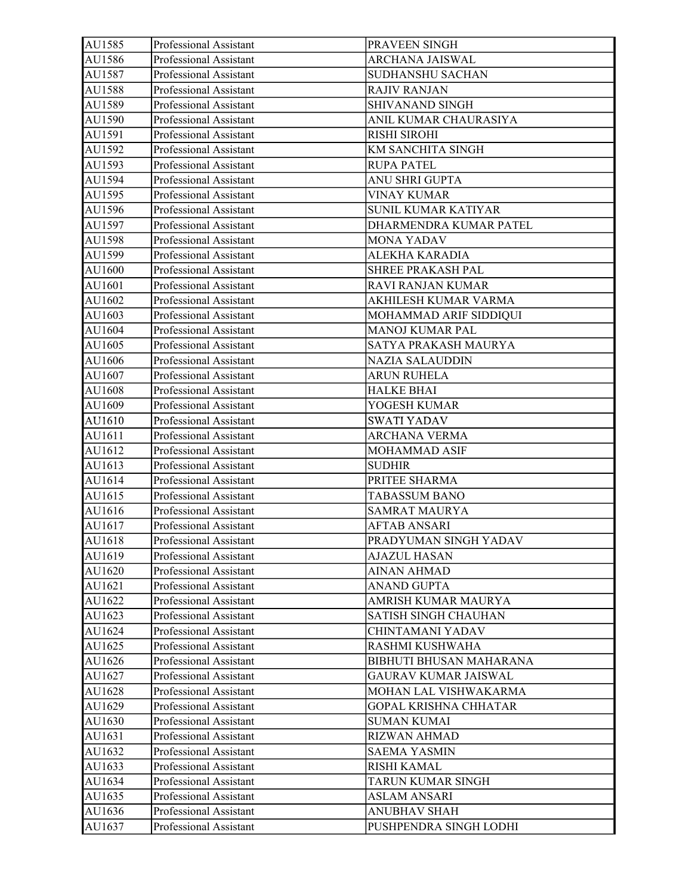| AU1585 | Professional Assistant | PRAVEEN SINGH |
|---|---|---|
| AU1586 | Professional Assistant | ARCHANA JAISWAL |
| AU1587 | Professional Assistant | SUDHANSHU SACHAN |
| AU1588 | Professional Assistant | RAJIV RANJAN |
| AU1589 | Professional Assistant | SHIVANAND SINGH |
| AU1590 | Professional Assistant | ANIL KUMAR CHAURASIYA |
| AU1591 | Professional Assistant | RISHI SIROHI |
| AU1592 | Professional Assistant | KM SANCHITA SINGH |
| AU1593 | Professional Assistant | RUPA PATEL |
| AU1594 | Professional Assistant | ANU SHRI GUPTA |
| AU1595 | Professional Assistant | VINAY KUMAR |
| AU1596 | Professional Assistant | SUNIL KUMAR KATIYAR |
| AU1597 | Professional Assistant | DHARMENDRA KUMAR PATEL |
| AU1598 | Professional Assistant | MONA YADAV |
| AU1599 | Professional Assistant | ALEKHA KARADIA |
| AU1600 | Professional Assistant | SHREE PRAKASH PAL |
| AU1601 | Professional Assistant | RAVI RANJAN KUMAR |
| AU1602 | Professional Assistant | AKHILESH KUMAR VARMA |
| AU1603 | Professional Assistant | MOHAMMAD ARIF SIDDIQUI |
| AU1604 | Professional Assistant | MANOJ KUMAR PAL |
| AU1605 | Professional Assistant | SATYA PRAKASH MAURYA |
| AU1606 | Professional Assistant | NAZIA SALAUDDIN |
| AU1607 | Professional Assistant | ARUN RUHELA |
| AU1608 | Professional Assistant | HALKE BHAI |
| AU1609 | Professional Assistant | YOGESH KUMAR |
| AU1610 | Professional Assistant | SWATI YADAV |
| AU1611 | Professional Assistant | ARCHANA VERMA |
| AU1612 | Professional Assistant | MOHAMMAD ASIF |
| AU1613 | Professional Assistant | SUDHIR |
| AU1614 | Professional Assistant | PRITEE SHARMA |
| AU1615 | Professional Assistant | TABASSUM BANO |
| AU1616 | Professional Assistant | SAMRAT MAURYA |
| AU1617 | Professional Assistant | AFTAB ANSARI |
| AU1618 | Professional Assistant | PRADYUMAN SINGH YADAV |
| AU1619 | Professional Assistant | AJAZUL HASAN |
| AU1620 | Professional Assistant | AINAN AHMAD |
| AU1621 | Professional Assistant | ANAND GUPTA |
| AU1622 | Professional Assistant | AMRISH KUMAR MAURYA |
| AU1623 | Professional Assistant | SATISH SINGH CHAUHAN |
| AU1624 | Professional Assistant | CHINTAMANI YADAV |
| AU1625 | Professional Assistant | RASHMI KUSHWAHA |
| AU1626 | Professional Assistant | BIBHUTI BHUSAN MAHARANA |
| AU1627 | Professional Assistant | GAURAV KUMAR JAISWAL |
| AU1628 | Professional Assistant | MOHAN LAL VISHWAKARMA |
| AU1629 | Professional Assistant | GOPAL KRISHNA CHHATAR |
| AU1630 | Professional Assistant | SUMAN KUMAI |
| AU1631 | Professional Assistant | RIZWAN AHMAD |
| AU1632 | Professional Assistant | SAEMA YASMIN |
| AU1633 | Professional Assistant | RISHI KAMAL |
| AU1634 | Professional Assistant | TARUN KUMAR SINGH |
| AU1635 | Professional Assistant | ASLAM ANSARI |
| AU1636 | Professional Assistant | ANUBHAV SHAH |
| AU1637 | Professional Assistant | PUSHPENDRA SINGH LODHI |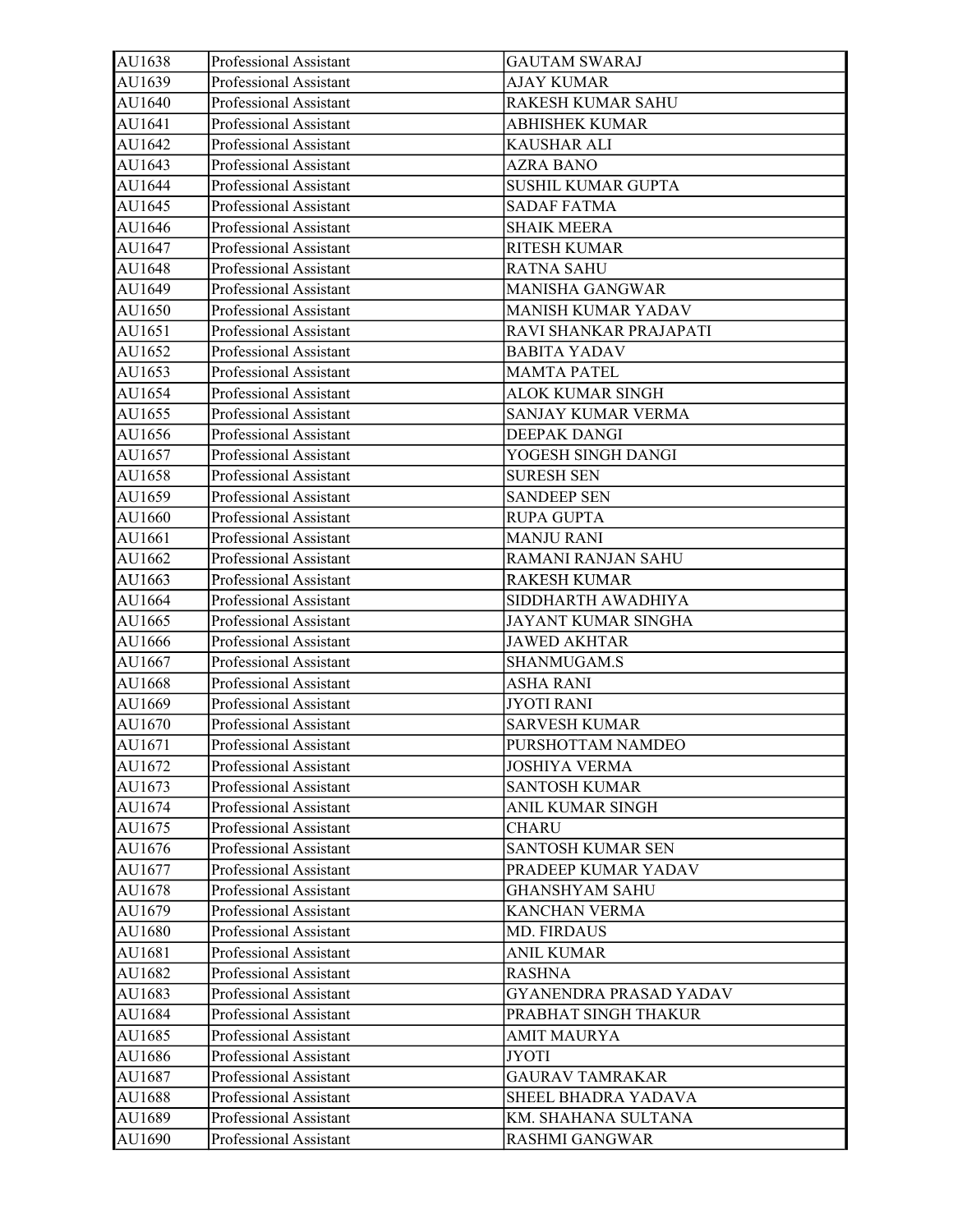| AU1638 | Professional Assistant | GAUTAM SWARAJ |
|---|---|---|
| AU1639 | Professional Assistant | AJAY KUMAR |
| AU1640 | Professional Assistant | RAKESH KUMAR SAHU |
| AU1641 | Professional Assistant | ABHISHEK KUMAR |
| AU1642 | Professional Assistant | KAUSHAR ALI |
| AU1643 | Professional Assistant | AZRA BANO |
| AU1644 | Professional Assistant | SUSHIL KUMAR GUPTA |
| AU1645 | Professional Assistant | SADAF FATMA |
| AU1646 | Professional Assistant | SHAIK MEERA |
| AU1647 | Professional Assistant | RITESH KUMAR |
| AU1648 | Professional Assistant | RATNA SAHU |
| AU1649 | Professional Assistant | MANISHA GANGWAR |
| AU1650 | Professional Assistant | MANISH KUMAR YADAV |
| AU1651 | Professional Assistant | RAVI SHANKAR PRAJAPATI |
| AU1652 | Professional Assistant | BABITA YADAV |
| AU1653 | Professional Assistant | MAMTA PATEL |
| AU1654 | Professional Assistant | ALOK KUMAR SINGH |
| AU1655 | Professional Assistant | SANJAY KUMAR VERMA |
| AU1656 | Professional Assistant | DEEPAK DANGI |
| AU1657 | Professional Assistant | YOGESH SINGH DANGI |
| AU1658 | Professional Assistant | SURESH SEN |
| AU1659 | Professional Assistant | SANDEEP SEN |
| AU1660 | Professional Assistant | RUPA GUPTA |
| AU1661 | Professional Assistant | MANJU RANI |
| AU1662 | Professional Assistant | RAMANI RANJAN SAHU |
| AU1663 | Professional Assistant | RAKESH KUMAR |
| AU1664 | Professional Assistant | SIDDHARTH AWADHIYA |
| AU1665 | Professional Assistant | JAYANT KUMAR SINGHA |
| AU1666 | Professional Assistant | JAWED AKHTAR |
| AU1667 | Professional Assistant | SHANMUGAM.S |
| AU1668 | Professional Assistant | ASHA RANI |
| AU1669 | Professional Assistant | JYOTI RANI |
| AU1670 | Professional Assistant | SARVESH KUMAR |
| AU1671 | Professional Assistant | PURSHOTTAM NAMDEO |
| AU1672 | Professional Assistant | JOSHIYA VERMA |
| AU1673 | Professional Assistant | SANTOSH KUMAR |
| AU1674 | Professional Assistant | ANIL KUMAR SINGH |
| AU1675 | Professional Assistant | CHARU |
| AU1676 | Professional Assistant | SANTOSH KUMAR SEN |
| AU1677 | Professional Assistant | PRADEEP KUMAR YADAV |
| AU1678 | Professional Assistant | GHANSHYAM SAHU |
| AU1679 | Professional Assistant | KANCHAN VERMA |
| AU1680 | Professional Assistant | MD. FIRDAUS |
| AU1681 | Professional Assistant | ANIL KUMAR |
| AU1682 | Professional Assistant | RASHNA |
| AU1683 | Professional Assistant | GYANENDRA PRASAD YADAV |
| AU1684 | Professional Assistant | PRABHAT SINGH THAKUR |
| AU1685 | Professional Assistant | AMIT MAURYA |
| AU1686 | Professional Assistant | JYOTI |
| AU1687 | Professional Assistant | GAURAV TAMRAKAR |
| AU1688 | Professional Assistant | SHEEL BHADRA YADAVA |
| AU1689 | Professional Assistant | KM. SHAHANA SULTANA |
| AU1690 | Professional Assistant | RASHMI GANGWAR |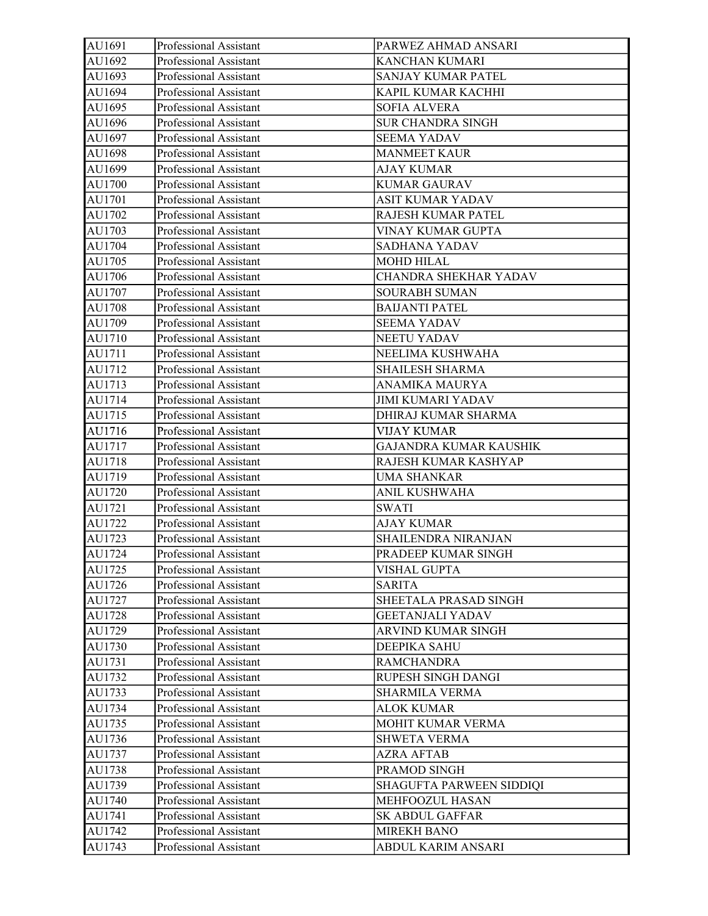| AU1691 | Professional Assistant | PARWEZ AHMAD ANSARI |
|---|---|---|
| AU1692 | Professional Assistant | KANCHAN KUMARI |
| AU1693 | Professional Assistant | SANJAY KUMAR PATEL |
| AU1694 | Professional Assistant | KAPIL KUMAR KACHHI |
| AU1695 | Professional Assistant | SOFIA ALVERA |
| AU1696 | Professional Assistant | SUR CHANDRA SINGH |
| AU1697 | Professional Assistant | SEEMA YADAV |
| AU1698 | Professional Assistant | MANMEET KAUR |
| AU1699 | Professional Assistant | AJAY KUMAR |
| AU1700 | Professional Assistant | KUMAR GAURAV |
| AU1701 | Professional Assistant | ASIT KUMAR YADAV |
| AU1702 | Professional Assistant | RAJESH KUMAR PATEL |
| AU1703 | Professional Assistant | VINAY KUMAR GUPTA |
| AU1704 | Professional Assistant | SADHANA YADAV |
| AU1705 | Professional Assistant | MOHD HILAL |
| AU1706 | Professional Assistant | CHANDRA SHEKHAR YADAV |
| AU1707 | Professional Assistant | SOURABH SUMAN |
| AU1708 | Professional Assistant | BAIJANTI PATEL |
| AU1709 | Professional Assistant | SEEMA YADAV |
| AU1710 | Professional Assistant | NEETU YADAV |
| AU1711 | Professional Assistant | NEELIMA KUSHWAHA |
| AU1712 | Professional Assistant | SHAILESH SHARMA |
| AU1713 | Professional Assistant | ANAMIKA MAURYA |
| AU1714 | Professional Assistant | JIMI KUMARI YADAV |
| AU1715 | Professional Assistant | DHIRAJ KUMAR SHARMA |
| AU1716 | Professional Assistant | VIJAY KUMAR |
| AU1717 | Professional Assistant | GAJANDRA KUMAR KAUSHIK |
| AU1718 | Professional Assistant | RAJESH KUMAR KASHYAP |
| AU1719 | Professional Assistant | UMA SHANKAR |
| AU1720 | Professional Assistant | ANIL KUSHWAHA |
| AU1721 | Professional Assistant | SWATI |
| AU1722 | Professional Assistant | AJAY KUMAR |
| AU1723 | Professional Assistant | SHAILENDRA NIRANJAN |
| AU1724 | Professional Assistant | PRADEEP KUMAR SINGH |
| AU1725 | Professional Assistant | VISHAL GUPTA |
| AU1726 | Professional Assistant | SARITA |
| AU1727 | Professional Assistant | SHEETALA PRASAD SINGH |
| AU1728 | Professional Assistant | GEETANJALI YADAV |
| AU1729 | Professional Assistant | ARVIND KUMAR SINGH |
| AU1730 | Professional Assistant | DEEPIKA SAHU |
| AU1731 | Professional Assistant | RAMCHANDRA |
| AU1732 | Professional Assistant | RUPESH SINGH DANGI |
| AU1733 | Professional Assistant | SHARMILA VERMA |
| AU1734 | Professional Assistant | ALOK KUMAR |
| AU1735 | Professional Assistant | MOHIT KUMAR VERMA |
| AU1736 | Professional Assistant | SHWETA VERMA |
| AU1737 | Professional Assistant | AZRA AFTAB |
| AU1738 | Professional Assistant | PRAMOD SINGH |
| AU1739 | Professional Assistant | SHAGUFTA PARWEEN SIDDIQI |
| AU1740 | Professional Assistant | MEHFOOZUL HASAN |
| AU1741 | Professional Assistant | SK ABDUL GAFFAR |
| AU1742 | Professional Assistant | MIREKH BANO |
| AU1743 | Professional Assistant | ABDUL KARIM ANSARI |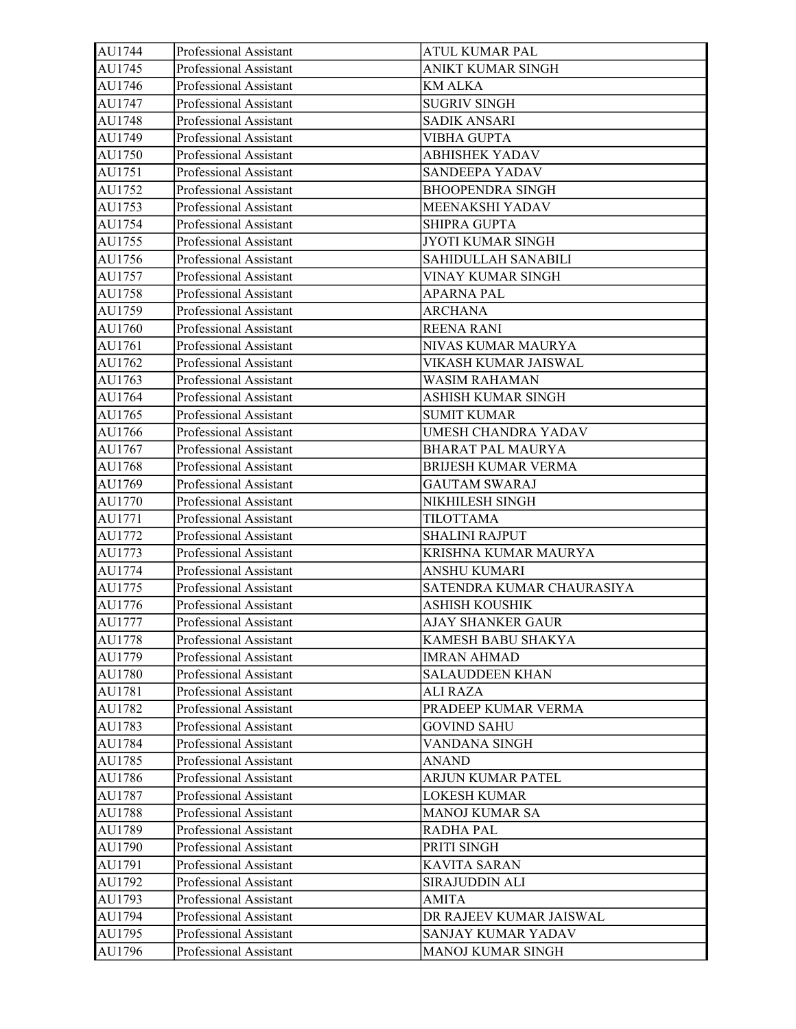| AU1744 | Professional Assistant | ATUL KUMAR PAL |
|---|---|---|
| AU1745 | Professional Assistant | ANIKT KUMAR SINGH |
| AU1746 | Professional Assistant | KM ALKA |
| AU1747 | Professional Assistant | SUGRIV SINGH |
| AU1748 | Professional Assistant | SADIK ANSARI |
| AU1749 | Professional Assistant | VIBHA GUPTA |
| AU1750 | Professional Assistant | ABHISHEK YADAV |
| AU1751 | Professional Assistant | SANDEEPA YADAV |
| AU1752 | Professional Assistant | BHOOPENDRA SINGH |
| AU1753 | Professional Assistant | MEENAKSHI YADAV |
| AU1754 | Professional Assistant | SHIPRA GUPTA |
| AU1755 | Professional Assistant | JYOTI KUMAR SINGH |
| AU1756 | Professional Assistant | SAHIDULLAH SANABILI |
| AU1757 | Professional Assistant | VINAY KUMAR SINGH |
| AU1758 | Professional Assistant | APARNA PAL |
| AU1759 | Professional Assistant | ARCHANA |
| AU1760 | Professional Assistant | REENA RANI |
| AU1761 | Professional Assistant | NIVAS KUMAR MAURYA |
| AU1762 | Professional Assistant | VIKASH KUMAR JAISWAL |
| AU1763 | Professional Assistant | WASIM RAHAMAN |
| AU1764 | Professional Assistant | ASHISH KUMAR SINGH |
| AU1765 | Professional Assistant | SUMIT KUMAR |
| AU1766 | Professional Assistant | UMESH CHANDRA YADAV |
| AU1767 | Professional Assistant | BHARAT PAL MAURYA |
| AU1768 | Professional Assistant | BRIJESH KUMAR VERMA |
| AU1769 | Professional Assistant | GAUTAM SWARAJ |
| AU1770 | Professional Assistant | NIKHILESH SINGH |
| AU1771 | Professional Assistant | TILOTTAMA |
| AU1772 | Professional Assistant | SHALINI RAJPUT |
| AU1773 | Professional Assistant | KRISHNA KUMAR MAURYA |
| AU1774 | Professional Assistant | ANSHU KUMARI |
| AU1775 | Professional Assistant | SATENDRA KUMAR CHAURASIYA |
| AU1776 | Professional Assistant | ASHISH KOUSHIK |
| AU1777 | Professional Assistant | AJAY SHANKER GAUR |
| AU1778 | Professional Assistant | KAMESH BABU SHAKYA |
| AU1779 | Professional Assistant | IMRAN AHMAD |
| AU1780 | Professional Assistant | SALAUDDEEN KHAN |
| AU1781 | Professional Assistant | ALI RAZA |
| AU1782 | Professional Assistant | PRADEEP KUMAR VERMA |
| AU1783 | Professional Assistant | GOVIND SAHU |
| AU1784 | Professional Assistant | VANDANA SINGH |
| AU1785 | Professional Assistant | ANAND |
| AU1786 | Professional Assistant | ARJUN KUMAR PATEL |
| AU1787 | Professional Assistant | LOKESH KUMAR |
| AU1788 | Professional Assistant | MANOJ KUMAR SA |
| AU1789 | Professional Assistant | RADHA PAL |
| AU1790 | Professional Assistant | PRITI SINGH |
| AU1791 | Professional Assistant | KAVITA SARAN |
| AU1792 | Professional Assistant | SIRAJUDDIN ALI |
| AU1793 | Professional Assistant | AMITA |
| AU1794 | Professional Assistant | DR RAJEEV KUMAR JAISWAL |
| AU1795 | Professional Assistant | SANJAY KUMAR YADAV |
| AU1796 | Professional Assistant | MANOJ KUMAR SINGH |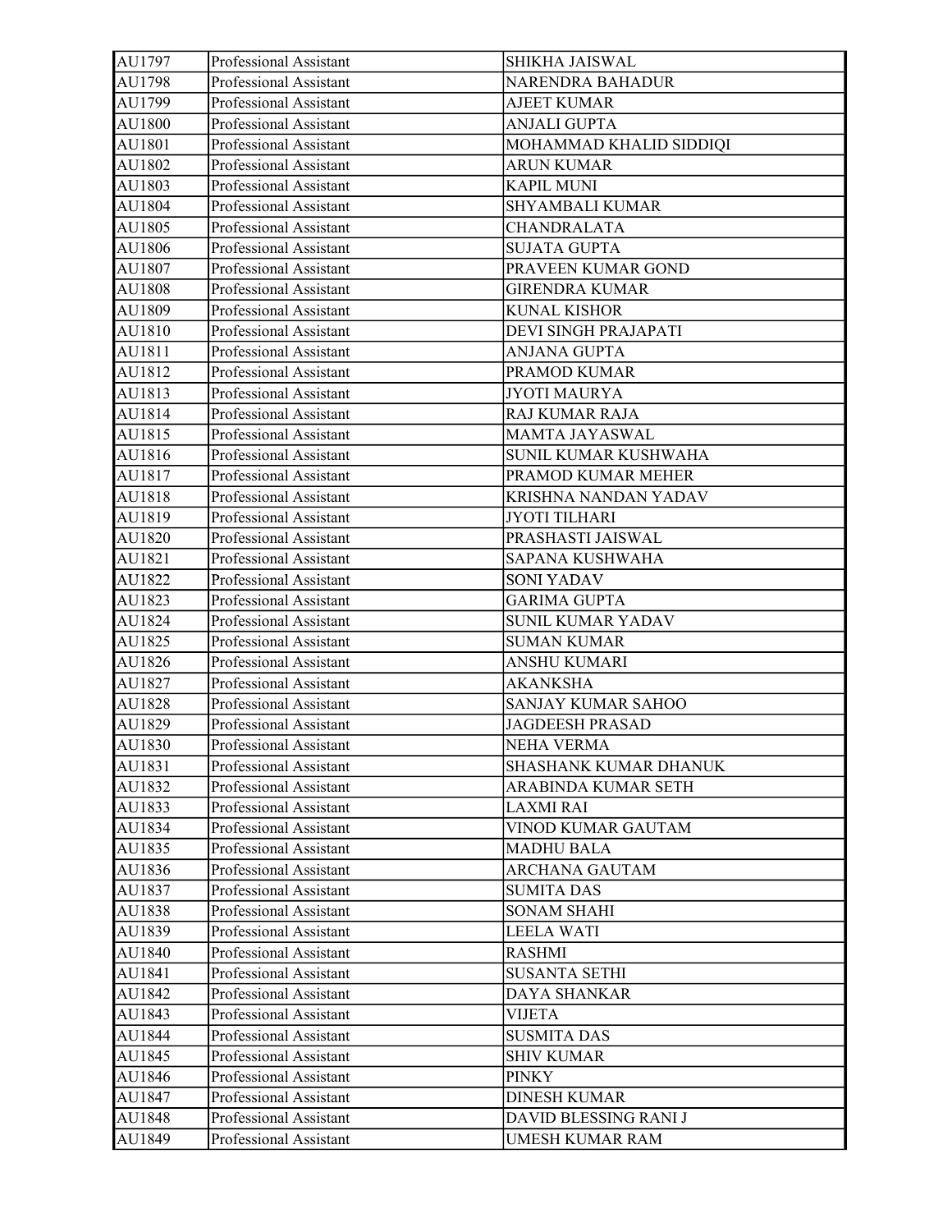| AU1797 | Professional Assistant | SHIKHA JAISWAL |
|---|---|---|
| AU1798 | Professional Assistant | NARENDRA BAHADUR |
| AU1799 | Professional Assistant | AJEET KUMAR |
| AU1800 | Professional Assistant | ANJALI GUPTA |
| AU1801 | Professional Assistant | MOHAMMAD KHALID SIDDIQI |
| AU1802 | Professional Assistant | ARUN KUMAR |
| AU1803 | Professional Assistant | KAPIL MUNI |
| AU1804 | Professional Assistant | SHYAMBALI KUMAR |
| AU1805 | Professional Assistant | CHANDRALATA |
| AU1806 | Professional Assistant | SUJATA GUPTA |
| AU1807 | Professional Assistant | PRAVEEN KUMAR GOND |
| AU1808 | Professional Assistant | GIRENDRA KUMAR |
| AU1809 | Professional Assistant | KUNAL KISHOR |
| AU1810 | Professional Assistant | DEVI SINGH PRAJAPATI |
| AU1811 | Professional Assistant | ANJANA GUPTA |
| AU1812 | Professional Assistant | PRAMOD KUMAR |
| AU1813 | Professional Assistant | JYOTI MAURYA |
| AU1814 | Professional Assistant | RAJ KUMAR RAJA |
| AU1815 | Professional Assistant | MAMTA JAYASWAL |
| AU1816 | Professional Assistant | SUNIL KUMAR KUSHWAHA |
| AU1817 | Professional Assistant | PRAMOD KUMAR MEHER |
| AU1818 | Professional Assistant | KRISHNA NANDAN YADAV |
| AU1819 | Professional Assistant | JYOTI TILHARI |
| AU1820 | Professional Assistant | PRASHASTI JAISWAL |
| AU1821 | Professional Assistant | SAPANA KUSHWAHA |
| AU1822 | Professional Assistant | SONI YADAV |
| AU1823 | Professional Assistant | GARIMA GUPTA |
| AU1824 | Professional Assistant | SUNIL KUMAR YADAV |
| AU1825 | Professional Assistant | SUMAN KUMAR |
| AU1826 | Professional Assistant | ANSHU KUMARI |
| AU1827 | Professional Assistant | AKANKSHA |
| AU1828 | Professional Assistant | SANJAY KUMAR SAHOO |
| AU1829 | Professional Assistant | JAGDEESH PRASAD |
| AU1830 | Professional Assistant | NEHA VERMA |
| AU1831 | Professional Assistant | SHASHANK KUMAR DHANUK |
| AU1832 | Professional Assistant | ARABINDA KUMAR SETH |
| AU1833 | Professional Assistant | LAXMI RAI |
| AU1834 | Professional Assistant | VINOD KUMAR GAUTAM |
| AU1835 | Professional Assistant | MADHU BALA |
| AU1836 | Professional Assistant | ARCHANA GAUTAM |
| AU1837 | Professional Assistant | SUMITA DAS |
| AU1838 | Professional Assistant | SONAM SHAHI |
| AU1839 | Professional Assistant | LEELA WATI |
| AU1840 | Professional Assistant | RASHMI |
| AU1841 | Professional Assistant | SUSANTA SETHI |
| AU1842 | Professional Assistant | DAYA SHANKAR |
| AU1843 | Professional Assistant | VIJETA |
| AU1844 | Professional Assistant | SUSMITA DAS |
| AU1845 | Professional Assistant | SHIV KUMAR |
| AU1846 | Professional Assistant | PINKY |
| AU1847 | Professional Assistant | DINESH KUMAR |
| AU1848 | Professional Assistant | DAVID BLESSING RANI J |
| AU1849 | Professional Assistant | UMESH KUMAR RAM |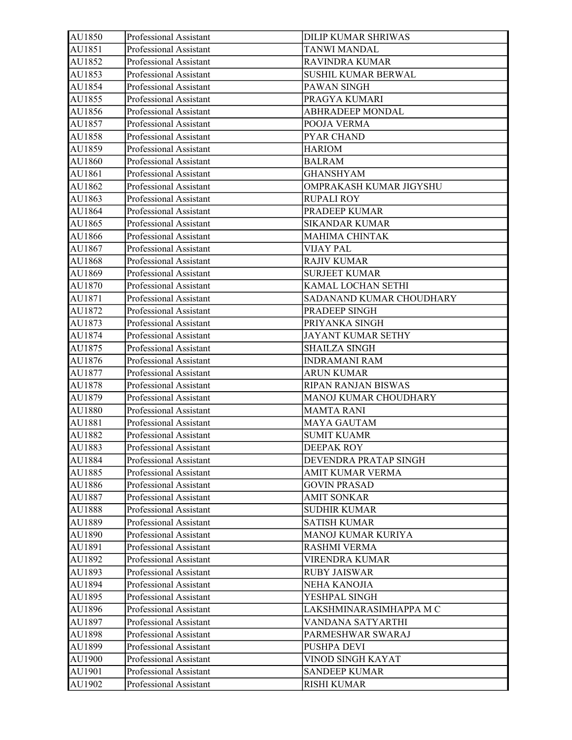| AU1850 | Professional Assistant | DILIP KUMAR SHRIWAS |
|---|---|---|
| AU1851 | Professional Assistant | TANWI MANDAL |
| AU1852 | Professional Assistant | RAVINDRA KUMAR |
| AU1853 | Professional Assistant | SUSHIL KUMAR BERWAL |
| AU1854 | Professional Assistant | PAWAN SINGH |
| AU1855 | Professional Assistant | PRAGYA KUMARI |
| AU1856 | Professional Assistant | ABHRADEEP MONDAL |
| AU1857 | Professional Assistant | POOJA VERMA |
| AU1858 | Professional Assistant | PYAR CHAND |
| AU1859 | Professional Assistant | HARIOM |
| AU1860 | Professional Assistant | BALRAM |
| AU1861 | Professional Assistant | GHANSHYAM |
| AU1862 | Professional Assistant | OMPRAKASH KUMAR JIGYSHU |
| AU1863 | Professional Assistant | RUPALI ROY |
| AU1864 | Professional Assistant | PRADEEP KUMAR |
| AU1865 | Professional Assistant | SIKANDAR KUMAR |
| AU1866 | Professional Assistant | MAHIMA CHINTAK |
| AU1867 | Professional Assistant | VIJAY PAL |
| AU1868 | Professional Assistant | RAJIV KUMAR |
| AU1869 | Professional Assistant | SURJEET KUMAR |
| AU1870 | Professional Assistant | KAMAL LOCHAN SETHI |
| AU1871 | Professional Assistant | SADANAND KUMAR CHOUDHARY |
| AU1872 | Professional Assistant | PRADEEP SINGH |
| AU1873 | Professional Assistant | PRIYANKA SINGH |
| AU1874 | Professional Assistant | JAYANT KUMAR SETHY |
| AU1875 | Professional Assistant | SHAILZA SINGH |
| AU1876 | Professional Assistant | INDRAMANI RAM |
| AU1877 | Professional Assistant | ARUN KUMAR |
| AU1878 | Professional Assistant | RIPAN RANJAN BISWAS |
| AU1879 | Professional Assistant | MANOJ KUMAR CHOUDHARY |
| AU1880 | Professional Assistant | MAMTA RANI |
| AU1881 | Professional Assistant | MAYA GAUTAM |
| AU1882 | Professional Assistant | SUMIT KUAMR |
| AU1883 | Professional Assistant | DEEPAK ROY |
| AU1884 | Professional Assistant | DEVENDRA PRATAP SINGH |
| AU1885 | Professional Assistant | AMIT KUMAR VERMA |
| AU1886 | Professional Assistant | GOVIN PRASAD |
| AU1887 | Professional Assistant | AMIT SONKAR |
| AU1888 | Professional Assistant | SUDHIR KUMAR |
| AU1889 | Professional Assistant | SATISH KUMAR |
| AU1890 | Professional Assistant | MANOJ KUMAR KURIYA |
| AU1891 | Professional Assistant | RASHMI VERMA |
| AU1892 | Professional Assistant | VIRENDRA KUMAR |
| AU1893 | Professional Assistant | RUBY JAISWAR |
| AU1894 | Professional Assistant | NEHA KANOJIA |
| AU1895 | Professional Assistant | YESHPAL SINGH |
| AU1896 | Professional Assistant | LAKSHMINARASIMHAPPA M C |
| AU1897 | Professional Assistant | VANDANA SATYARTHI |
| AU1898 | Professional Assistant | PARMESHWAR SWARAJ |
| AU1899 | Professional Assistant | PUSHPA DEVI |
| AU1900 | Professional Assistant | VINOD SINGH KAYAT |
| AU1901 | Professional Assistant | SANDEEP KUMAR |
| AU1902 | Professional Assistant | RISHI KUMAR |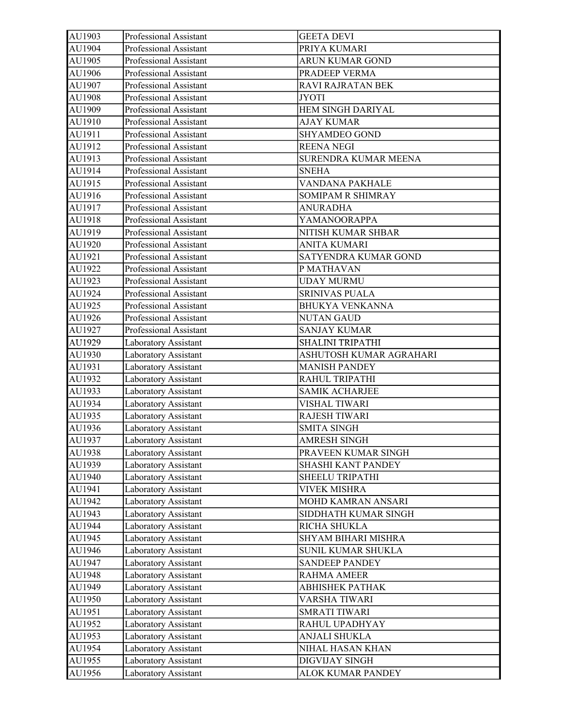| AU1903 | Professional Assistant | GEETA DEVI |
|---|---|---|
| AU1904 | Professional Assistant | PRIYA KUMARI |
| AU1905 | Professional Assistant | ARUN KUMAR GOND |
| AU1906 | Professional Assistant | PRADEEP VERMA |
| AU1907 | Professional Assistant | RAVI RAJRATAN BEK |
| AU1908 | Professional Assistant | JYOTI |
| AU1909 | Professional Assistant | HEM SINGH DARIYAL |
| AU1910 | Professional Assistant | AJAY KUMAR |
| AU1911 | Professional Assistant | SHYAMDEO GOND |
| AU1912 | Professional Assistant | REENA NEGI |
| AU1913 | Professional Assistant | SURENDRA KUMAR MEENA |
| AU1914 | Professional Assistant | SNEHA |
| AU1915 | Professional Assistant | VANDANA PAKHALE |
| AU1916 | Professional Assistant | SOMIPAM R SHIMRAY |
| AU1917 | Professional Assistant | ANURADHA |
| AU1918 | Professional Assistant | YAMANOORAPPA |
| AU1919 | Professional Assistant | NITISH KUMAR SHBAR |
| AU1920 | Professional Assistant | ANITA KUMARI |
| AU1921 | Professional Assistant | SATYENDRA KUMAR GOND |
| AU1922 | Professional Assistant | P MATHAVAN |
| AU1923 | Professional Assistant | UDAY MURMU |
| AU1924 | Professional Assistant | SRINIVAS PUALA |
| AU1925 | Professional Assistant | BHUKYA VENKANNA |
| AU1926 | Professional Assistant | NUTAN GAUD |
| AU1927 | Professional Assistant | SANJAY KUMAR |
| AU1929 | Laboratory Assistant | SHALINI TRIPATHI |
| AU1930 | Laboratory Assistant | ASHUTOSH KUMAR AGRAHARI |
| AU1931 | Laboratory Assistant | MANISH PANDEY |
| AU1932 | Laboratory Assistant | RAHUL TRIPATHI |
| AU1933 | Laboratory Assistant | SAMIK ACHARJEE |
| AU1934 | Laboratory Assistant | VISHAL TIWARI |
| AU1935 | Laboratory Assistant | RAJESH TIWARI |
| AU1936 | Laboratory Assistant | SMITA SINGH |
| AU1937 | Laboratory Assistant | AMRESH SINGH |
| AU1938 | Laboratory Assistant | PRAVEEN KUMAR SINGH |
| AU1939 | Laboratory Assistant | SHASHI KANT PANDEY |
| AU1940 | Laboratory Assistant | SHEELU TRIPATHI |
| AU1941 | Laboratory Assistant | VIVEK MISHRA |
| AU1942 | Laboratory Assistant | MOHD KAMRAN ANSARI |
| AU1943 | Laboratory Assistant | SIDDHATH KUMAR SINGH |
| AU1944 | Laboratory Assistant | RICHA SHUKLA |
| AU1945 | Laboratory Assistant | SHYAM BIHARI MISHRA |
| AU1946 | Laboratory Assistant | SUNIL KUMAR SHUKLA |
| AU1947 | Laboratory Assistant | SANDEEP PANDEY |
| AU1948 | Laboratory Assistant | RAHMA AMEER |
| AU1949 | Laboratory Assistant | ABHISHEK PATHAK |
| AU1950 | Laboratory Assistant | VARSHA TIWARI |
| AU1951 | Laboratory Assistant | SMRATI TIWARI |
| AU1952 | Laboratory Assistant | RAHUL UPADHYAY |
| AU1953 | Laboratory Assistant | ANJALI SHUKLA |
| AU1954 | Laboratory Assistant | NIHAL HASAN KHAN |
| AU1955 | Laboratory Assistant | DIGVIJAY SINGH |
| AU1956 | Laboratory Assistant | ALOK KUMAR PANDEY |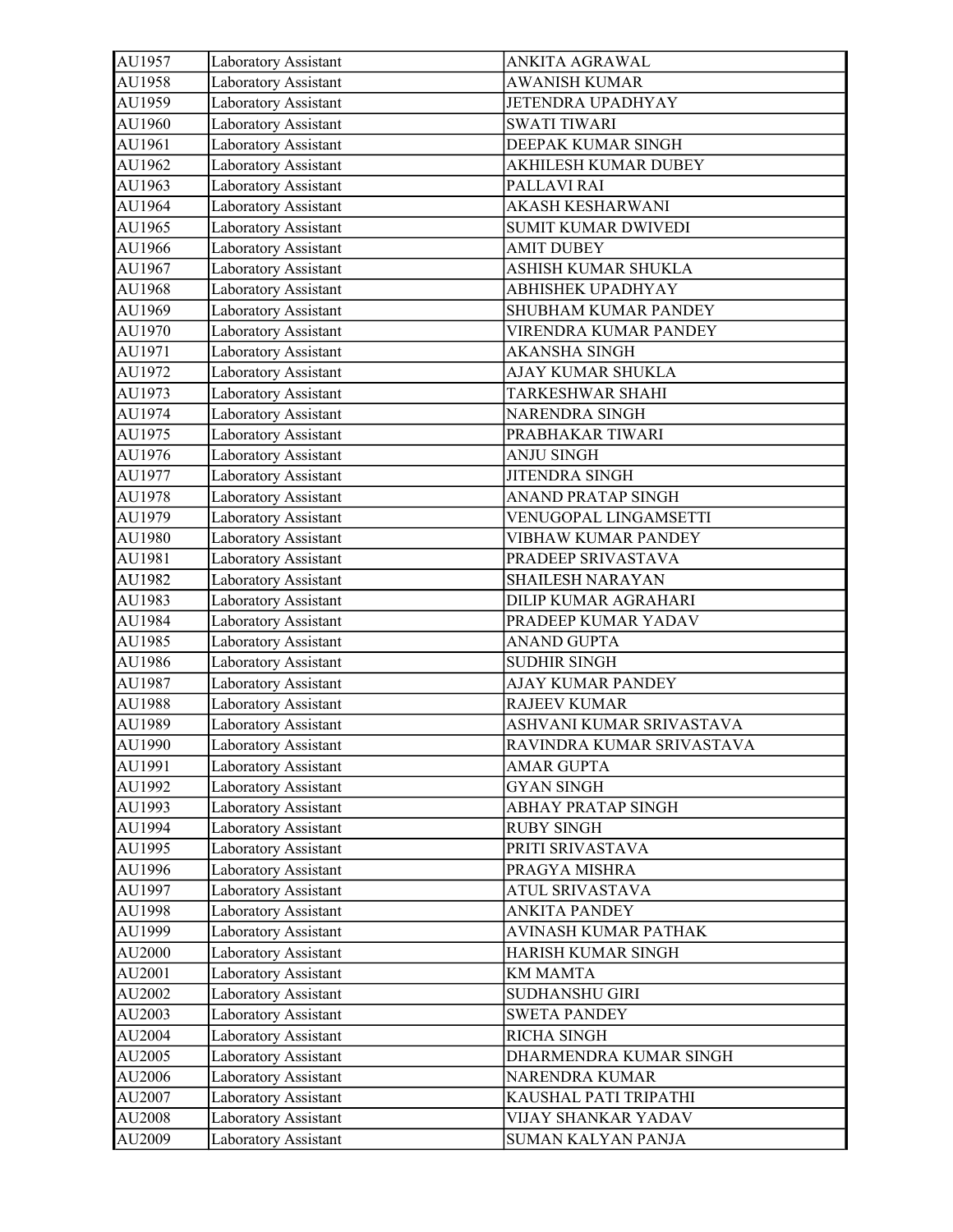| AU1957 | Laboratory Assistant | ANKITA AGRAWAL |
|---|---|---|
| AU1958 | Laboratory Assistant | AWANISH KUMAR |
| AU1959 | Laboratory Assistant | JETENDRA UPADHYAY |
| AU1960 | Laboratory Assistant | SWATI TIWARI |
| AU1961 | Laboratory Assistant | DEEPAK KUMAR SINGH |
| AU1962 | Laboratory Assistant | AKHILESH KUMAR DUBEY |
| AU1963 | Laboratory Assistant | PALLAVI RAI |
| AU1964 | Laboratory Assistant | AKASH KESHARWANI |
| AU1965 | Laboratory Assistant | SUMIT KUMAR DWIVEDI |
| AU1966 | Laboratory Assistant | AMIT DUBEY |
| AU1967 | Laboratory Assistant | ASHISH KUMAR SHUKLA |
| AU1968 | Laboratory Assistant | ABHISHEK UPADHYAY |
| AU1969 | Laboratory Assistant | SHUBHAM KUMAR PANDEY |
| AU1970 | Laboratory Assistant | VIRENDRA KUMAR PANDEY |
| AU1971 | Laboratory Assistant | AKANSHA SINGH |
| AU1972 | Laboratory Assistant | AJAY KUMAR SHUKLA |
| AU1973 | Laboratory Assistant | TARKESHWAR SHAHI |
| AU1974 | Laboratory Assistant | NARENDRA SINGH |
| AU1975 | Laboratory Assistant | PRABHAKAR TIWARI |
| AU1976 | Laboratory Assistant | ANJU SINGH |
| AU1977 | Laboratory Assistant | JITENDRA SINGH |
| AU1978 | Laboratory Assistant | ANAND PRATAP SINGH |
| AU1979 | Laboratory Assistant | VENUGOPAL LINGAMSETTI |
| AU1980 | Laboratory Assistant | VIBHAW KUMAR PANDEY |
| AU1981 | Laboratory Assistant | PRADEEP SRIVASTAVA |
| AU1982 | Laboratory Assistant | SHAILESH NARAYAN |
| AU1983 | Laboratory Assistant | DILIP KUMAR AGRAHARI |
| AU1984 | Laboratory Assistant | PRADEEP KUMAR YADAV |
| AU1985 | Laboratory Assistant | ANAND GUPTA |
| AU1986 | Laboratory Assistant | SUDHIR SINGH |
| AU1987 | Laboratory Assistant | AJAY KUMAR PANDEY |
| AU1988 | Laboratory Assistant | RAJEEV KUMAR |
| AU1989 | Laboratory Assistant | ASHVANI KUMAR SRIVASTAVA |
| AU1990 | Laboratory Assistant | RAVINDRA KUMAR SRIVASTAVA |
| AU1991 | Laboratory Assistant | AMAR GUPTA |
| AU1992 | Laboratory Assistant | GYAN SINGH |
| AU1993 | Laboratory Assistant | ABHAY PRATAP SINGH |
| AU1994 | Laboratory Assistant | RUBY SINGH |
| AU1995 | Laboratory Assistant | PRITI SRIVASTAVA |
| AU1996 | Laboratory Assistant | PRAGYA MISHRA |
| AU1997 | Laboratory Assistant | ATUL SRIVASTAVA |
| AU1998 | Laboratory Assistant | ANKITA PANDEY |
| AU1999 | Laboratory Assistant | AVINASH KUMAR PATHAK |
| AU2000 | Laboratory Assistant | HARISH KUMAR SINGH |
| AU2001 | Laboratory Assistant | KM MAMTA |
| AU2002 | Laboratory Assistant | SUDHANSHU GIRI |
| AU2003 | Laboratory Assistant | SWETA PANDEY |
| AU2004 | Laboratory Assistant | RICHA SINGH |
| AU2005 | Laboratory Assistant | DHARMENDRA KUMAR SINGH |
| AU2006 | Laboratory Assistant | NARENDRA KUMAR |
| AU2007 | Laboratory Assistant | KAUSHAL PATI TRIPATHI |
| AU2008 | Laboratory Assistant | VIJAY SHANKAR YADAV |
| AU2009 | Laboratory Assistant | SUMAN KALYAN PANJA |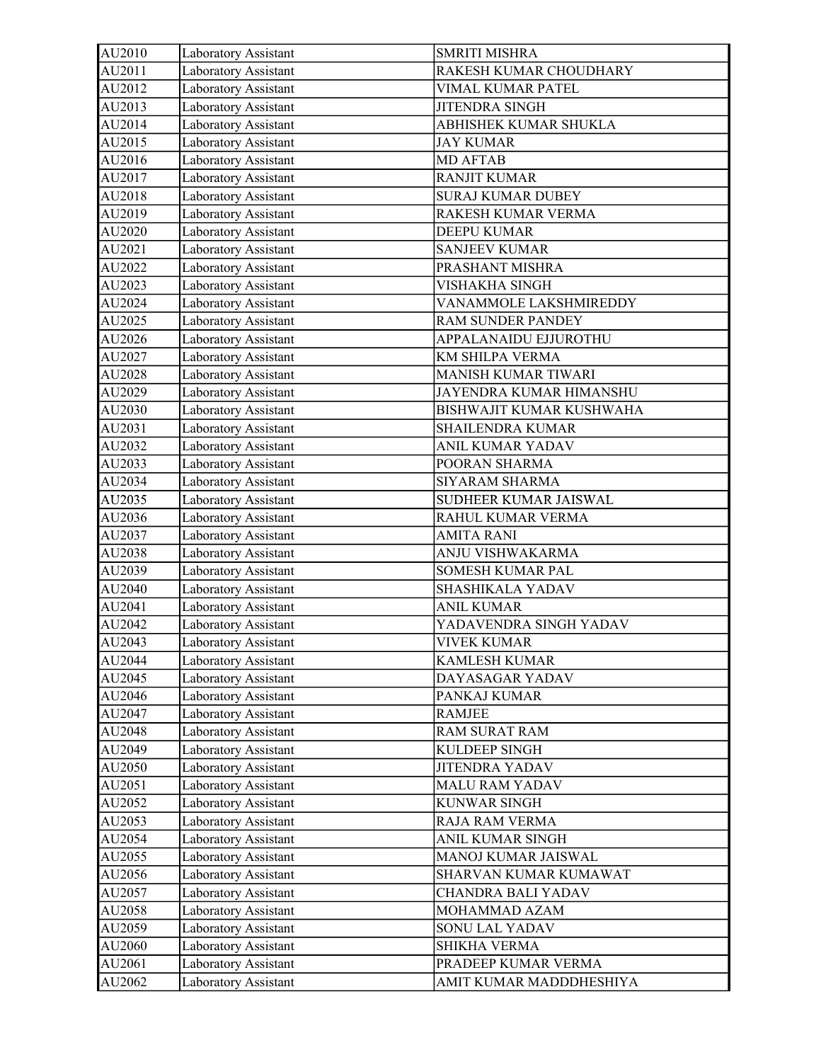| AU2010 | Laboratory Assistant | SMRITI MISHRA |
|---|---|---|
| AU2011 | Laboratory Assistant | RAKESH KUMAR CHOUDHARY |
| AU2012 | Laboratory Assistant | VIMAL KUMAR PATEL |
| AU2013 | Laboratory Assistant | JITENDRA SINGH |
| AU2014 | Laboratory Assistant | ABHISHEK KUMAR SHUKLA |
| AU2015 | Laboratory Assistant | JAY KUMAR |
| AU2016 | Laboratory Assistant | MD AFTAB |
| AU2017 | Laboratory Assistant | RANJIT KUMAR |
| AU2018 | Laboratory Assistant | SURAJ KUMAR DUBEY |
| AU2019 | Laboratory Assistant | RAKESH KUMAR VERMA |
| AU2020 | Laboratory Assistant | DEEPU KUMAR |
| AU2021 | Laboratory Assistant | SANJEEV KUMAR |
| AU2022 | Laboratory Assistant | PRASHANT MISHRA |
| AU2023 | Laboratory Assistant | VISHAKHA SINGH |
| AU2024 | Laboratory Assistant | VANAMMOLE LAKSHMIREDDY |
| AU2025 | Laboratory Assistant | RAM SUNDER PANDEY |
| AU2026 | Laboratory Assistant | APPALANAIDU EJJUROTHU |
| AU2027 | Laboratory Assistant | KM SHILPA VERMA |
| AU2028 | Laboratory Assistant | MANISH KUMAR TIWARI |
| AU2029 | Laboratory Assistant | JAYENDRA KUMAR HIMANSHU |
| AU2030 | Laboratory Assistant | BISHWAJIT KUMAR KUSHWAHA |
| AU2031 | Laboratory Assistant | SHAILENDRA KUMAR |
| AU2032 | Laboratory Assistant | ANIL KUMAR YADAV |
| AU2033 | Laboratory Assistant | POORAN SHARMA |
| AU2034 | Laboratory Assistant | SIYARAM SHARMA |
| AU2035 | Laboratory Assistant | SUDHEER KUMAR JAISWAL |
| AU2036 | Laboratory Assistant | RAHUL KUMAR VERMA |
| AU2037 | Laboratory Assistant | AMITA RANI |
| AU2038 | Laboratory Assistant | ANJU VISHWAKARMA |
| AU2039 | Laboratory Assistant | SOMESH KUMAR PAL |
| AU2040 | Laboratory Assistant | SHASHIKALA YADAV |
| AU2041 | Laboratory Assistant | ANIL KUMAR |
| AU2042 | Laboratory Assistant | YADAVENDRA SINGH YADAV |
| AU2043 | Laboratory Assistant | VIVEK KUMAR |
| AU2044 | Laboratory Assistant | KAMLESH KUMAR |
| AU2045 | Laboratory Assistant | DAYASAGAR YADAV |
| AU2046 | Laboratory Assistant | PANKAJ KUMAR |
| AU2047 | Laboratory Assistant | RAMJEE |
| AU2048 | Laboratory Assistant | RAM SURAT RAM |
| AU2049 | Laboratory Assistant | KULDEEP SINGH |
| AU2050 | Laboratory Assistant | JITENDRA YADAV |
| AU2051 | Laboratory Assistant | MALU RAM YADAV |
| AU2052 | Laboratory Assistant | KUNWAR SINGH |
| AU2053 | Laboratory Assistant | RAJA RAM VERMA |
| AU2054 | Laboratory Assistant | ANIL KUMAR SINGH |
| AU2055 | Laboratory Assistant | MANOJ KUMAR JAISWAL |
| AU2056 | Laboratory Assistant | SHARVAN KUMAR KUMAWAT |
| AU2057 | Laboratory Assistant | CHANDRA BALI YADAV |
| AU2058 | Laboratory Assistant | MOHAMMAD AZAM |
| AU2059 | Laboratory Assistant | SONU LAL YADAV |
| AU2060 | Laboratory Assistant | SHIKHA VERMA |
| AU2061 | Laboratory Assistant | PRADEEP KUMAR VERMA |
| AU2062 | Laboratory Assistant | AMIT KUMAR MADDDHESHIYA |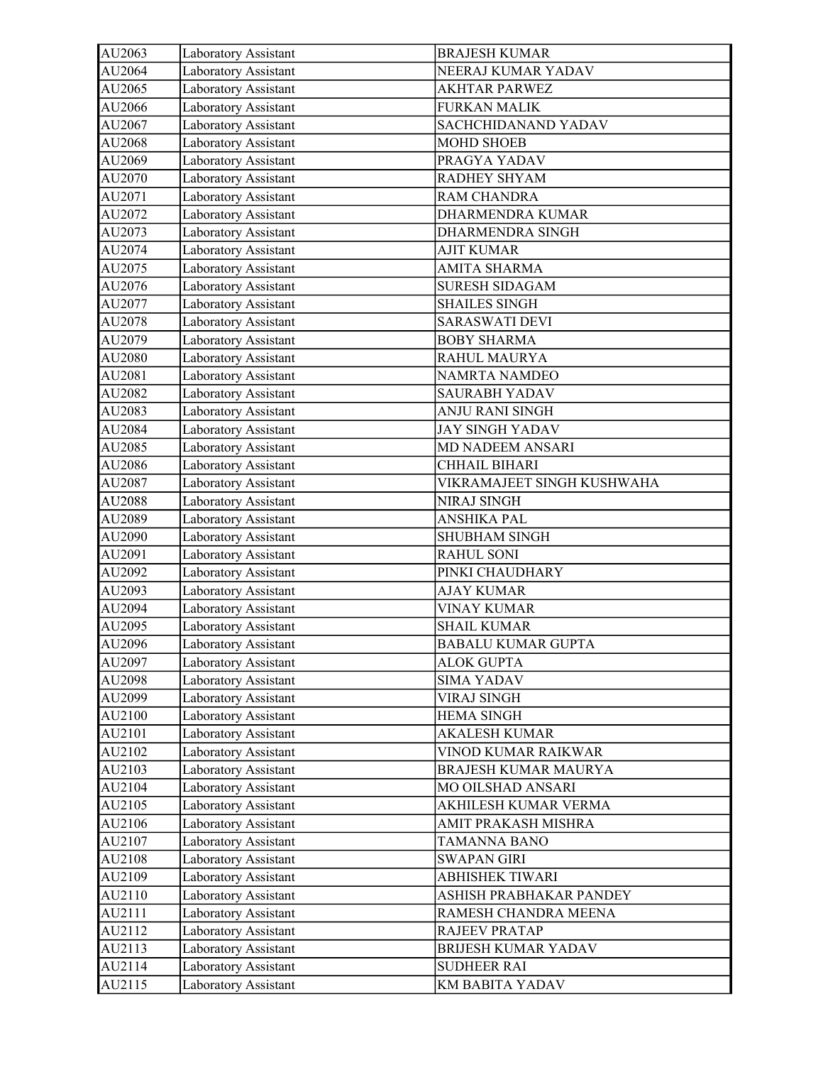| AU2063 | Laboratory Assistant | BRAJESH KUMAR |
|---|---|---|
| AU2064 | Laboratory Assistant | NEERAJ KUMAR YADAV |
| AU2065 | Laboratory Assistant | AKHTAR PARWEZ |
| AU2066 | Laboratory Assistant | FURKAN MALIK |
| AU2067 | Laboratory Assistant | SACHCHIDANAND YADAV |
| AU2068 | Laboratory Assistant | MOHD SHOEB |
| AU2069 | Laboratory Assistant | PRAGYA YADAV |
| AU2070 | Laboratory Assistant | RADHEY SHYAM |
| AU2071 | Laboratory Assistant | RAM CHANDRA |
| AU2072 | Laboratory Assistant | DHARMENDRA KUMAR |
| AU2073 | Laboratory Assistant | DHARMENDRA SINGH |
| AU2074 | Laboratory Assistant | AJIT KUMAR |
| AU2075 | Laboratory Assistant | AMITA SHARMA |
| AU2076 | Laboratory Assistant | SURESH SIDAGAM |
| AU2077 | Laboratory Assistant | SHAILES SINGH |
| AU2078 | Laboratory Assistant | SARASWATI DEVI |
| AU2079 | Laboratory Assistant | BOBY SHARMA |
| AU2080 | Laboratory Assistant | RAHUL MAURYA |
| AU2081 | Laboratory Assistant | NAMRTA NAMDEO |
| AU2082 | Laboratory Assistant | SAURABH YADAV |
| AU2083 | Laboratory Assistant | ANJU RANI SINGH |
| AU2084 | Laboratory Assistant | JAY SINGH YADAV |
| AU2085 | Laboratory Assistant | MD NADEEM ANSARI |
| AU2086 | Laboratory Assistant | CHHAIL BIHARI |
| AU2087 | Laboratory Assistant | VIKRAMAJEET SINGH KUSHWAHA |
| AU2088 | Laboratory Assistant | NIRAJ SINGH |
| AU2089 | Laboratory Assistant | ANSHIKA PAL |
| AU2090 | Laboratory Assistant | SHUBHAM SINGH |
| AU2091 | Laboratory Assistant | RAHUL SONI |
| AU2092 | Laboratory Assistant | PINKI CHAUDHARY |
| AU2093 | Laboratory Assistant | AJAY KUMAR |
| AU2094 | Laboratory Assistant | VINAY KUMAR |
| AU2095 | Laboratory Assistant | SHAIL KUMAR |
| AU2096 | Laboratory Assistant | BABALU KUMAR GUPTA |
| AU2097 | Laboratory Assistant | ALOK GUPTA |
| AU2098 | Laboratory Assistant | SIMA YADAV |
| AU2099 | Laboratory Assistant | VIRAJ SINGH |
| AU2100 | Laboratory Assistant | HEMA SINGH |
| AU2101 | Laboratory Assistant | AKALESH KUMAR |
| AU2102 | Laboratory Assistant | VINOD KUMAR RAIKWAR |
| AU2103 | Laboratory Assistant | BRAJESH KUMAR MAURYA |
| AU2104 | Laboratory Assistant | MO OILSHAD ANSARI |
| AU2105 | Laboratory Assistant | AKHILESH KUMAR VERMA |
| AU2106 | Laboratory Assistant | AMIT PRAKASH MISHRA |
| AU2107 | Laboratory Assistant | TAMANNA BANO |
| AU2108 | Laboratory Assistant | SWAPAN GIRI |
| AU2109 | Laboratory Assistant | ABHISHEK TIWARI |
| AU2110 | Laboratory Assistant | ASHISH PRABHAKAR PANDEY |
| AU2111 | Laboratory Assistant | RAMESH CHANDRA MEENA |
| AU2112 | Laboratory Assistant | RAJEEV PRATAP |
| AU2113 | Laboratory Assistant | BRIJESH KUMAR YADAV |
| AU2114 | Laboratory Assistant | SUDHEER RAI |
| AU2115 | Laboratory Assistant | KM BABITA YADAV |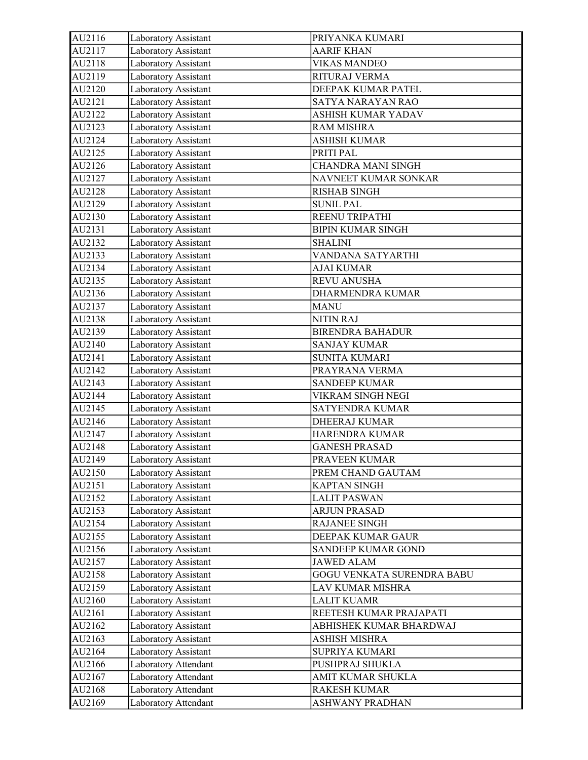| AU2116 | Laboratory Assistant | PRIYANKA KUMARI |
|---|---|---|
| AU2117 | Laboratory Assistant | AARIF KHAN |
| AU2118 | Laboratory Assistant | VIKAS MANDEO |
| AU2119 | Laboratory Assistant | RITURAJ VERMA |
| AU2120 | Laboratory Assistant | DEEPAK KUMAR PATEL |
| AU2121 | Laboratory Assistant | SATYA NARAYAN RAO |
| AU2122 | Laboratory Assistant | ASHISH KUMAR YADAV |
| AU2123 | Laboratory Assistant | RAM MISHRA |
| AU2124 | Laboratory Assistant | ASHISH KUMAR |
| AU2125 | Laboratory Assistant | PRITI PAL |
| AU2126 | Laboratory Assistant | CHANDRA MANI SINGH |
| AU2127 | Laboratory Assistant | NAVNEET KUMAR SONKAR |
| AU2128 | Laboratory Assistant | RISHAB SINGH |
| AU2129 | Laboratory Assistant | SUNIL PAL |
| AU2130 | Laboratory Assistant | REENU TRIPATHI |
| AU2131 | Laboratory Assistant | BIPIN KUMAR SINGH |
| AU2132 | Laboratory Assistant | SHALINI |
| AU2133 | Laboratory Assistant | VANDANA SATYARTHI |
| AU2134 | Laboratory Assistant | AJAI KUMAR |
| AU2135 | Laboratory Assistant | REVU ANUSHA |
| AU2136 | Laboratory Assistant | DHARMENDRA KUMAR |
| AU2137 | Laboratory Assistant | MANU |
| AU2138 | Laboratory Assistant | NITIN RAJ |
| AU2139 | Laboratory Assistant | BIRENDRA BAHADUR |
| AU2140 | Laboratory Assistant | SANJAY KUMAR |
| AU2141 | Laboratory Assistant | SUNITA KUMARI |
| AU2142 | Laboratory Assistant | PRAYRANA VERMA |
| AU2143 | Laboratory Assistant | SANDEEP KUMAR |
| AU2144 | Laboratory Assistant | VIKRAM SINGH NEGI |
| AU2145 | Laboratory Assistant | SATYENDRA KUMAR |
| AU2146 | Laboratory Assistant | DHEERAJ KUMAR |
| AU2147 | Laboratory Assistant | HARENDRA KUMAR |
| AU2148 | Laboratory Assistant | GANESH PRASAD |
| AU2149 | Laboratory Assistant | PRAVEEN KUMAR |
| AU2150 | Laboratory Assistant | PREM CHAND GAUTAM |
| AU2151 | Laboratory Assistant | KAPTAN SINGH |
| AU2152 | Laboratory Assistant | LALIT PASWAN |
| AU2153 | Laboratory Assistant | ARJUN PRASAD |
| AU2154 | Laboratory Assistant | RAJANEE SINGH |
| AU2155 | Laboratory Assistant | DEEPAK KUMAR GAUR |
| AU2156 | Laboratory Assistant | SANDEEP KUMAR GOND |
| AU2157 | Laboratory Assistant | JAWED ALAM |
| AU2158 | Laboratory Assistant | GOGU VENKATA SURENDRA BABU |
| AU2159 | Laboratory Assistant | LAV KUMAR MISHRA |
| AU2160 | Laboratory Assistant | LALIT KUAMR |
| AU2161 | Laboratory Assistant | REETESH KUMAR PRAJAPATI |
| AU2162 | Laboratory Assistant | ABHISHEK KUMAR BHARDWAJ |
| AU2163 | Laboratory Assistant | ASHISH MISHRA |
| AU2164 | Laboratory Assistant | SUPRIYA KUMARI |
| AU2166 | Laboratory Attendant | PUSHPRAJ SHUKLA |
| AU2167 | Laboratory Attendant | AMIT KUMAR SHUKLA |
| AU2168 | Laboratory Attendant | RAKESH KUMAR |
| AU2169 | Laboratory Attendant | ASHWANY PRADHAN |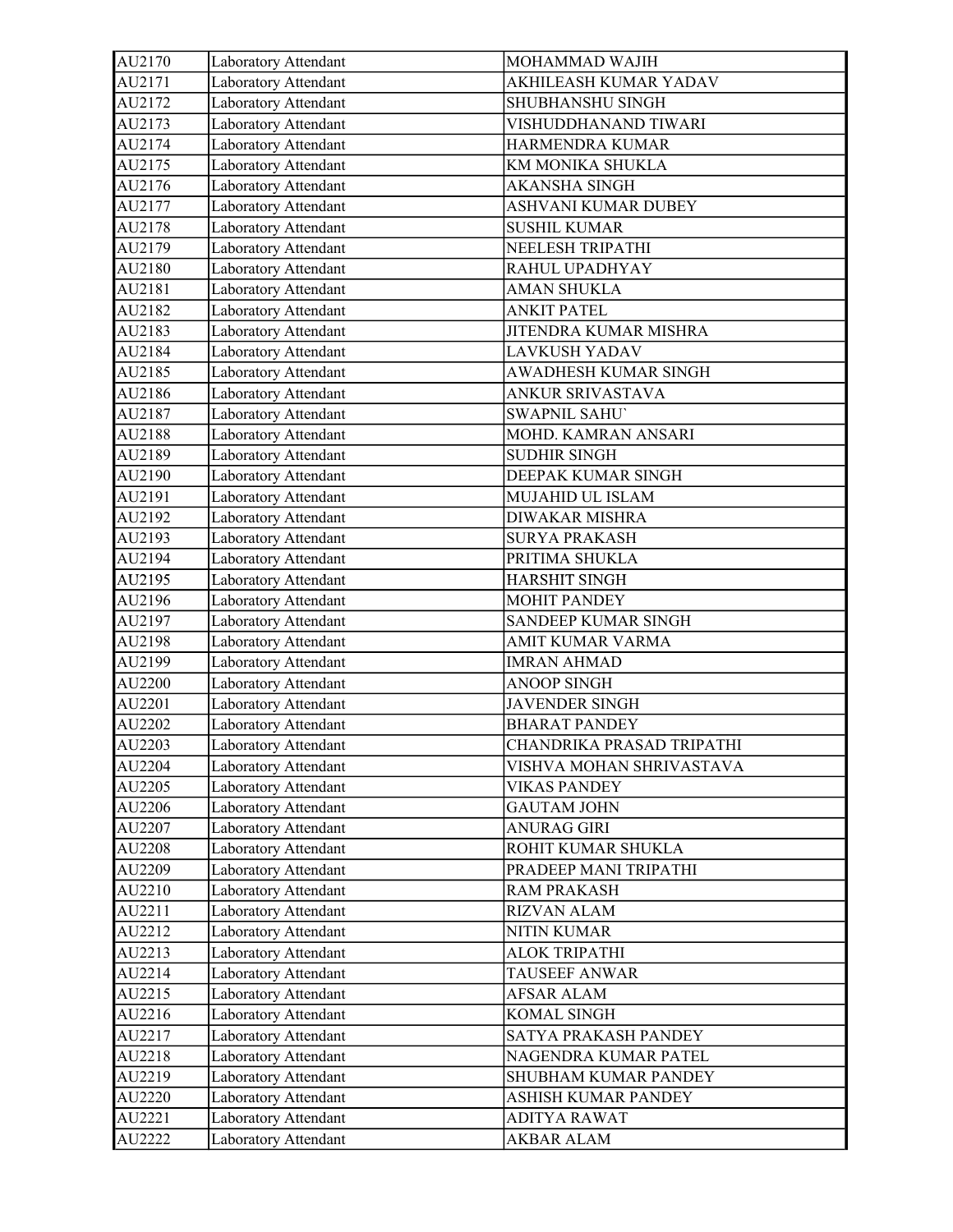| AU2170 | Laboratory Attendant | MOHAMMAD WAJIH |
|---|---|---|
| AU2171 | Laboratory Attendant | AKHILEASH KUMAR YADAV |
| AU2172 | Laboratory Attendant | SHUBHANSHU SINGH |
| AU2173 | Laboratory Attendant | VISHUDDHANAND TIWARI |
| AU2174 | Laboratory Attendant | HARMENDRA KUMAR |
| AU2175 | Laboratory Attendant | KM MONIKA SHUKLA |
| AU2176 | Laboratory Attendant | AKANSHA SINGH |
| AU2177 | Laboratory Attendant | ASHVANI KUMAR DUBEY |
| AU2178 | Laboratory Attendant | SUSHIL KUMAR |
| AU2179 | Laboratory Attendant | NEELESH TRIPATHI |
| AU2180 | Laboratory Attendant | RAHUL UPADHYAY |
| AU2181 | Laboratory Attendant | AMAN SHUKLA |
| AU2182 | Laboratory Attendant | ANKIT PATEL |
| AU2183 | Laboratory Attendant | JITENDRA KUMAR MISHRA |
| AU2184 | Laboratory Attendant | LAVKUSH YADAV |
| AU2185 | Laboratory Attendant | AWADHESH KUMAR SINGH |
| AU2186 | Laboratory Attendant | ANKUR SRIVASTAVA |
| AU2187 | Laboratory Attendant | SWAPNIL SAHU` |
| AU2188 | Laboratory Attendant | MOHD. KAMRAN ANSARI |
| AU2189 | Laboratory Attendant | SUDHIR SINGH |
| AU2190 | Laboratory Attendant | DEEPAK KUMAR SINGH |
| AU2191 | Laboratory Attendant | MUJAHID UL ISLAM |
| AU2192 | Laboratory Attendant | DIWAKAR MISHRA |
| AU2193 | Laboratory Attendant | SURYA PRAKASH |
| AU2194 | Laboratory Attendant | PRITIMA SHUKLA |
| AU2195 | Laboratory Attendant | HARSHIT SINGH |
| AU2196 | Laboratory Attendant | MOHIT PANDEY |
| AU2197 | Laboratory Attendant | SANDEEP KUMAR SINGH |
| AU2198 | Laboratory Attendant | AMIT KUMAR VARMA |
| AU2199 | Laboratory Attendant | IMRAN AHMAD |
| AU2200 | Laboratory Attendant | ANOOP SINGH |
| AU2201 | Laboratory Attendant | JAVENDER SINGH |
| AU2202 | Laboratory Attendant | BHARAT PANDEY |
| AU2203 | Laboratory Attendant | CHANDRIKA PRASAD TRIPATHI |
| AU2204 | Laboratory Attendant | VISHVA MOHAN SHRIVASTAVA |
| AU2205 | Laboratory Attendant | VIKAS PANDEY |
| AU2206 | Laboratory Attendant | GAUTAM JOHN |
| AU2207 | Laboratory Attendant | ANURAG GIRI |
| AU2208 | Laboratory Attendant | ROHIT KUMAR SHUKLA |
| AU2209 | Laboratory Attendant | PRADEEP MANI TRIPATHI |
| AU2210 | Laboratory Attendant | RAM PRAKASH |
| AU2211 | Laboratory Attendant | RIZVAN ALAM |
| AU2212 | Laboratory Attendant | NITIN KUMAR |
| AU2213 | Laboratory Attendant | ALOK TRIPATHI |
| AU2214 | Laboratory Attendant | TAUSEEF ANWAR |
| AU2215 | Laboratory Attendant | AFSAR ALAM |
| AU2216 | Laboratory Attendant | KOMAL SINGH |
| AU2217 | Laboratory Attendant | SATYA PRAKASH PANDEY |
| AU2218 | Laboratory Attendant | NAGENDRA KUMAR PATEL |
| AU2219 | Laboratory Attendant | SHUBHAM KUMAR PANDEY |
| AU2220 | Laboratory Attendant | ASHISH KUMAR PANDEY |
| AU2221 | Laboratory Attendant | ADITYA RAWAT |
| AU2222 | Laboratory Attendant | AKBAR ALAM |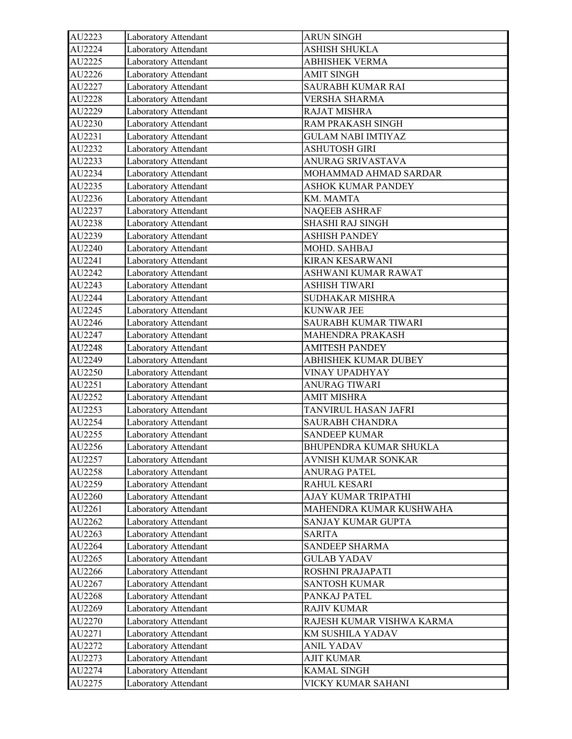| AU2223 | Laboratory Attendant | ARUN SINGH |
|---|---|---|
| AU2224 | Laboratory Attendant | ASHISH SHUKLA |
| AU2225 | Laboratory Attendant | ABHISHEK VERMA |
| AU2226 | Laboratory Attendant | AMIT SINGH |
| AU2227 | Laboratory Attendant | SAURABH KUMAR RAI |
| AU2228 | Laboratory Attendant | VERSHA SHARMA |
| AU2229 | Laboratory Attendant | RAJAT MISHRA |
| AU2230 | Laboratory Attendant | RAM PRAKASH SINGH |
| AU2231 | Laboratory Attendant | GULAM NABI IMTIYAZ |
| AU2232 | Laboratory Attendant | ASHUTOSH GIRI |
| AU2233 | Laboratory Attendant | ANURAG SRIVASTAVA |
| AU2234 | Laboratory Attendant | MOHAMMAD AHMAD SARDAR |
| AU2235 | Laboratory Attendant | ASHOK KUMAR PANDEY |
| AU2236 | Laboratory Attendant | KM. MAMTA |
| AU2237 | Laboratory Attendant | NAQEEB ASHRAF |
| AU2238 | Laboratory Attendant | SHASHI RAJ SINGH |
| AU2239 | Laboratory Attendant | ASHISH PANDEY |
| AU2240 | Laboratory Attendant | MOHD. SAHBAJ |
| AU2241 | Laboratory Attendant | KIRAN KESARWANI |
| AU2242 | Laboratory Attendant | ASHWANI KUMAR RAWAT |
| AU2243 | Laboratory Attendant | ASHISH TIWARI |
| AU2244 | Laboratory Attendant | SUDHAKAR MISHRA |
| AU2245 | Laboratory Attendant | KUNWAR JEE |
| AU2246 | Laboratory Attendant | SAURABH KUMAR TIWARI |
| AU2247 | Laboratory Attendant | MAHENDRA PRAKASH |
| AU2248 | Laboratory Attendant | AMITESH PANDEY |
| AU2249 | Laboratory Attendant | ABHISHEK KUMAR DUBEY |
| AU2250 | Laboratory Attendant | VINAY UPADHYAY |
| AU2251 | Laboratory Attendant | ANURAG TIWARI |
| AU2252 | Laboratory Attendant | AMIT MISHRA |
| AU2253 | Laboratory Attendant | TANVIRUL HASAN JAFRI |
| AU2254 | Laboratory Attendant | SAURABH CHANDRA |
| AU2255 | Laboratory Attendant | SANDEEP KUMAR |
| AU2256 | Laboratory Attendant | BHUPENDRA KUMAR SHUKLA |
| AU2257 | Laboratory Attendant | AVNISH KUMAR SONKAR |
| AU2258 | Laboratory Attendant | ANURAG PATEL |
| AU2259 | Laboratory Attendant | RAHUL KESARI |
| AU2260 | Laboratory Attendant | AJAY KUMAR TRIPATHI |
| AU2261 | Laboratory Attendant | MAHENDRA KUMAR KUSHWAHA |
| AU2262 | Laboratory Attendant | SANJAY KUMAR GUPTA |
| AU2263 | Laboratory Attendant | SARITA |
| AU2264 | Laboratory Attendant | SANDEEP SHARMA |
| AU2265 | Laboratory Attendant | GULAB YADAV |
| AU2266 | Laboratory Attendant | ROSHNI PRAJAPATI |
| AU2267 | Laboratory Attendant | SANTOSH KUMAR |
| AU2268 | Laboratory Attendant | PANKAJ PATEL |
| AU2269 | Laboratory Attendant | RAJIV KUMAR |
| AU2270 | Laboratory Attendant | RAJESH KUMAR VISHWA KARMA |
| AU2271 | Laboratory Attendant | KM SUSHILA YADAV |
| AU2272 | Laboratory Attendant | ANIL YADAV |
| AU2273 | Laboratory Attendant | AJIT KUMAR |
| AU2274 | Laboratory Attendant | KAMAL SINGH |
| AU2275 | Laboratory Attendant | VICKY KUMAR SAHANI |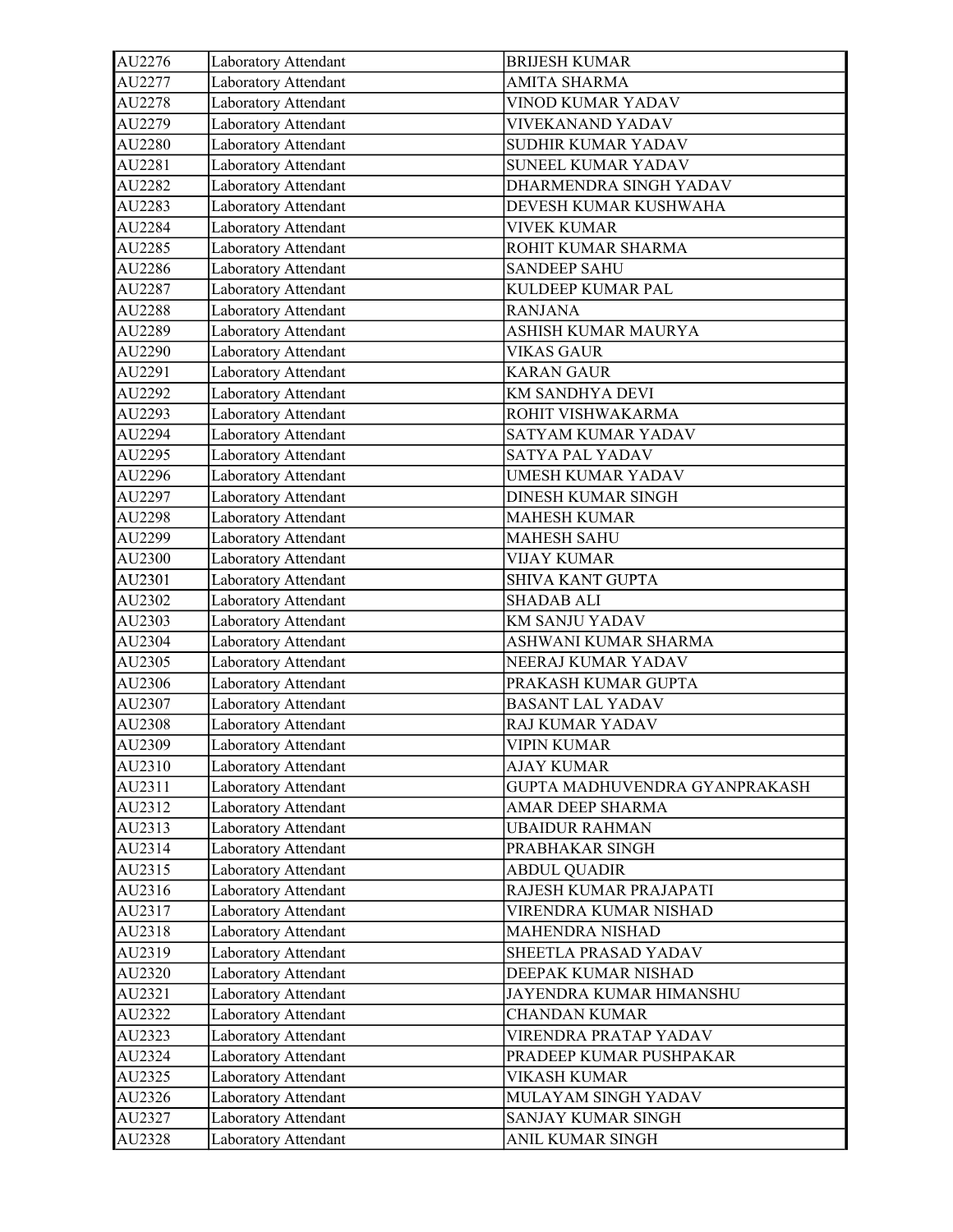| AU2276 | Laboratory Attendant | BRIJESH KUMAR |
|---|---|---|
| AU2277 | Laboratory Attendant | AMITA SHARMA |
| AU2278 | Laboratory Attendant | VINOD KUMAR YADAV |
| AU2279 | Laboratory Attendant | VIVEKANAND YADAV |
| AU2280 | Laboratory Attendant | SUDHIR KUMAR YADAV |
| AU2281 | Laboratory Attendant | SUNEEL KUMAR YADAV |
| AU2282 | Laboratory Attendant | DHARMENDRA SINGH YADAV |
| AU2283 | Laboratory Attendant | DEVESH KUMAR KUSHWAHA |
| AU2284 | Laboratory Attendant | VIVEK KUMAR |
| AU2285 | Laboratory Attendant | ROHIT KUMAR SHARMA |
| AU2286 | Laboratory Attendant | SANDEEP SAHU |
| AU2287 | Laboratory Attendant | KULDEEP KUMAR PAL |
| AU2288 | Laboratory Attendant | RANJANA |
| AU2289 | Laboratory Attendant | ASHISH KUMAR MAURYA |
| AU2290 | Laboratory Attendant | VIKAS GAUR |
| AU2291 | Laboratory Attendant | KARAN GAUR |
| AU2292 | Laboratory Attendant | KM SANDHYA DEVI |
| AU2293 | Laboratory Attendant | ROHIT VISHWAKARMA |
| AU2294 | Laboratory Attendant | SATYAM KUMAR YADAV |
| AU2295 | Laboratory Attendant | SATYA PAL YADAV |
| AU2296 | Laboratory Attendant | UMESH KUMAR YADAV |
| AU2297 | Laboratory Attendant | DINESH KUMAR SINGH |
| AU2298 | Laboratory Attendant | MAHESH KUMAR |
| AU2299 | Laboratory Attendant | MAHESH SAHU |
| AU2300 | Laboratory Attendant | VIJAY KUMAR |
| AU2301 | Laboratory Attendant | SHIVA KANT GUPTA |
| AU2302 | Laboratory Attendant | SHADAB ALI |
| AU2303 | Laboratory Attendant | KM SANJU YADAV |
| AU2304 | Laboratory Attendant | ASHWANI KUMAR SHARMA |
| AU2305 | Laboratory Attendant | NEERAJ KUMAR YADAV |
| AU2306 | Laboratory Attendant | PRAKASH KUMAR GUPTA |
| AU2307 | Laboratory Attendant | BASANT LAL YADAV |
| AU2308 | Laboratory Attendant | RAJ KUMAR YADAV |
| AU2309 | Laboratory Attendant | VIPIN KUMAR |
| AU2310 | Laboratory Attendant | AJAY KUMAR |
| AU2311 | Laboratory Attendant | GUPTA MADHUVENDRA GYANPRAKASH |
| AU2312 | Laboratory Attendant | AMAR DEEP SHARMA |
| AU2313 | Laboratory Attendant | UBAIDUR RAHMAN |
| AU2314 | Laboratory Attendant | PRABHAKAR SINGH |
| AU2315 | Laboratory Attendant | ABDUL QUADIR |
| AU2316 | Laboratory Attendant | RAJESH KUMAR PRAJAPATI |
| AU2317 | Laboratory Attendant | VIRENDRA KUMAR NISHAD |
| AU2318 | Laboratory Attendant | MAHENDRA NISHAD |
| AU2319 | Laboratory Attendant | SHEETLA PRASAD YADAV |
| AU2320 | Laboratory Attendant | DEEPAK KUMAR NISHAD |
| AU2321 | Laboratory Attendant | JAYENDRA KUMAR HIMANSHU |
| AU2322 | Laboratory Attendant | CHANDAN KUMAR |
| AU2323 | Laboratory Attendant | VIRENDRA PRATAP YADAV |
| AU2324 | Laboratory Attendant | PRADEEP KUMAR PUSHPAKAR |
| AU2325 | Laboratory Attendant | VIKASH KUMAR |
| AU2326 | Laboratory Attendant | MULAYAM SINGH YADAV |
| AU2327 | Laboratory Attendant | SANJAY KUMAR SINGH |
| AU2328 | Laboratory Attendant | ANIL KUMAR SINGH |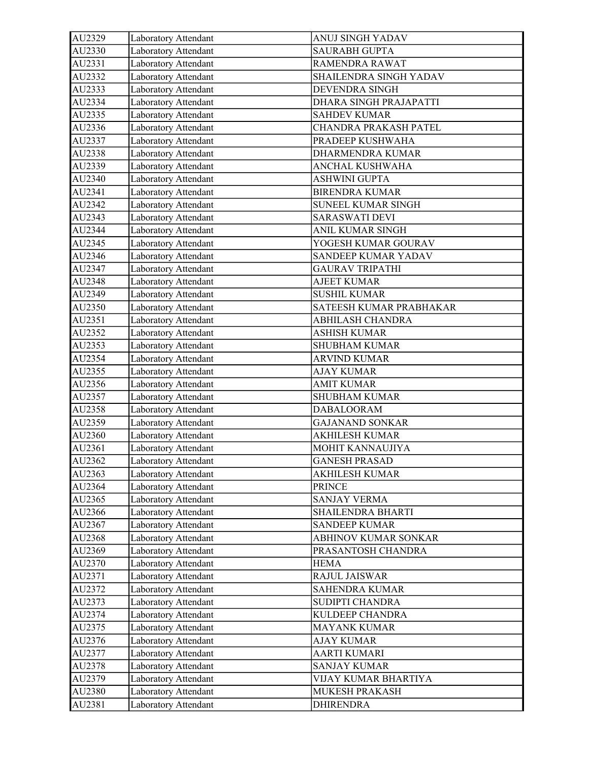| AU2329 | Laboratory Attendant | ANUJ SINGH YADAV |
|---|---|---|
| AU2330 | Laboratory Attendant | SAURABH GUPTA |
| AU2331 | Laboratory Attendant | RAMENDRA RAWAT |
| AU2332 | Laboratory Attendant | SHAILENDRA SINGH YADAV |
| AU2333 | Laboratory Attendant | DEVENDRA SINGH |
| AU2334 | Laboratory Attendant | DHARA SINGH PRAJAPATTI |
| AU2335 | Laboratory Attendant | SAHDEV KUMAR |
| AU2336 | Laboratory Attendant | CHANDRA PRAKASH PATEL |
| AU2337 | Laboratory Attendant | PRADEEP KUSHWAHA |
| AU2338 | Laboratory Attendant | DHARMENDRA KUMAR |
| AU2339 | Laboratory Attendant | ANCHAL KUSHWAHA |
| AU2340 | Laboratory Attendant | ASHWINI GUPTA |
| AU2341 | Laboratory Attendant | BIRENDRA KUMAR |
| AU2342 | Laboratory Attendant | SUNEEL KUMAR SINGH |
| AU2343 | Laboratory Attendant | SARASWATI DEVI |
| AU2344 | Laboratory Attendant | ANIL KUMAR SINGH |
| AU2345 | Laboratory Attendant | YOGESH KUMAR GOURAV |
| AU2346 | Laboratory Attendant | SANDEEP KUMAR YADAV |
| AU2347 | Laboratory Attendant | GAURAV TRIPATHI |
| AU2348 | Laboratory Attendant | AJEET KUMAR |
| AU2349 | Laboratory Attendant | SUSHIL KUMAR |
| AU2350 | Laboratory Attendant | SATEESH KUMAR PRABHAKAR |
| AU2351 | Laboratory Attendant | ABHILASH CHANDRA |
| AU2352 | Laboratory Attendant | ASHISH KUMAR |
| AU2353 | Laboratory Attendant | SHUBHAM KUMAR |
| AU2354 | Laboratory Attendant | ARVIND KUMAR |
| AU2355 | Laboratory Attendant | AJAY KUMAR |
| AU2356 | Laboratory Attendant | AMIT KUMAR |
| AU2357 | Laboratory Attendant | SHUBHAM KUMAR |
| AU2358 | Laboratory Attendant | DABALOORAM |
| AU2359 | Laboratory Attendant | GAJANAND SONKAR |
| AU2360 | Laboratory Attendant | AKHILESH KUMAR |
| AU2361 | Laboratory Attendant | MOHIT KANNAUJIYA |
| AU2362 | Laboratory Attendant | GANESH PRASAD |
| AU2363 | Laboratory Attendant | AKHILESH KUMAR |
| AU2364 | Laboratory Attendant | PRINCE |
| AU2365 | Laboratory Attendant | SANJAY VERMA |
| AU2366 | Laboratory Attendant | SHAILENDRA BHARTI |
| AU2367 | Laboratory Attendant | SANDEEP KUMAR |
| AU2368 | Laboratory Attendant | ABHINOV KUMAR SONKAR |
| AU2369 | Laboratory Attendant | PRASANTOSH CHANDRA |
| AU2370 | Laboratory Attendant | HEMA |
| AU2371 | Laboratory Attendant | RAJUL JAISWAR |
| AU2372 | Laboratory Attendant | SAHENDRA KUMAR |
| AU2373 | Laboratory Attendant | SUDIPTI CHANDRA |
| AU2374 | Laboratory Attendant | KULDEEP CHANDRA |
| AU2375 | Laboratory Attendant | MAYANK KUMAR |
| AU2376 | Laboratory Attendant | AJAY KUMAR |
| AU2377 | Laboratory Attendant | AARTI KUMARI |
| AU2378 | Laboratory Attendant | SANJAY KUMAR |
| AU2379 | Laboratory Attendant | VIJAY KUMAR BHARTIYA |
| AU2380 | Laboratory Attendant | MUKESH PRAKASH |
| AU2381 | Laboratory Attendant | DHIRENDRA |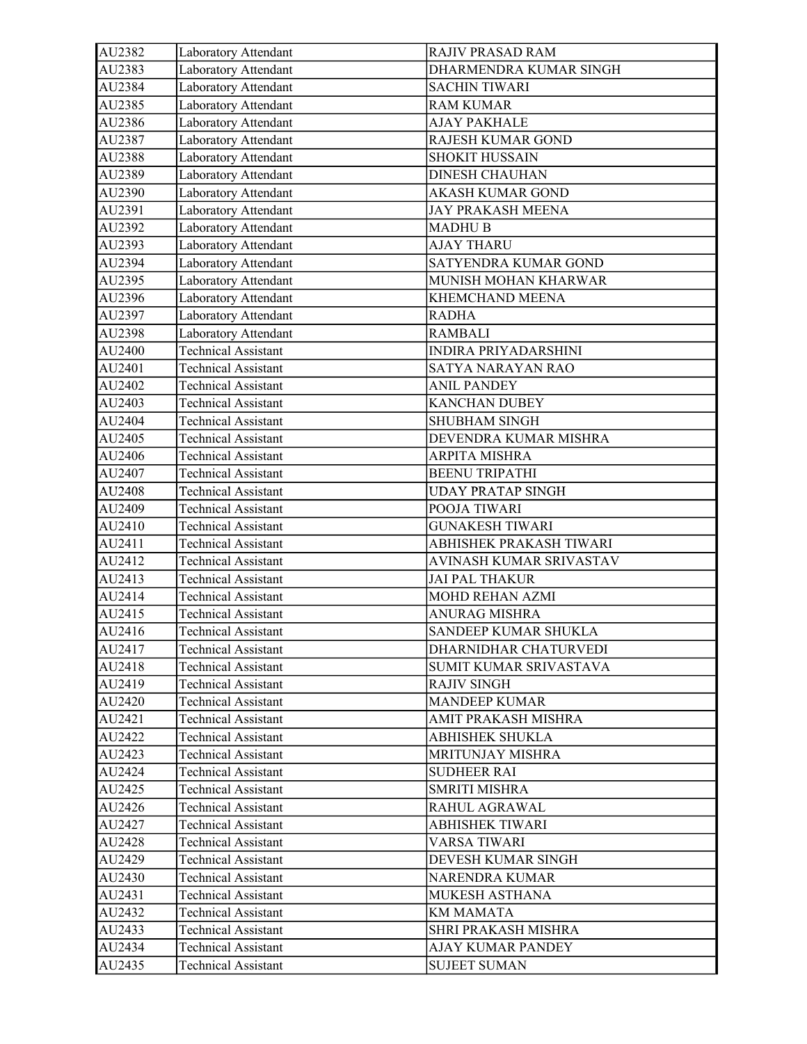| AU2382 | Laboratory Attendant | RAJIV PRASAD RAM |
|---|---|---|
| AU2383 | Laboratory Attendant | DHARMENDRA KUMAR SINGH |
| AU2384 | Laboratory Attendant | SACHIN TIWARI |
| AU2385 | Laboratory Attendant | RAM KUMAR |
| AU2386 | Laboratory Attendant | AJAY PAKHALE |
| AU2387 | Laboratory Attendant | RAJESH KUMAR GOND |
| AU2388 | Laboratory Attendant | SHOKIT HUSSAIN |
| AU2389 | Laboratory Attendant | DINESH CHAUHAN |
| AU2390 | Laboratory Attendant | AKASH KUMAR GOND |
| AU2391 | Laboratory Attendant | JAY PRAKASH MEENA |
| AU2392 | Laboratory Attendant | MADHU B |
| AU2393 | Laboratory Attendant | AJAY THARU |
| AU2394 | Laboratory Attendant | SATYENDRA KUMAR GOND |
| AU2395 | Laboratory Attendant | MUNISH MOHAN KHARWAR |
| AU2396 | Laboratory Attendant | KHEMCHAND MEENA |
| AU2397 | Laboratory Attendant | RADHA |
| AU2398 | Laboratory Attendant | RAMBALI |
| AU2400 | Technical Assistant | INDIRA PRIYADARSHINI |
| AU2401 | Technical Assistant | SATYA NARAYAN RAO |
| AU2402 | Technical Assistant | ANIL PANDEY |
| AU2403 | Technical Assistant | KANCHAN DUBEY |
| AU2404 | Technical Assistant | SHUBHAM SINGH |
| AU2405 | Technical Assistant | DEVENDRA KUMAR MISHRA |
| AU2406 | Technical Assistant | ARPITA MISHRA |
| AU2407 | Technical Assistant | BEENU TRIPATHI |
| AU2408 | Technical Assistant | UDAY PRATAP SINGH |
| AU2409 | Technical Assistant | POOJA TIWARI |
| AU2410 | Technical Assistant | GUNAKESH TIWARI |
| AU2411 | Technical Assistant | ABHISHEK PRAKASH TIWARI |
| AU2412 | Technical Assistant | AVINASH KUMAR SRIVASTAV |
| AU2413 | Technical Assistant | JAI PAL THAKUR |
| AU2414 | Technical Assistant | MOHD REHAN AZMI |
| AU2415 | Technical Assistant | ANURAG MISHRA |
| AU2416 | Technical Assistant | SANDEEP KUMAR SHUKLA |
| AU2417 | Technical Assistant | DHARNIDHAR CHATURVEDI |
| AU2418 | Technical Assistant | SUMIT KUMAR SRIVASTAVA |
| AU2419 | Technical Assistant | RAJIV SINGH |
| AU2420 | Technical Assistant | MANDEEP KUMAR |
| AU2421 | Technical Assistant | AMIT PRAKASH MISHRA |
| AU2422 | Technical Assistant | ABHISHEK SHUKLA |
| AU2423 | Technical Assistant | MRITUNJAY MISHRA |
| AU2424 | Technical Assistant | SUDHEER RAI |
| AU2425 | Technical Assistant | SMRITI MISHRA |
| AU2426 | Technical Assistant | RAHUL AGRAWAL |
| AU2427 | Technical Assistant | ABHISHEK TIWARI |
| AU2428 | Technical Assistant | VARSA TIWARI |
| AU2429 | Technical Assistant | DEVESH KUMAR SINGH |
| AU2430 | Technical Assistant | NARENDRA KUMAR |
| AU2431 | Technical Assistant | MUKESH ASTHANA |
| AU2432 | Technical Assistant | KM MAMATA |
| AU2433 | Technical Assistant | SHRI PRAKASH MISHRA |
| AU2434 | Technical Assistant | AJAY KUMAR PANDEY |
| AU2435 | Technical Assistant | SUJEET SUMAN |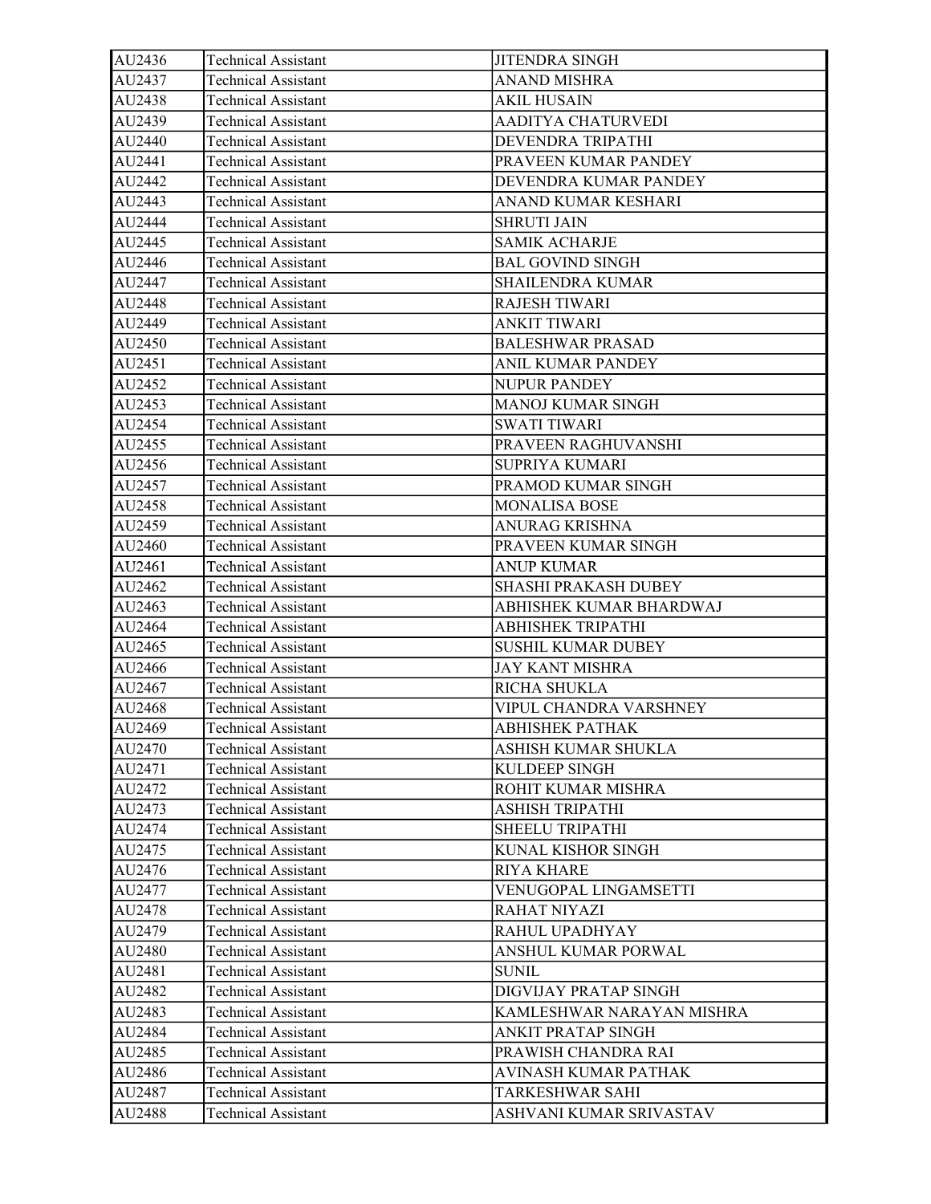| AU2436 | Technical Assistant | JITENDRA SINGH |
|---|---|---|
| AU2437 | Technical Assistant | ANAND MISHRA |
| AU2438 | Technical Assistant | AKIL HUSAIN |
| AU2439 | Technical Assistant | AADITYA CHATURVEDI |
| AU2440 | Technical Assistant | DEVENDRA TRIPATHI |
| AU2441 | Technical Assistant | PRAVEEN KUMAR PANDEY |
| AU2442 | Technical Assistant | DEVENDRA KUMAR PANDEY |
| AU2443 | Technical Assistant | ANAND KUMAR KESHARI |
| AU2444 | Technical Assistant | SHRUTI JAIN |
| AU2445 | Technical Assistant | SAMIK ACHARJE |
| AU2446 | Technical Assistant | BAL GOVIND SINGH |
| AU2447 | Technical Assistant | SHAILENDRA KUMAR |
| AU2448 | Technical Assistant | RAJESH TIWARI |
| AU2449 | Technical Assistant | ANKIT TIWARI |
| AU2450 | Technical Assistant | BALESHWAR PRASAD |
| AU2451 | Technical Assistant | ANIL KUMAR PANDEY |
| AU2452 | Technical Assistant | NUPUR PANDEY |
| AU2453 | Technical Assistant | MANOJ KUMAR SINGH |
| AU2454 | Technical Assistant | SWATI TIWARI |
| AU2455 | Technical Assistant | PRAVEEN RAGHUVANSHI |
| AU2456 | Technical Assistant | SUPRIYA KUMARI |
| AU2457 | Technical Assistant | PRAMOD KUMAR SINGH |
| AU2458 | Technical Assistant | MONALISA BOSE |
| AU2459 | Technical Assistant | ANURAG KRISHNA |
| AU2460 | Technical Assistant | PRAVEEN KUMAR SINGH |
| AU2461 | Technical Assistant | ANUP KUMAR |
| AU2462 | Technical Assistant | SHASHI PRAKASH DUBEY |
| AU2463 | Technical Assistant | ABHISHEK KUMAR BHARDWAJ |
| AU2464 | Technical Assistant | ABHISHEK TRIPATHI |
| AU2465 | Technical Assistant | SUSHIL KUMAR DUBEY |
| AU2466 | Technical Assistant | JAY KANT MISHRA |
| AU2467 | Technical Assistant | RICHA SHUKLA |
| AU2468 | Technical Assistant | VIPUL CHANDRA VARSHNEY |
| AU2469 | Technical Assistant | ABHISHEK PATHAK |
| AU2470 | Technical Assistant | ASHISH KUMAR SHUKLA |
| AU2471 | Technical Assistant | KULDEEP SINGH |
| AU2472 | Technical Assistant | ROHIT KUMAR MISHRA |
| AU2473 | Technical Assistant | ASHISH TRIPATHI |
| AU2474 | Technical Assistant | SHEELU TRIPATHI |
| AU2475 | Technical Assistant | KUNAL KISHOR SINGH |
| AU2476 | Technical Assistant | RIYA KHARE |
| AU2477 | Technical Assistant | VENUGOPAL LINGAMSETTI |
| AU2478 | Technical Assistant | RAHAT NIYAZI |
| AU2479 | Technical Assistant | RAHUL UPADHYAY |
| AU2480 | Technical Assistant | ANSHUL KUMAR PORWAL |
| AU2481 | Technical Assistant | SUNIL |
| AU2482 | Technical Assistant | DIGVIJAY PRATAP SINGH |
| AU2483 | Technical Assistant | KAMLESHWAR NARAYAN MISHRA |
| AU2484 | Technical Assistant | ANKIT PRATAP SINGH |
| AU2485 | Technical Assistant | PRAWISH CHANDRA RAI |
| AU2486 | Technical Assistant | AVINASH KUMAR PATHAK |
| AU2487 | Technical Assistant | TARKESHWAR SAHI |
| AU2488 | Technical Assistant | ASHVANI KUMAR SRIVASTAV |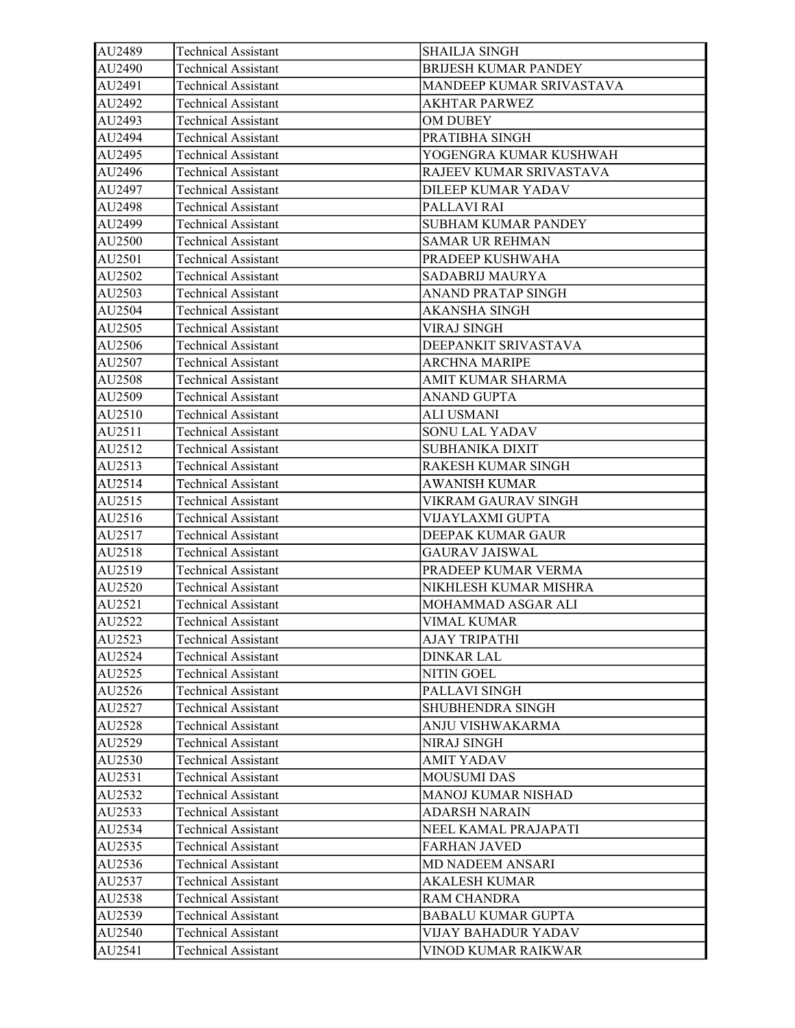| AU2489 | Technical Assistant | SHAILJA SINGH |
|---|---|---|
| AU2490 | Technical Assistant | BRIJESH KUMAR PANDEY |
| AU2491 | Technical Assistant | MANDEEP KUMAR SRIVASTAVA |
| AU2492 | Technical Assistant | AKHTAR PARWEZ |
| AU2493 | Technical Assistant | OM DUBEY |
| AU2494 | Technical Assistant | PRATIBHA SINGH |
| AU2495 | Technical Assistant | YOGENGRA KUMAR KUSHWAH |
| AU2496 | Technical Assistant | RAJEEV KUMAR SRIVASTAVA |
| AU2497 | Technical Assistant | DILEEP KUMAR YADAV |
| AU2498 | Technical Assistant | PALLAVI RAI |
| AU2499 | Technical Assistant | SUBHAM KUMAR PANDEY |
| AU2500 | Technical Assistant | SAMAR UR REHMAN |
| AU2501 | Technical Assistant | PRADEEP KUSHWAHA |
| AU2502 | Technical Assistant | SADABRIJ MAURYA |
| AU2503 | Technical Assistant | ANAND PRATAP SINGH |
| AU2504 | Technical Assistant | AKANSHA SINGH |
| AU2505 | Technical Assistant | VIRAJ SINGH |
| AU2506 | Technical Assistant | DEEPANKIT SRIVASTAVA |
| AU2507 | Technical Assistant | ARCHNA MARIPE |
| AU2508 | Technical Assistant | AMIT KUMAR SHARMA |
| AU2509 | Technical Assistant | ANAND GUPTA |
| AU2510 | Technical Assistant | ALI USMANI |
| AU2511 | Technical Assistant | SONU LAL YADAV |
| AU2512 | Technical Assistant | SUBHANIKA DIXIT |
| AU2513 | Technical Assistant | RAKESH KUMAR SINGH |
| AU2514 | Technical Assistant | AWANISH KUMAR |
| AU2515 | Technical Assistant | VIKRAM GAURAV SINGH |
| AU2516 | Technical Assistant | VIJAYLAXMI GUPTA |
| AU2517 | Technical Assistant | DEEPAK KUMAR GAUR |
| AU2518 | Technical Assistant | GAURAV JAISWAL |
| AU2519 | Technical Assistant | PRADEEP KUMAR VERMA |
| AU2520 | Technical Assistant | NIKHLESH KUMAR MISHRA |
| AU2521 | Technical Assistant | MOHAMMAD ASGAR ALI |
| AU2522 | Technical Assistant | VIMAL KUMAR |
| AU2523 | Technical Assistant | AJAY TRIPATHI |
| AU2524 | Technical Assistant | DINKAR LAL |
| AU2525 | Technical Assistant | NITIN GOEL |
| AU2526 | Technical Assistant | PALLAVI SINGH |
| AU2527 | Technical Assistant | SHUBHENDRA SINGH |
| AU2528 | Technical Assistant | ANJU VISHWAKARMA |
| AU2529 | Technical Assistant | NIRAJ SINGH |
| AU2530 | Technical Assistant | AMIT YADAV |
| AU2531 | Technical Assistant | MOUSUMI DAS |
| AU2532 | Technical Assistant | MANOJ KUMAR NISHAD |
| AU2533 | Technical Assistant | ADARSH NARAIN |
| AU2534 | Technical Assistant | NEEL KAMAL PRAJAPATI |
| AU2535 | Technical Assistant | FARHAN JAVED |
| AU2536 | Technical Assistant | MD NADEEM ANSARI |
| AU2537 | Technical Assistant | AKALESH KUMAR |
| AU2538 | Technical Assistant | RAM CHANDRA |
| AU2539 | Technical Assistant | BABALU KUMAR GUPTA |
| AU2540 | Technical Assistant | VIJAY BAHADUR YADAV |
| AU2541 | Technical Assistant | VINOD KUMAR RAIKWAR |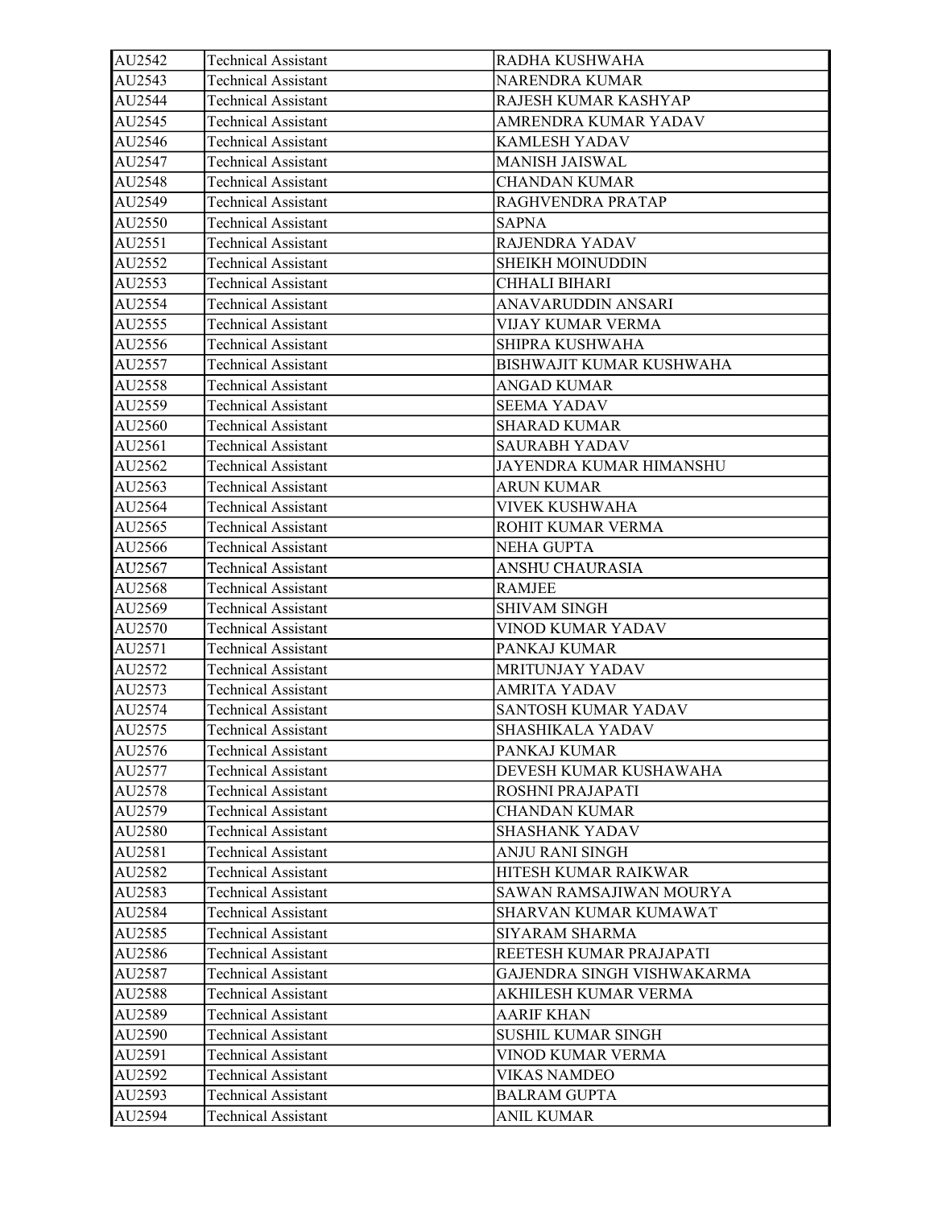| AU2542 | Technical Assistant | RADHA KUSHWAHA |
|---|---|---|
| AU2543 | Technical Assistant | NARENDRA KUMAR |
| AU2544 | Technical Assistant | RAJESH KUMAR KASHYAP |
| AU2545 | Technical Assistant | AMRENDRA KUMAR YADAV |
| AU2546 | Technical Assistant | KAMLESH YADAV |
| AU2547 | Technical Assistant | MANISH JAISWAL |
| AU2548 | Technical Assistant | CHANDAN KUMAR |
| AU2549 | Technical Assistant | RAGHVENDRA PRATAP |
| AU2550 | Technical Assistant | SAPNA |
| AU2551 | Technical Assistant | RAJENDRA YADAV |
| AU2552 | Technical Assistant | SHEIKH MOINUDDIN |
| AU2553 | Technical Assistant | CHHALI BIHARI |
| AU2554 | Technical Assistant | ANAVARUDDIN ANSARI |
| AU2555 | Technical Assistant | VIJAY KUMAR VERMA |
| AU2556 | Technical Assistant | SHIPRA KUSHWAHA |
| AU2557 | Technical Assistant | BISHWAJIT KUMAR KUSHWAHA |
| AU2558 | Technical Assistant | ANGAD KUMAR |
| AU2559 | Technical Assistant | SEEMA YADAV |
| AU2560 | Technical Assistant | SHARAD KUMAR |
| AU2561 | Technical Assistant | SAURABH YADAV |
| AU2562 | Technical Assistant | JAYENDRA KUMAR HIMANSHU |
| AU2563 | Technical Assistant | ARUN KUMAR |
| AU2564 | Technical Assistant | VIVEK KUSHWAHA |
| AU2565 | Technical Assistant | ROHIT KUMAR VERMA |
| AU2566 | Technical Assistant | NEHA GUPTA |
| AU2567 | Technical Assistant | ANSHU CHAURASIA |
| AU2568 | Technical Assistant | RAMJEE |
| AU2569 | Technical Assistant | SHIVAM SINGH |
| AU2570 | Technical Assistant | VINOD KUMAR YADAV |
| AU2571 | Technical Assistant | PANKAJ KUMAR |
| AU2572 | Technical Assistant | MRITUNJAY YADAV |
| AU2573 | Technical Assistant | AMRITA YADAV |
| AU2574 | Technical Assistant | SANTOSH KUMAR YADAV |
| AU2575 | Technical Assistant | SHASHIKALA YADAV |
| AU2576 | Technical Assistant | PANKAJ KUMAR |
| AU2577 | Technical Assistant | DEVESH KUMAR KUSHAWAHA |
| AU2578 | Technical Assistant | ROSHNI PRAJAPATI |
| AU2579 | Technical Assistant | CHANDAN KUMAR |
| AU2580 | Technical Assistant | SHASHANK YADAV |
| AU2581 | Technical Assistant | ANJU RANI SINGH |
| AU2582 | Technical Assistant | HITESH KUMAR RAIKWAR |
| AU2583 | Technical Assistant | SAWAN RAMSAJIWAN MOURYA |
| AU2584 | Technical Assistant | SHARVAN KUMAR KUMAWAT |
| AU2585 | Technical Assistant | SIYARAM SHARMA |
| AU2586 | Technical Assistant | REETESH KUMAR PRAJAPATI |
| AU2587 | Technical Assistant | GAJENDRA SINGH VISHWAKARMA |
| AU2588 | Technical Assistant | AKHILESH KUMAR VERMA |
| AU2589 | Technical Assistant | AARIF KHAN |
| AU2590 | Technical Assistant | SUSHIL KUMAR SINGH |
| AU2591 | Technical Assistant | VINOD KUMAR VERMA |
| AU2592 | Technical Assistant | VIKAS NAMDEO |
| AU2593 | Technical Assistant | BALRAM GUPTA |
| AU2594 | Technical Assistant | ANIL KUMAR |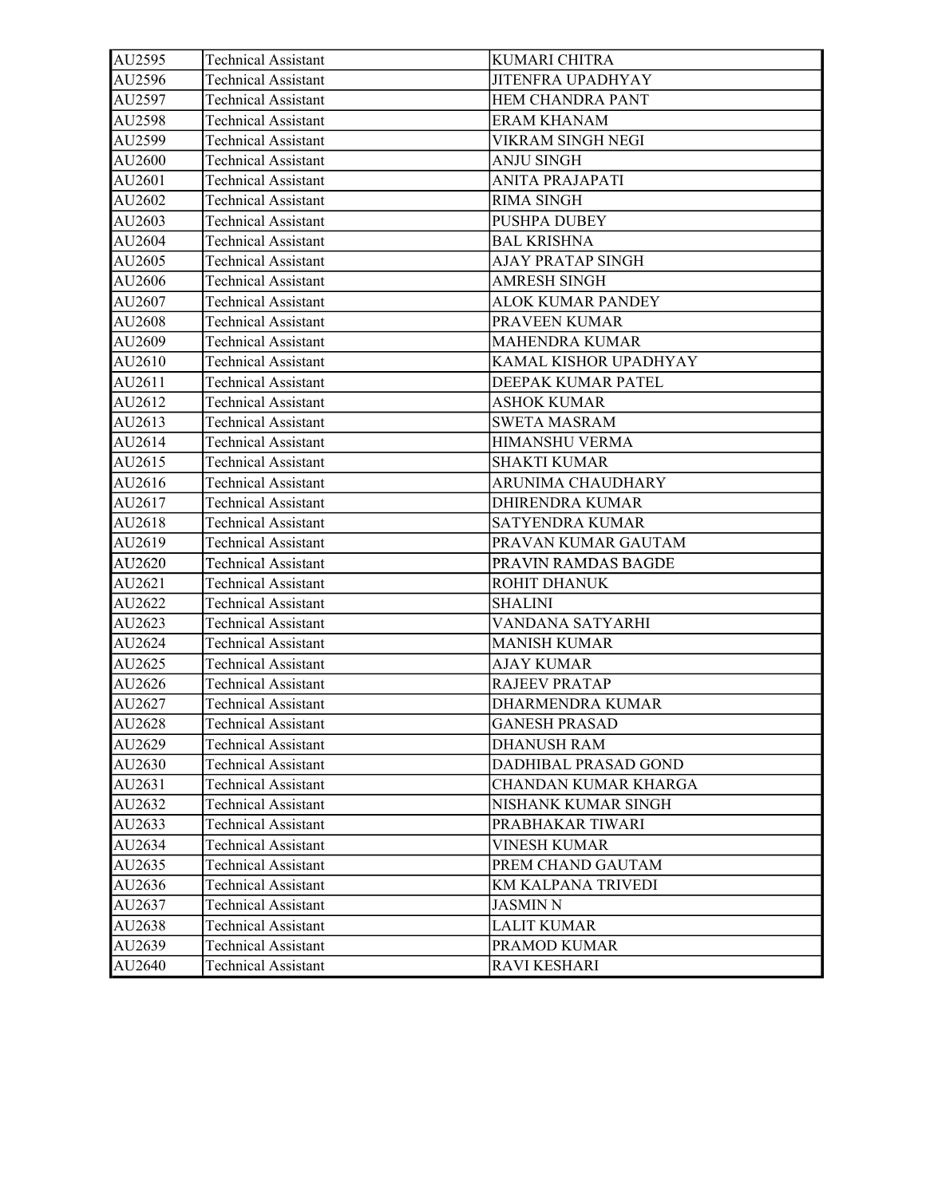| | | |
|---|---|---|
| AU2595 | Technical Assistant | KUMARI CHITRA |
| AU2596 | Technical Assistant | JITENFRA UPADHYAY |
| AU2597 | Technical Assistant | HEM CHANDRA PANT |
| AU2598 | Technical Assistant | ERAM KHANAM |
| AU2599 | Technical Assistant | VIKRAM SINGH NEGI |
| AU2600 | Technical Assistant | ANJU SINGH |
| AU2601 | Technical Assistant | ANITA PRAJAPATI |
| AU2602 | Technical Assistant | RIMA SINGH |
| AU2603 | Technical Assistant | PUSHPA DUBEY |
| AU2604 | Technical Assistant | BAL KRISHNA |
| AU2605 | Technical Assistant | AJAY PRATAP SINGH |
| AU2606 | Technical Assistant | AMRESH SINGH |
| AU2607 | Technical Assistant | ALOK KUMAR PANDEY |
| AU2608 | Technical Assistant | PRAVEEN KUMAR |
| AU2609 | Technical Assistant | MAHENDRA KUMAR |
| AU2610 | Technical Assistant | KAMAL KISHOR UPADHYAY |
| AU2611 | Technical Assistant | DEEPAK KUMAR PATEL |
| AU2612 | Technical Assistant | ASHOK KUMAR |
| AU2613 | Technical Assistant | SWETA MASRAM |
| AU2614 | Technical Assistant | HIMANSHU VERMA |
| AU2615 | Technical Assistant | SHAKTI KUMAR |
| AU2616 | Technical Assistant | ARUNIMA CHAUDHARY |
| AU2617 | Technical Assistant | DHIRENDRA KUMAR |
| AU2618 | Technical Assistant | SATYENDRA KUMAR |
| AU2619 | Technical Assistant | PRAVAN KUMAR GAUTAM |
| AU2620 | Technical Assistant | PRAVIN RAMDAS BAGDE |
| AU2621 | Technical Assistant | ROHIT DHANUK |
| AU2622 | Technical Assistant | SHALINI |
| AU2623 | Technical Assistant | VANDANA SATYARHI |
| AU2624 | Technical Assistant | MANISH KUMAR |
| AU2625 | Technical Assistant | AJAY KUMAR |
| AU2626 | Technical Assistant | RAJEEV PRATAP |
| AU2627 | Technical Assistant | DHARMENDRA KUMAR |
| AU2628 | Technical Assistant | GANESH PRASAD |
| AU2629 | Technical Assistant | DHANUSH RAM |
| AU2630 | Technical Assistant | DADHIBAL PRASAD GOND |
| AU2631 | Technical Assistant | CHANDAN KUMAR KHARGA |
| AU2632 | Technical Assistant | NISHANK KUMAR SINGH |
| AU2633 | Technical Assistant | PRABHAKAR TIWARI |
| AU2634 | Technical Assistant | VINESH KUMAR |
| AU2635 | Technical Assistant | PREM CHAND GAUTAM |
| AU2636 | Technical Assistant | KM KALPANA TRIVEDI |
| AU2637 | Technical Assistant | JASMIN N |
| AU2638 | Technical Assistant | LALIT KUMAR |
| AU2639 | Technical Assistant | PRAMOD KUMAR |
| AU2640 | Technical Assistant | RAVI KESHARI |